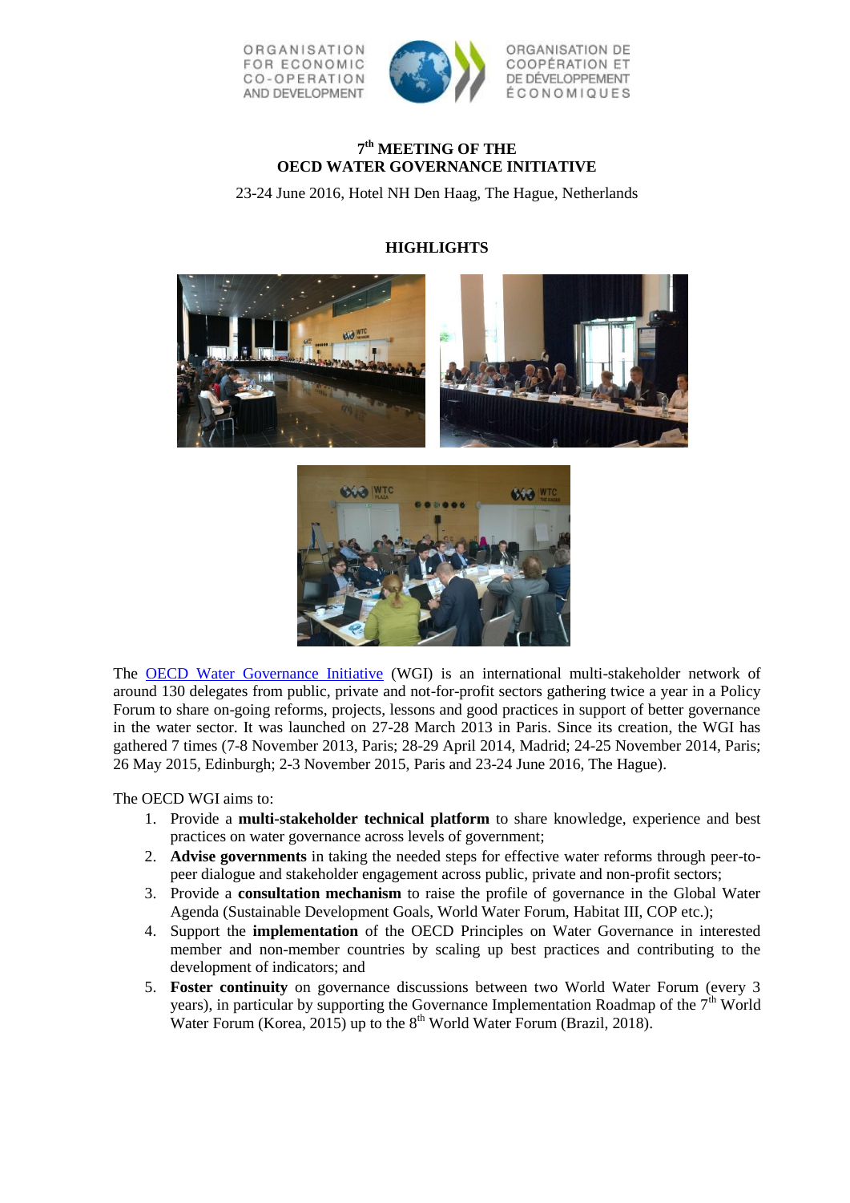ORGANISATION FOR ECONOMIC CO-OPERATION AND DEVELOPMENT

ORGANISATION DE COOPÉRATION ET DE DÉVELOPPEMENT ÉCONOMIQUES

# 7th MEETING OF THE OECD WATER GOVERNANCE INITIATIVE

23-24 June 2016, Hotel NH Den Haag, The Hague, Netherlands

## HIGHLIGHTS

The [OECD Water Governance Initiative](#) (WGI) is an international multi-stakeholder network of around 130 delegates from public, private and not-for-profit sectors gathering twice a year in a Policy Forum to share on-going reforms, projects, lessons and good practices in support of better governance in the water sector. It was launched on 27-28 March 2013 in Paris. Since its creation, the WGI has gathered 7 times (7-8 November 2013, Paris; 28-29 April 2014, Madrid; 24-25 November 2014, Paris; 26 May 2015, Edinburgh; 2-3 November 2015, Paris and 23-24 June 2016, The Hague).

The OECD WGI aims to:

1. Provide a **multi-stakeholder technical platform** to share knowledge, experience and best practices on water governance across levels of government;
2. **Advise governments** in taking the needed steps for effective water reforms through peer-to-peer dialogue and stakeholder engagement across public, private and non-profit sectors;
3. Provide a **consultation mechanism** to raise the profile of governance in the Global Water Agenda (Sustainable Development Goals, World Water Forum, Habitat III, COP etc.);
4. Support the **implementation** of the OECD Principles on Water Governance in interested member and non-member countries by scaling up best practices and contributing to the development of indicators; and
5. **Foster continuity** on governance discussions between two World Water Forum (every 3 years), in particular by supporting the Governance Implementation Roadmap of the 7th World Water Forum (Korea, 2015) up to the 8th World Water Forum (Brazil, 2018).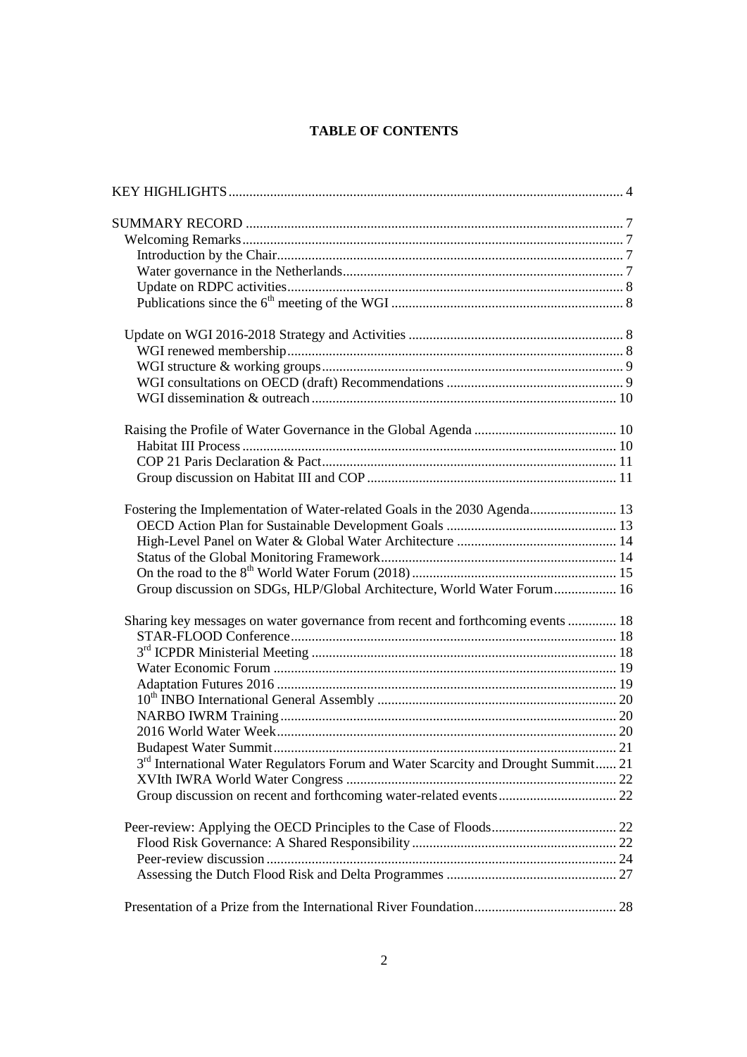# TABLE OF CONTENTS

KEY HIGHLIGHTS ..... 4

SUMMARY RECORD ..... 7

- Welcoming Remarks ..... 7
  - Introduction by the Chair ..... 7
  - Water governance in the Netherlands ..... 7
  - Update on RDPC activities ..... 8
  - Publications since the 6th meeting of the WGI ..... 8
- Update on WGI 2016-2018 Strategy and Activities ..... 8
  - WGI renewed membership ..... 8
  - WGI structure & working groups ..... 9
  - WGI consultations on OECD (draft) Recommendations ..... 9
  - WGI dissemination & outreach ..... 10
- Raising the Profile of Water Governance in the Global Agenda ..... 10
  - Habitat III Process ..... 10
  - COP 21 Paris Declaration & Pact ..... 11
  - Group discussion on Habitat III and COP ..... 11
- Fostering the Implementation of Water-related Goals in the 2030 Agenda ..... 13
  - OECD Action Plan for Sustainable Development Goals ..... 13
  - High-Level Panel on Water & Global Water Architecture ..... 14
  - Status of the Global Monitoring Framework ..... 14
  - On the road to the 8th World Water Forum (2018) ..... 15
  - Group discussion on SDGs, HLP/Global Architecture, World Water Forum ..... 16
- Sharing key messages on water governance from recent and forthcoming events ..... 18
  - STAR-FLOOD Conference ..... 18
  - 3rd ICPDR Ministerial Meeting ..... 18
  - Water Economic Forum ..... 19
  - Adaptation Futures 2016 ..... 19
  - 10th INBO International General Assembly ..... 20
  - NARBO IWRM Training ..... 20
  - 2016 World Water Week ..... 20
  - Budapest Water Summit ..... 21
  - 3rd International Water Regulators Forum and Water Scarcity and Drought Summit ..... 21
  - XVIth IWRA World Water Congress ..... 22
  - Group discussion on recent and forthcoming water-related events ..... 22
- Peer-review: Applying the OECD Principles to the Case of Floods ..... 22
  - Flood Risk Governance: A Shared Responsibility ..... 22
  - Peer-review discussion ..... 24
  - Assessing the Dutch Flood Risk and Delta Programmes ..... 27
- Presentation of a Prize from the International River Foundation ..... 28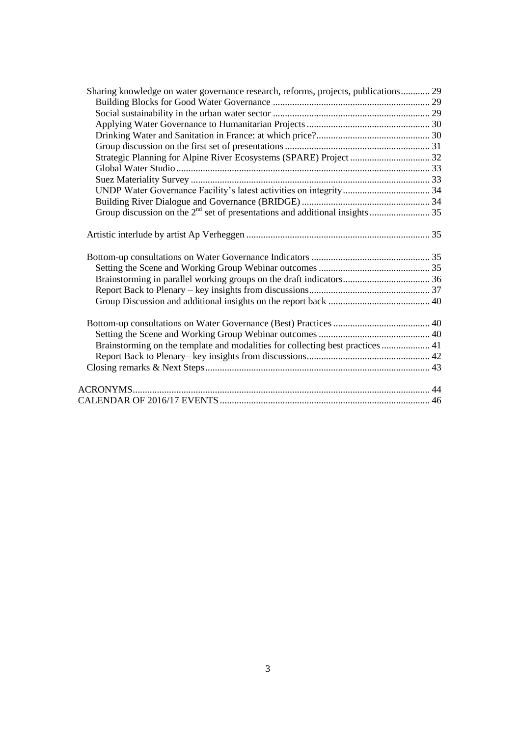- Sharing knowledge on water governance research, reforms, projects, publications ............ 29
  - Building Blocks for Good Water Governance ............ 29
  - Social sustainability in the urban water sector ............ 29
  - Applying Water Governance to Humanitarian Projects ............ 30
  - Drinking Water and Sanitation in France: at which price? ............ 30
  - Group discussion on the first set of presentations ............ 31
  - Strategic Planning for Alpine River Ecosystems (SPARE) Project ............ 32
  - Global Water Studio ............ 33
  - Suez Materiality Survey ............ 33
  - UNDP Water Governance Facility's latest activities on integrity ............ 34
  - Building River Dialogue and Governance (BRIDGE) ............ 34
  - Group discussion on the 2nd set of presentations and additional insights ............ 35
- Artistic interlude by artist Ap Verheggen ............ 35
- Bottom-up consultations on Water Governance Indicators ............ 35
  - Setting the Scene and Working Group Webinar outcomes ............ 35
  - Brainstorming in parallel working groups on the draft indicators ............ 36
  - Report Back to Plenary – key insights from discussions ............ 37
  - Group Discussion and additional insights on the report back ............ 40
- Bottom-up consultations on Water Governance (Best) Practices ............ 40
  - Setting the Scene and Working Group Webinar outcomes ............ 40
  - Brainstorming on the template and modalities for collecting best practices ............ 41
  - Report Back to Plenary– key insights from discussions ............ 42
- Closing remarks & Next Steps ............ 43

ACRONYMS ............ 44

CALENDAR OF 2016/17 EVENTS ............ 46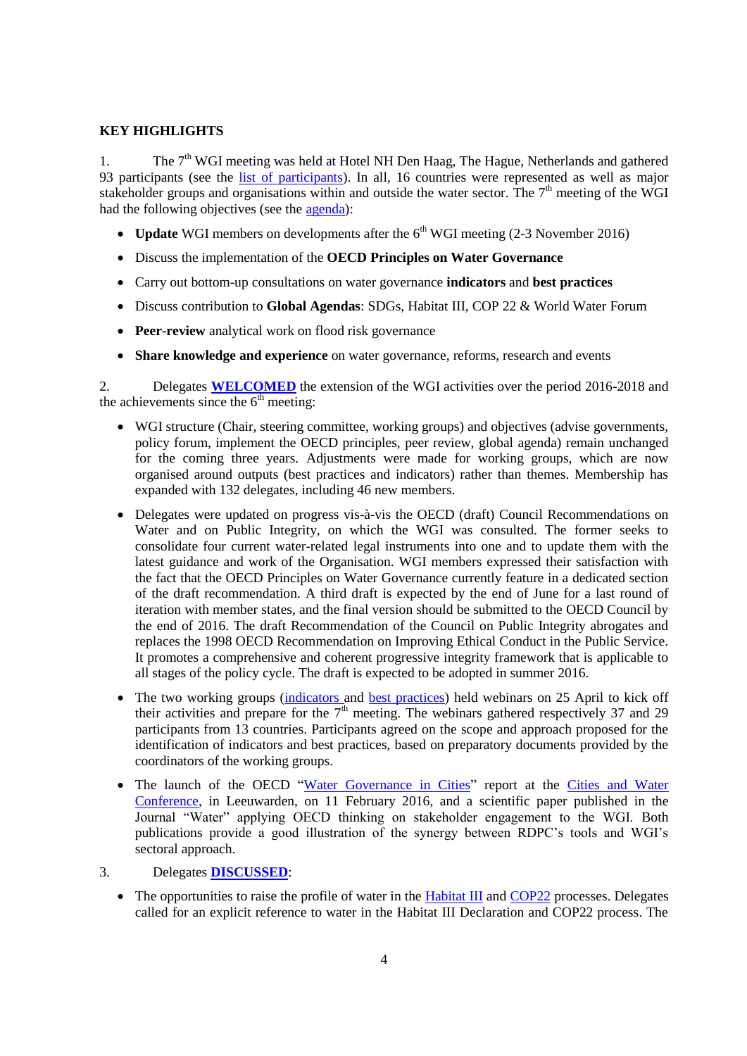**KEY HIGHLIGHTS**

1. The 7th WGI meeting was held at Hotel NH Den Haag, The Hague, Netherlands and gathered 93 participants (see the list of participants). In all, 16 countries were represented as well as major stakeholder groups and organisations within and outside the water sector. The 7th meeting of the WGI had the following objectives (see the agenda):

- **Update** WGI members on developments after the 6th WGI meeting (2-3 November 2016)
- Discuss the implementation of the **OECD Principles on Water Governance**
- Carry out bottom-up consultations on water governance **indicators** and **best practices**
- Discuss contribution to **Global Agendas**: SDGs, Habitat III, COP 22 & World Water Forum
- **Peer-review** analytical work on flood risk governance
- **Share knowledge and experience** on water governance, reforms, research and events

2. Delegates **WELCOMED** the extension of the WGI activities over the period 2016-2018 and the achievements since the 6th meeting:

- WGI structure (Chair, steering committee, working groups) and objectives (advise governments, policy forum, implement the OECD principles, peer review, global agenda) remain unchanged for the coming three years. Adjustments were made for working groups, which are now organised around outputs (best practices and indicators) rather than themes. Membership has expanded with 132 delegates, including 46 new members.
- Delegates were updated on progress vis-à-vis the OECD (draft) Council Recommendations on Water and on Public Integrity, on which the WGI was consulted. The former seeks to consolidate four current water-related legal instruments into one and to update them with the latest guidance and work of the Organisation. WGI members expressed their satisfaction with the fact that the OECD Principles on Water Governance currently feature in a dedicated section of the draft recommendation. A third draft is expected by the end of June for a last round of iteration with member states, and the final version should be submitted to the OECD Council by the end of 2016. The draft Recommendation of the Council on Public Integrity abrogates and replaces the 1998 OECD Recommendation on Improving Ethical Conduct in the Public Service. It promotes a comprehensive and coherent progressive integrity framework that is applicable to all stages of the policy cycle. The draft is expected to be adopted in summer 2016.
- The two working groups (indicators and best practices) held webinars on 25 April to kick off their activities and prepare for the 7th meeting. The webinars gathered respectively 37 and 29 participants from 13 countries. Participants agreed on the scope and approach proposed for the identification of indicators and best practices, based on preparatory documents provided by the coordinators of the working groups.
- The launch of the OECD "Water Governance in Cities" report at the Cities and Water Conference, in Leeuwarden, on 11 February 2016, and a scientific paper published in the Journal "Water" applying OECD thinking on stakeholder engagement to the WGI. Both publications provide a good illustration of the synergy between RDPC's tools and WGI's sectoral approach.

3. Delegates **DISCUSSED**:

- The opportunities to raise the profile of water in the Habitat III and COP22 processes. Delegates called for an explicit reference to water in the Habitat III Declaration and COP22 process. The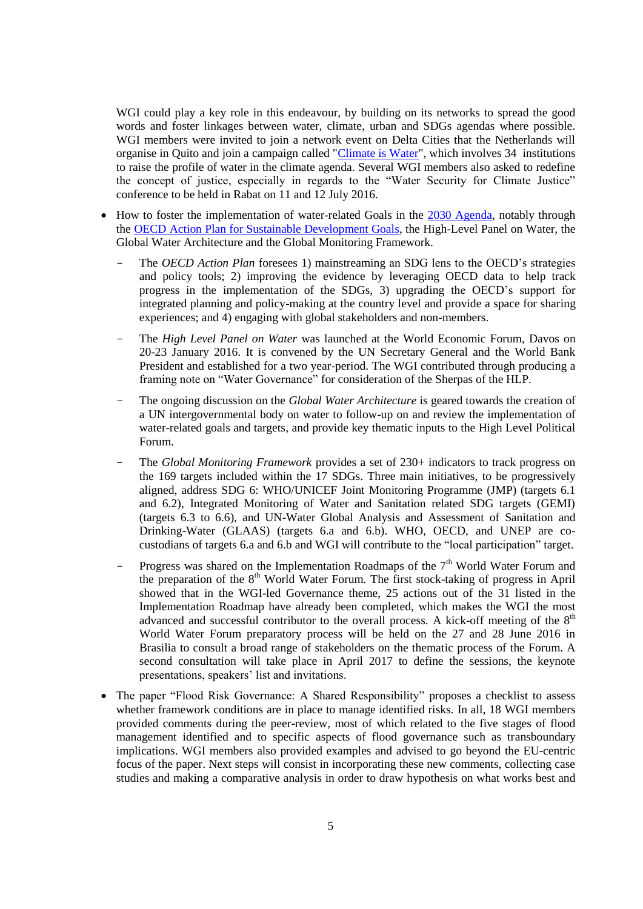WGI could play a key role in this endeavour, by building on its networks to spread the good words and foster linkages between water, climate, urban and SDGs agendas where possible. WGI members were invited to join a network event on Delta Cities that the Netherlands will organise in Quito and join a campaign called "[Climate is Water](Climate is Water)", which involves 34 institutions to raise the profile of water in the climate agenda. Several WGI members also asked to redefine the concept of justice, especially in regards to the "Water Security for Climate Justice" conference to be held in Rabat on 11 and 12 July 2016.

- How to foster the implementation of water-related Goals in the [2030 Agenda](2030 Agenda), notably through the [OECD Action Plan for Sustainable Development Goals](OECD Action Plan for Sustainable Development Goals), the High-Level Panel on Water, the Global Water Architecture and the Global Monitoring Framework.
  - The *OECD Action Plan* foresees 1) mainstreaming an SDG lens to the OECD's strategies and policy tools; 2) improving the evidence by leveraging OECD data to help track progress in the implementation of the SDGs, 3) upgrading the OECD's support for integrated planning and policy-making at the country level and provide a space for sharing experiences; and 4) engaging with global stakeholders and non-members.
  - The *High Level Panel on Water* was launched at the World Economic Forum, Davos on 20-23 January 2016. It is convened by the UN Secretary General and the World Bank President and established for a two year-period. The WGI contributed through producing a framing note on "Water Governance" for consideration of the Sherpas of the HLP.
  - The ongoing discussion on the *Global Water Architecture* is geared towards the creation of a UN intergovernmental body on water to follow-up on and review the implementation of water-related goals and targets, and provide key thematic inputs to the High Level Political Forum.
  - The *Global Monitoring Framework* provides a set of 230+ indicators to track progress on the 169 targets included within the 17 SDGs. Three main initiatives, to be progressively aligned, address SDG 6: WHO/UNICEF Joint Monitoring Programme (JMP) (targets 6.1 and 6.2), Integrated Monitoring of Water and Sanitation related SDG targets (GEMI) (targets 6.3 to 6.6), and UN-Water Global Analysis and Assessment of Sanitation and Drinking-Water (GLAAS) (targets 6.a and 6.b). WHO, OECD, and UNEP are co-custodians of targets 6.a and 6.b and WGI will contribute to the "local participation" target.
  - Progress was shared on the Implementation Roadmaps of the 7th World Water Forum and the preparation of the 8th World Water Forum. The first stock-taking of progress in April showed that in the WGI-led Governance theme, 25 actions out of the 31 listed in the Implementation Roadmap have already been completed, which makes the WGI the most advanced and successful contributor to the overall process. A kick-off meeting of the 8th World Water Forum preparatory process will be held on the 27 and 28 June 2016 in Brasilia to consult a broad range of stakeholders on the thematic process of the Forum. A second consultation will take place in April 2017 to define the sessions, the keynote presentations, speakers' list and invitations.
- The paper "Flood Risk Governance: A Shared Responsibility" proposes a checklist to assess whether framework conditions are in place to manage identified risks. In all, 18 WGI members provided comments during the peer-review, most of which related to the five stages of flood management identified and to specific aspects of flood governance such as transboundary implications. WGI members also provided examples and advised to go beyond the EU-centric focus of the paper. Next steps will consist in incorporating these new comments, collecting case studies and making a comparative analysis in order to draw hypothesis on what works best and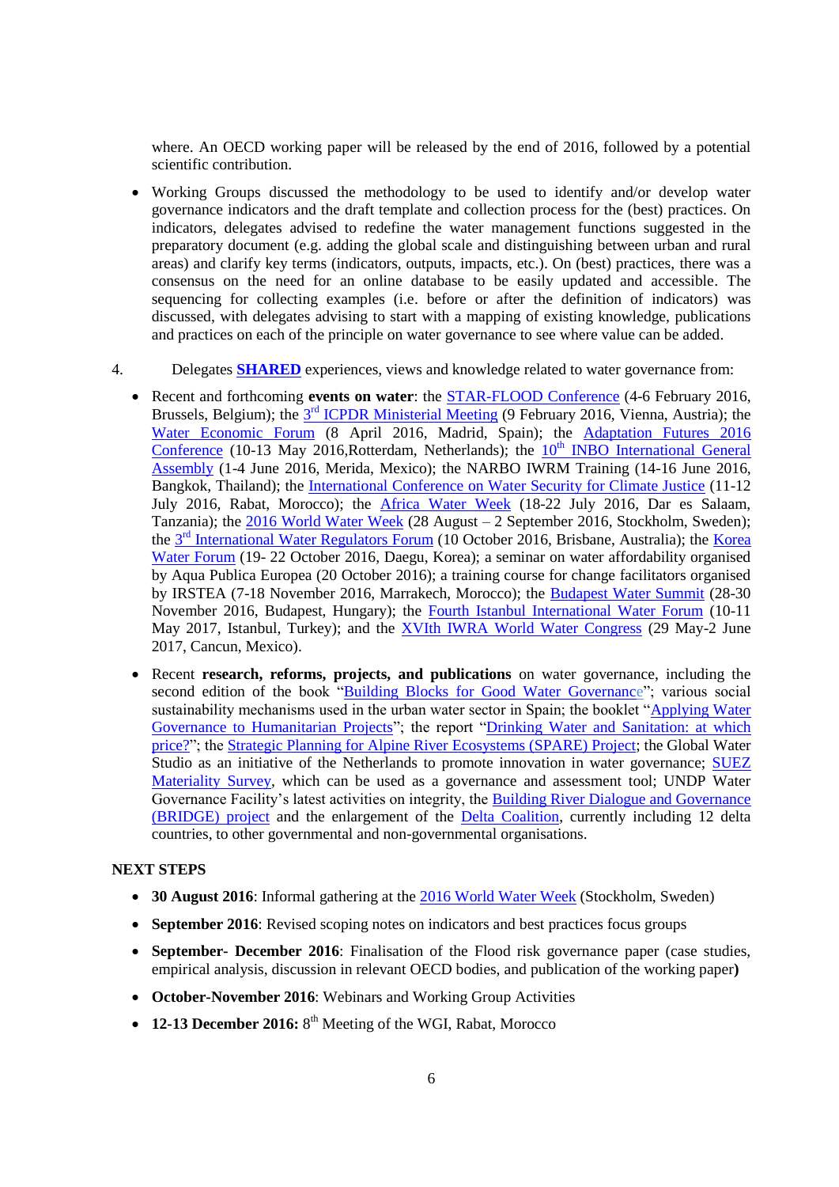where. An OECD working paper will be released by the end of 2016, followed by a potential scientific contribution.

- Working Groups discussed the methodology to be used to identify and/or develop water governance indicators and the draft template and collection process for the (best) practices. On indicators, delegates advised to redefine the water management functions suggested in the preparatory document (e.g. adding the global scale and distinguishing between urban and rural areas) and clarify key terms (indicators, outputs, impacts, etc.). On (best) practices, there was a consensus on the need for an online database to be easily updated and accessible. The sequencing for collecting examples (i.e. before or after the definition of indicators) was discussed, with delegates advising to start with a mapping of existing knowledge, publications and practices on each of the principle on water governance to see where value can be added.

4. Delegates **SHARED** experiences, views and knowledge related to water governance from:

- Recent and forthcoming **events on water**: the STAR-FLOOD Conference (4-6 February 2016, Brussels, Belgium); the 3rd ICPDR Ministerial Meeting (9 February 2016, Vienna, Austria); the Water Economic Forum (8 April 2016, Madrid, Spain); the Adaptation Futures 2016 Conference (10-13 May 2016,Rotterdam, Netherlands); the 10th INBO International General Assembly (1-4 June 2016, Merida, Mexico); the NARBO IWRM Training (14-16 June 2016, Bangkok, Thailand); the International Conference on Water Security for Climate Justice (11-12 July 2016, Rabat, Morocco); the Africa Water Week (18-22 July 2016, Dar es Salaam, Tanzania); the 2016 World Water Week (28 August – 2 September 2016, Stockholm, Sweden); the 3rd International Water Regulators Forum (10 October 2016, Brisbane, Australia); the Korea Water Forum (19- 22 October 2016, Daegu, Korea); a seminar on water affordability organised by Aqua Publica Europea (20 October 2016); a training course for change facilitators organised by IRSTEA (7-18 November 2016, Marrakech, Morocco); the Budapest Water Summit (28-30 November 2016, Budapest, Hungary); the Fourth Istanbul International Water Forum (10-11 May 2017, Istanbul, Turkey); and the XVIth IWRA World Water Congress (29 May-2 June 2017, Cancun, Mexico).

- Recent **research, reforms, projects, and publications** on water governance, including the second edition of the book "Building Blocks for Good Water Governance"; various social sustainability mechanisms used in the urban water sector in Spain; the booklet "Applying Water Governance to Humanitarian Projects"; the report "Drinking Water and Sanitation: at which price?"; the Strategic Planning for Alpine River Ecosystems (SPARE) Project; the Global Water Studio as an initiative of the Netherlands to promote innovation in water governance; SUEZ Materiality Survey, which can be used as a governance and assessment tool; UNDP Water Governance Facility's latest activities on integrity, the Building River Dialogue and Governance (BRIDGE) project and the enlargement of the Delta Coalition, currently including 12 delta countries, to other governmental and non-governmental organisations.

**NEXT STEPS**

- **30 August 2016**: Informal gathering at the 2016 World Water Week (Stockholm, Sweden)
- **September 2016**: Revised scoping notes on indicators and best practices focus groups
- **September- December 2016**: Finalisation of the Flood risk governance paper (case studies, empirical analysis, discussion in relevant OECD bodies, and publication of the working paper**)**
- **October-November 2016**: Webinars and Working Group Activities
- **12-13 December 2016:** 8th Meeting of the WGI, Rabat, Morocco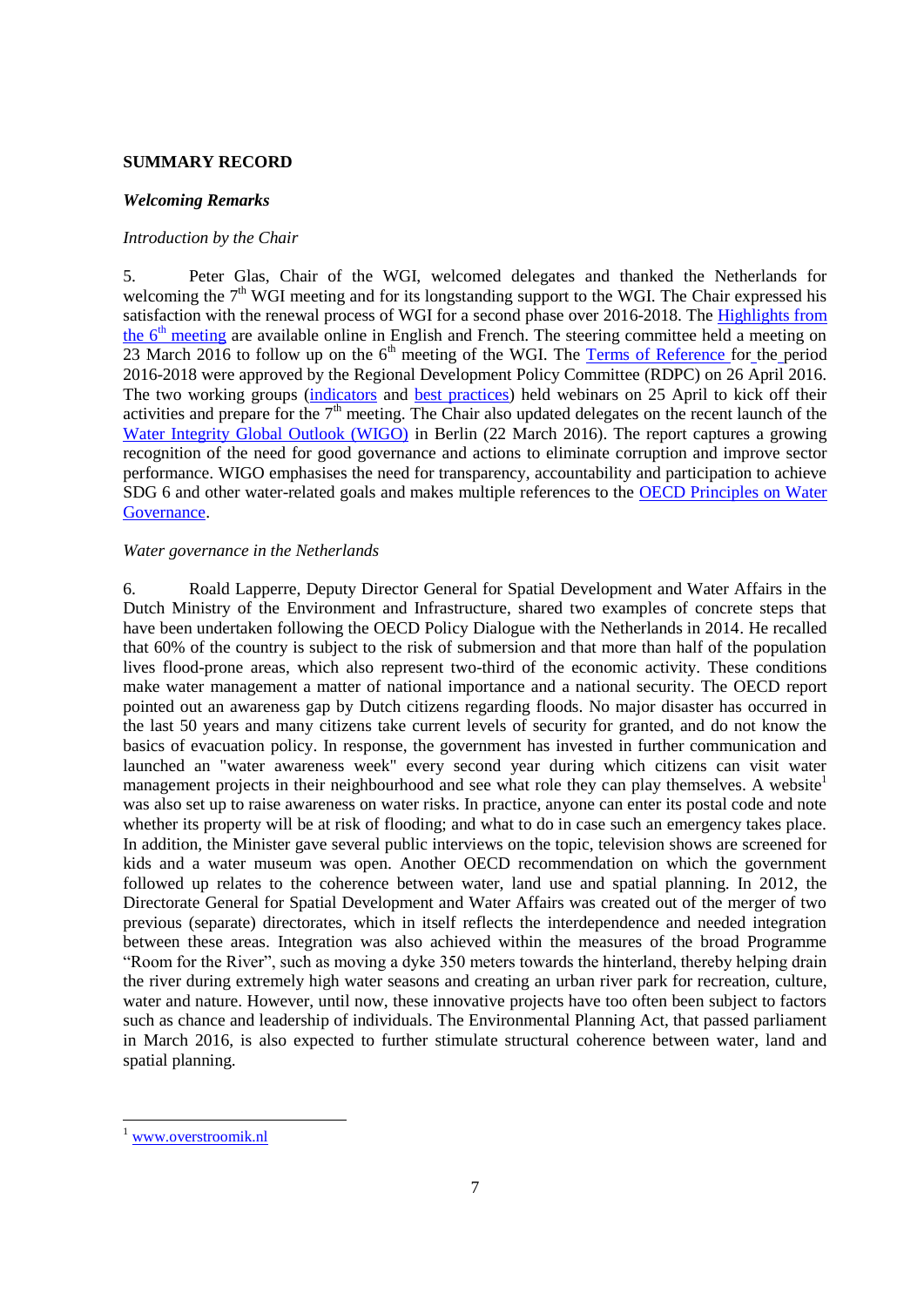**SUMMARY RECORD**

***Welcoming Remarks***

*Introduction by the Chair*

5. Peter Glas, Chair of the WGI, welcomed delegates and thanked the Netherlands for welcoming the 7th WGI meeting and for its longstanding support to the WGI. The Chair expressed his satisfaction with the renewal process of WGI for a second phase over 2016-2018. The Highlights from the 6th meeting are available online in English and French. The steering committee held a meeting on 23 March 2016 to follow up on the 6th meeting of the WGI. The Terms of Reference for the period 2016-2018 were approved by the Regional Development Policy Committee (RDPC) on 26 April 2016. The two working groups (indicators and best practices) held webinars on 25 April to kick off their activities and prepare for the 7th meeting. The Chair also updated delegates on the recent launch of the Water Integrity Global Outlook (WIGO) in Berlin (22 March 2016). The report captures a growing recognition of the need for good governance and actions to eliminate corruption and improve sector performance. WIGO emphasises the need for transparency, accountability and participation to achieve SDG 6 and other water-related goals and makes multiple references to the OECD Principles on Water Governance.

*Water governance in the Netherlands*

6. Roald Lapperre, Deputy Director General for Spatial Development and Water Affairs in the Dutch Ministry of the Environment and Infrastructure, shared two examples of concrete steps that have been undertaken following the OECD Policy Dialogue with the Netherlands in 2014. He recalled that 60% of the country is subject to the risk of submersion and that more than half of the population lives flood-prone areas, which also represent two-third of the economic activity. These conditions make water management a matter of national importance and a national security. The OECD report pointed out an awareness gap by Dutch citizens regarding floods. No major disaster has occurred in the last 50 years and many citizens take current levels of security for granted, and do not know the basics of evacuation policy. In response, the government has invested in further communication and launched an "water awareness week" every second year during which citizens can visit water management projects in their neighbourhood and see what role they can play themselves. A website[1] was also set up to raise awareness on water risks. In practice, anyone can enter its postal code and note whether its property will be at risk of flooding; and what to do in case such an emergency takes place. In addition, the Minister gave several public interviews on the topic, television shows are screened for kids and a water museum was open. Another OECD recommendation on which the government followed up relates to the coherence between water, land use and spatial planning. In 2012, the Directorate General for Spatial Development and Water Affairs was created out of the merger of two previous (separate) directorates, which in itself reflects the interdependence and needed integration between these areas. Integration was also achieved within the measures of the broad Programme "Room for the River", such as moving a dyke 350 meters towards the hinterland, thereby helping drain the river during extremely high water seasons and creating an urban river park for recreation, culture, water and nature. However, until now, these innovative projects have too often been subject to factors such as chance and leadership of individuals. The Environmental Planning Act, that passed parliament in March 2016, is also expected to further stimulate structural coherence between water, land and spatial planning.

---

[1] www.overstroomik.nl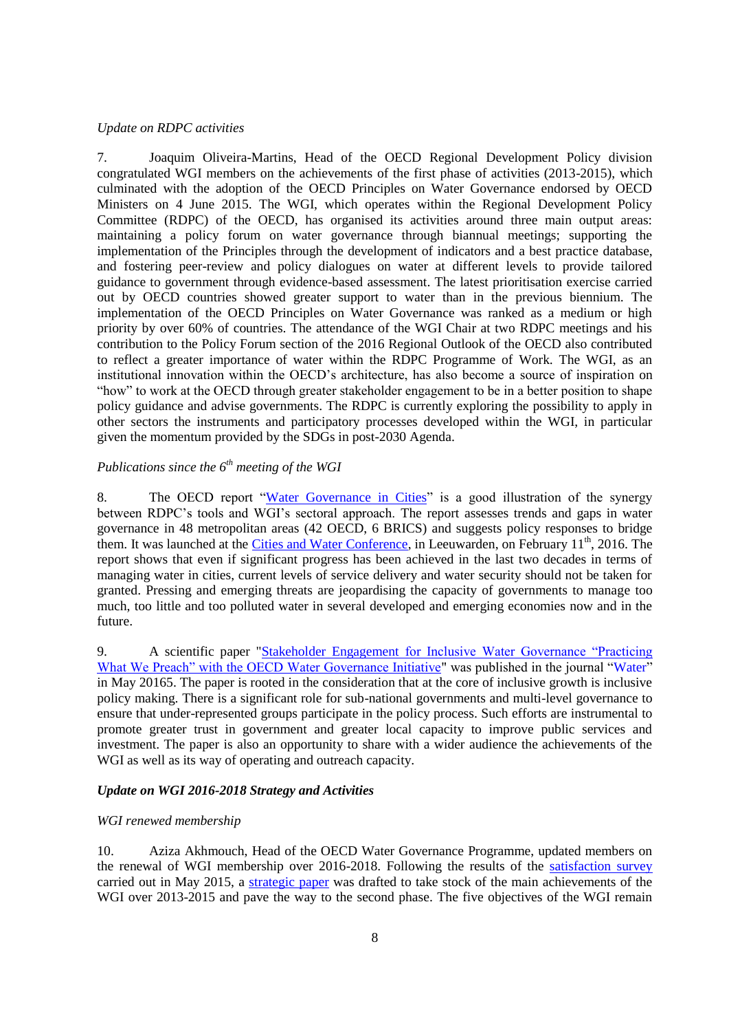*Update on RDPC activities*

7. Joaquim Oliveira-Martins, Head of the OECD Regional Development Policy division congratulated WGI members on the achievements of the first phase of activities (2013-2015), which culminated with the adoption of the OECD Principles on Water Governance endorsed by OECD Ministers on 4 June 2015. The WGI, which operates within the Regional Development Policy Committee (RDPC) of the OECD, has organised its activities around three main output areas: maintaining a policy forum on water governance through biannual meetings; supporting the implementation of the Principles through the development of indicators and a best practice database, and fostering peer-review and policy dialogues on water at different levels to provide tailored guidance to government through evidence-based assessment. The latest prioritisation exercise carried out by OECD countries showed greater support to water than in the previous biennium. The implementation of the OECD Principles on Water Governance was ranked as a medium or high priority by over 60% of countries. The attendance of the WGI Chair at two RDPC meetings and his contribution to the Policy Forum section of the 2016 Regional Outlook of the OECD also contributed to reflect a greater importance of water within the RDPC Programme of Work. The WGI, as an institutional innovation within the OECD's architecture, has also become a source of inspiration on "how" to work at the OECD through greater stakeholder engagement to be in a better position to shape policy guidance and advise governments. The RDPC is currently exploring the possibility to apply in other sectors the instruments and participatory processes developed within the WGI, in particular given the momentum provided by the SDGs in post-2030 Agenda.

*Publications since the 6th meeting of the WGI*

8. The OECD report "Water Governance in Cities" is a good illustration of the synergy between RDPC's tools and WGI's sectoral approach. The report assesses trends and gaps in water governance in 48 metropolitan areas (42 OECD, 6 BRICS) and suggests policy responses to bridge them. It was launched at the Cities and Water Conference, in Leeuwarden, on February 11th, 2016. The report shows that even if significant progress has been achieved in the last two decades in terms of managing water in cities, current levels of service delivery and water security should not be taken for granted. Pressing and emerging threats are jeopardising the capacity of governments to manage too much, too little and too polluted water in several developed and emerging economies now and in the future.

9. A scientific paper "Stakeholder Engagement for Inclusive Water Governance "Practicing What We Preach" with the OECD Water Governance Initiative" was published in the journal "Water" in May 20165. The paper is rooted in the consideration that at the core of inclusive growth is inclusive policy making. There is a significant role for sub-national governments and multi-level governance to ensure that under-represented groups participate in the policy process. Such efforts are instrumental to promote greater trust in government and greater local capacity to improve public services and investment. The paper is also an opportunity to share with a wider audience the achievements of the WGI as well as its way of operating and outreach capacity.

***Update on WGI 2016-2018 Strategy and Activities***

*WGI renewed membership*

10. Aziza Akhmouch, Head of the OECD Water Governance Programme, updated members on the renewal of WGI membership over 2016-2018. Following the results of the satisfaction survey carried out in May 2015, a strategic paper was drafted to take stock of the main achievements of the WGI over 2013-2015 and pave the way to the second phase. The five objectives of the WGI remain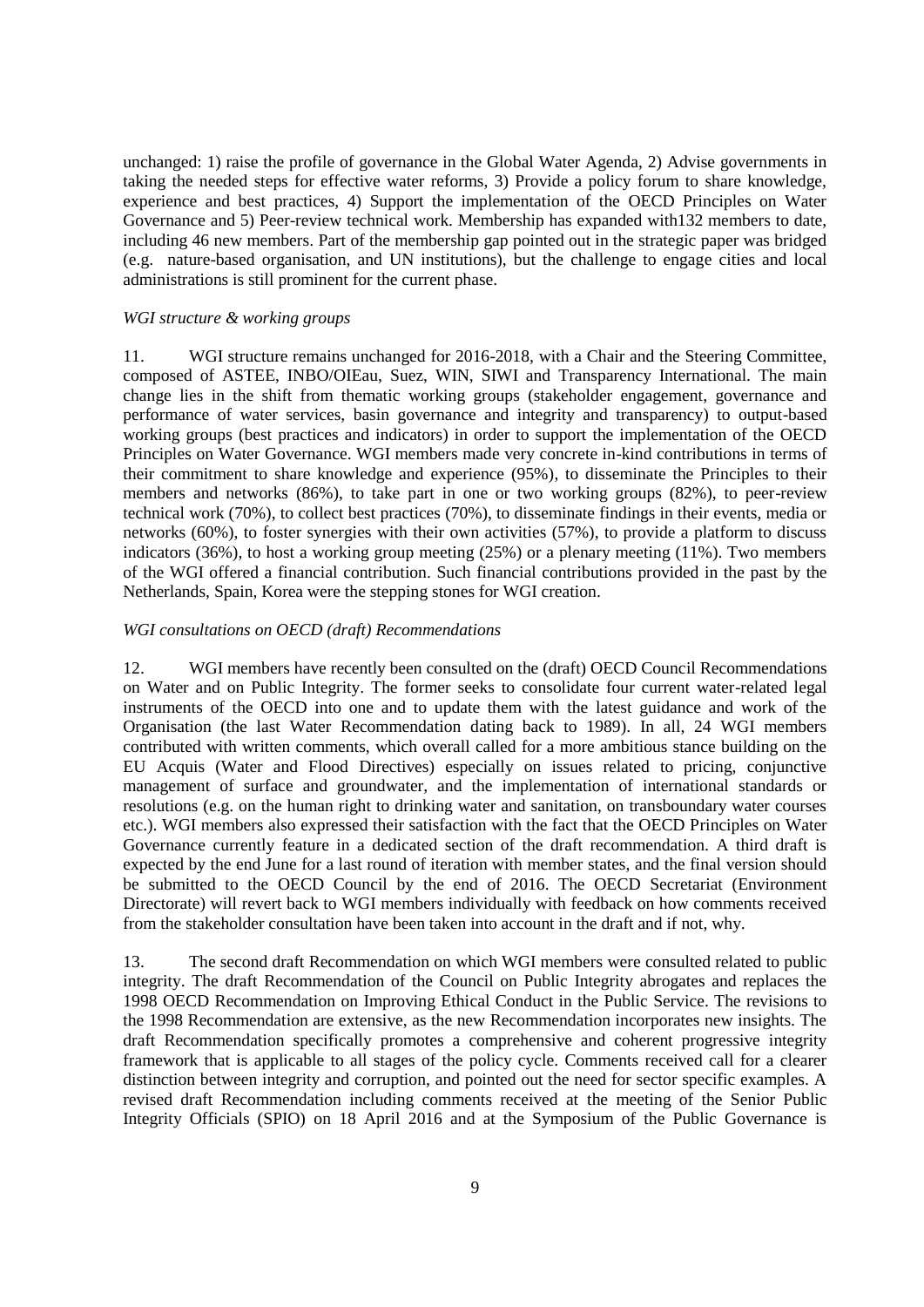unchanged: 1) raise the profile of governance in the Global Water Agenda, 2) Advise governments in taking the needed steps for effective water reforms, 3) Provide a policy forum to share knowledge, experience and best practices, 4) Support the implementation of the OECD Principles on Water Governance and 5) Peer-review technical work. Membership has expanded with132 members to date, including 46 new members. Part of the membership gap pointed out in the strategic paper was bridged (e.g. nature-based organisation, and UN institutions), but the challenge to engage cities and local administrations is still prominent for the current phase.

*WGI structure & working groups*

11. WGI structure remains unchanged for 2016-2018, with a Chair and the Steering Committee, composed of ASTEE, INBO/OIEau, Suez, WIN, SIWI and Transparency International. The main change lies in the shift from thematic working groups (stakeholder engagement, governance and performance of water services, basin governance and integrity and transparency) to output-based working groups (best practices and indicators) in order to support the implementation of the OECD Principles on Water Governance. WGI members made very concrete in-kind contributions in terms of their commitment to share knowledge and experience (95%), to disseminate the Principles to their members and networks (86%), to take part in one or two working groups (82%), to peer-review technical work (70%), to collect best practices (70%), to disseminate findings in their events, media or networks (60%), to foster synergies with their own activities (57%), to provide a platform to discuss indicators (36%), to host a working group meeting (25%) or a plenary meeting (11%). Two members of the WGI offered a financial contribution. Such financial contributions provided in the past by the Netherlands, Spain, Korea were the stepping stones for WGI creation.

*WGI consultations on OECD (draft) Recommendations*

12. WGI members have recently been consulted on the (draft) OECD Council Recommendations on Water and on Public Integrity. The former seeks to consolidate four current water-related legal instruments of the OECD into one and to update them with the latest guidance and work of the Organisation (the last Water Recommendation dating back to 1989). In all, 24 WGI members contributed with written comments, which overall called for a more ambitious stance building on the EU Acquis (Water and Flood Directives) especially on issues related to pricing, conjunctive management of surface and groundwater, and the implementation of international standards or resolutions (e.g. on the human right to drinking water and sanitation, on transboundary water courses etc.). WGI members also expressed their satisfaction with the fact that the OECD Principles on Water Governance currently feature in a dedicated section of the draft recommendation. A third draft is expected by the end June for a last round of iteration with member states, and the final version should be submitted to the OECD Council by the end of 2016. The OECD Secretariat (Environment Directorate) will revert back to WGI members individually with feedback on how comments received from the stakeholder consultation have been taken into account in the draft and if not, why.

13. The second draft Recommendation on which WGI members were consulted related to public integrity. The draft Recommendation of the Council on Public Integrity abrogates and replaces the 1998 OECD Recommendation on Improving Ethical Conduct in the Public Service. The revisions to the 1998 Recommendation are extensive, as the new Recommendation incorporates new insights. The draft Recommendation specifically promotes a comprehensive and coherent progressive integrity framework that is applicable to all stages of the policy cycle. Comments received call for a clearer distinction between integrity and corruption, and pointed out the need for sector specific examples. A revised draft Recommendation including comments received at the meeting of the Senior Public Integrity Officials (SPIO) on 18 April 2016 and at the Symposium of the Public Governance is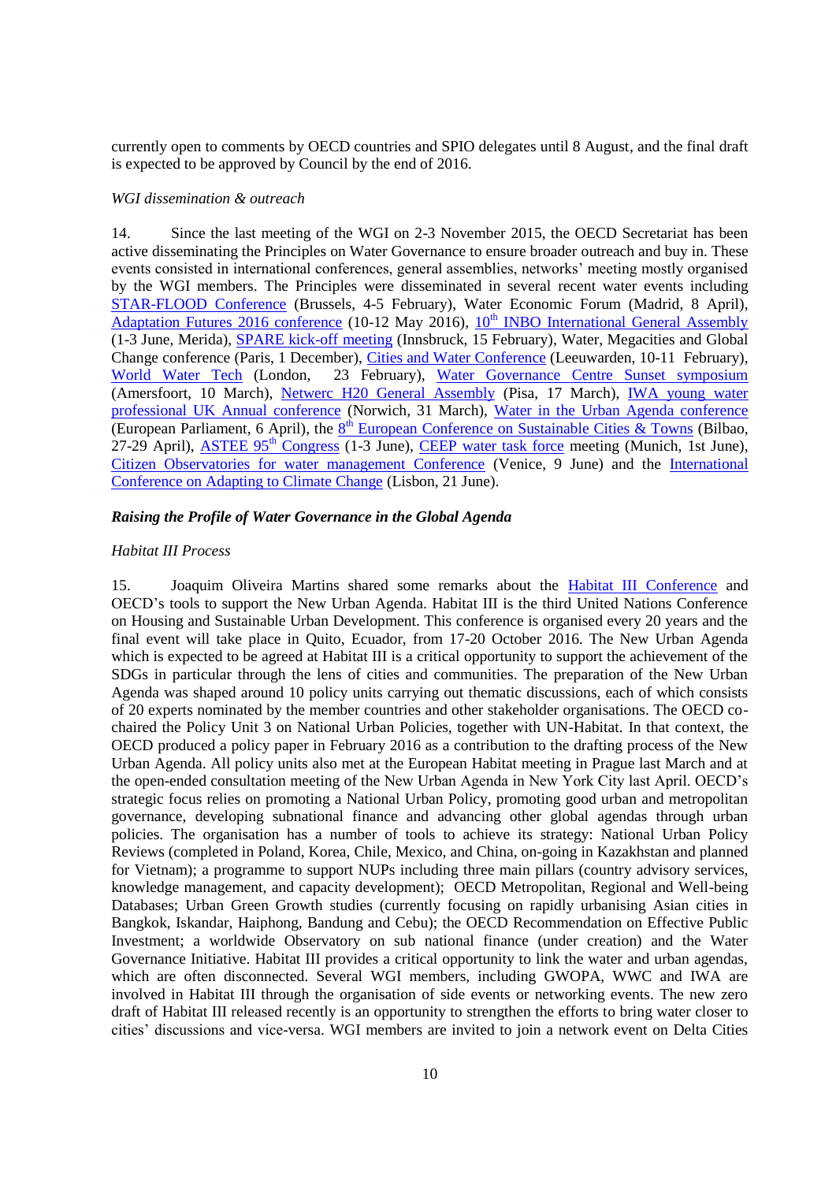currently open to comments by OECD countries and SPIO delegates until 8 August, and the final draft is expected to be approved by Council by the end of 2016.

*WGI dissemination & outreach*

14. Since the last meeting of the WGI on 2-3 November 2015, the OECD Secretariat has been active disseminating the Principles on Water Governance to ensure broader outreach and buy in. These events consisted in international conferences, general assemblies, networks' meeting mostly organised by the WGI members. The Principles were disseminated in several recent water events including STAR-FLOOD Conference (Brussels, 4-5 February), Water Economic Forum (Madrid, 8 April), Adaptation Futures 2016 conference (10-12 May 2016), 10th INBO International General Assembly (1-3 June, Merida), SPARE kick-off meeting (Innsbruck, 15 February), Water, Megacities and Global Change conference (Paris, 1 December), Cities and Water Conference (Leeuwarden, 10-11 February), World Water Tech (London, 23 February), Water Governance Centre Sunset symposium (Amersfoort, 10 March), Netwerc H20 General Assembly (Pisa, 17 March), IWA young water professional UK Annual conference (Norwich, 31 March), Water in the Urban Agenda conference (European Parliament, 6 April), the 8th European Conference on Sustainable Cities & Towns (Bilbao, 27-29 April), ASTEE 95th Congress (1-3 June), CEEP water task force meeting (Munich, 1st June), Citizen Observatories for water management Conference (Venice, 9 June) and the International Conference on Adapting to Climate Change (Lisbon, 21 June).

***Raising the Profile of Water Governance in the Global Agenda***

*Habitat III Process*

15. Joaquim Oliveira Martins shared some remarks about the Habitat III Conference and OECD's tools to support the New Urban Agenda. Habitat III is the third United Nations Conference on Housing and Sustainable Urban Development. This conference is organised every 20 years and the final event will take place in Quito, Ecuador, from 17-20 October 2016. The New Urban Agenda which is expected to be agreed at Habitat III is a critical opportunity to support the achievement of the SDGs in particular through the lens of cities and communities. The preparation of the New Urban Agenda was shaped around 10 policy units carrying out thematic discussions, each of which consists of 20 experts nominated by the member countries and other stakeholder organisations. The OECD co-chaired the Policy Unit 3 on National Urban Policies, together with UN-Habitat. In that context, the OECD produced a policy paper in February 2016 as a contribution to the drafting process of the New Urban Agenda. All policy units also met at the European Habitat meeting in Prague last March and at the open-ended consultation meeting of the New Urban Agenda in New York City last April. OECD's strategic focus relies on promoting a National Urban Policy, promoting good urban and metropolitan governance, developing subnational finance and advancing other global agendas through urban policies. The organisation has a number of tools to achieve its strategy: National Urban Policy Reviews (completed in Poland, Korea, Chile, Mexico, and China, on-going in Kazakhstan and planned for Vietnam); a programme to support NUPs including three main pillars (country advisory services, knowledge management, and capacity development); OECD Metropolitan, Regional and Well-being Databases; Urban Green Growth studies (currently focusing on rapidly urbanising Asian cities in Bangkok, Iskandar, Haiphong, Bandung and Cebu); the OECD Recommendation on Effective Public Investment; a worldwide Observatory on sub national finance (under creation) and the Water Governance Initiative. Habitat III provides a critical opportunity to link the water and urban agendas, which are often disconnected. Several WGI members, including GWOPA, WWC and IWA are involved in Habitat III through the organisation of side events or networking events. The new zero draft of Habitat III released recently is an opportunity to strengthen the efforts to bring water closer to cities' discussions and vice-versa. WGI members are invited to join a network event on Delta Cities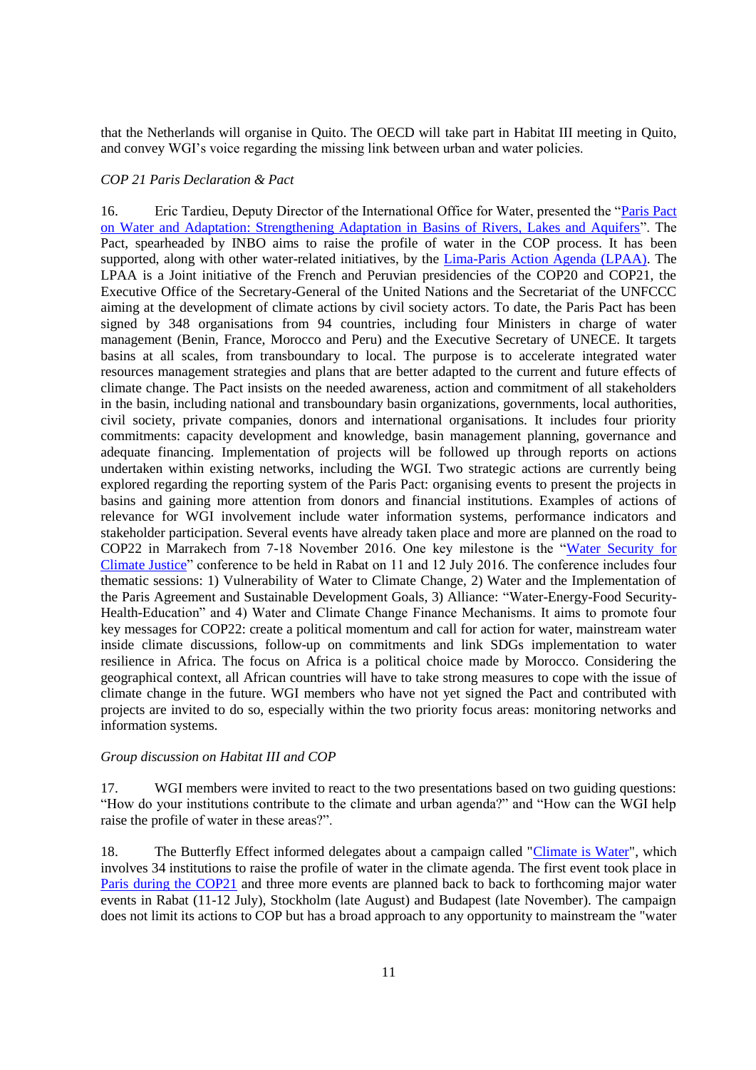that the Netherlands will organise in Quito. The OECD will take part in Habitat III meeting in Quito, and convey WGI's voice regarding the missing link between urban and water policies.

*COP 21 Paris Declaration & Pact*

16. Eric Tardieu, Deputy Director of the International Office for Water, presented the "Paris Pact on Water and Adaptation: Strengthening Adaptation in Basins of Rivers, Lakes and Aquifers". The Pact, spearheaded by INBO aims to raise the profile of water in the COP process. It has been supported, along with other water-related initiatives, by the Lima-Paris Action Agenda (LPAA). The LPAA is a Joint initiative of the French and Peruvian presidencies of the COP20 and COP21, the Executive Office of the Secretary-General of the United Nations and the Secretariat of the UNFCCC aiming at the development of climate actions by civil society actors. To date, the Paris Pact has been signed by 348 organisations from 94 countries, including four Ministers in charge of water management (Benin, France, Morocco and Peru) and the Executive Secretary of UNECE. It targets basins at all scales, from transboundary to local. The purpose is to accelerate integrated water resources management strategies and plans that are better adapted to the current and future effects of climate change. The Pact insists on the needed awareness, action and commitment of all stakeholders in the basin, including national and transboundary basin organizations, governments, local authorities, civil society, private companies, donors and international organisations. It includes four priority commitments: capacity development and knowledge, basin management planning, governance and adequate financing. Implementation of projects will be followed up through reports on actions undertaken within existing networks, including the WGI. Two strategic actions are currently being explored regarding the reporting system of the Paris Pact: organising events to present the projects in basins and gaining more attention from donors and financial institutions. Examples of actions of relevance for WGI involvement include water information systems, performance indicators and stakeholder participation. Several events have already taken place and more are planned on the road to COP22 in Marrakech from 7-18 November 2016. One key milestone is the "Water Security for Climate Justice" conference to be held in Rabat on 11 and 12 July 2016. The conference includes four thematic sessions: 1) Vulnerability of Water to Climate Change, 2) Water and the Implementation of the Paris Agreement and Sustainable Development Goals, 3) Alliance: "Water-Energy-Food Security-Health-Education" and 4) Water and Climate Change Finance Mechanisms. It aims to promote four key messages for COP22: create a political momentum and call for action for water, mainstream water inside climate discussions, follow-up on commitments and link SDGs implementation to water resilience in Africa. The focus on Africa is a political choice made by Morocco. Considering the geographical context, all African countries will have to take strong measures to cope with the issue of climate change in the future. WGI members who have not yet signed the Pact and contributed with projects are invited to do so, especially within the two priority focus areas: monitoring networks and information systems.

*Group discussion on Habitat III and COP*

17. WGI members were invited to react to the two presentations based on two guiding questions: "How do your institutions contribute to the climate and urban agenda?" and "How can the WGI help raise the profile of water in these areas?".

18. The Butterfly Effect informed delegates about a campaign called "Climate is Water", which involves 34 institutions to raise the profile of water in the climate agenda. The first event took place in Paris during the COP21 and three more events are planned back to back to forthcoming major water events in Rabat (11-12 July), Stockholm (late August) and Budapest (late November). The campaign does not limit its actions to COP but has a broad approach to any opportunity to mainstream the "water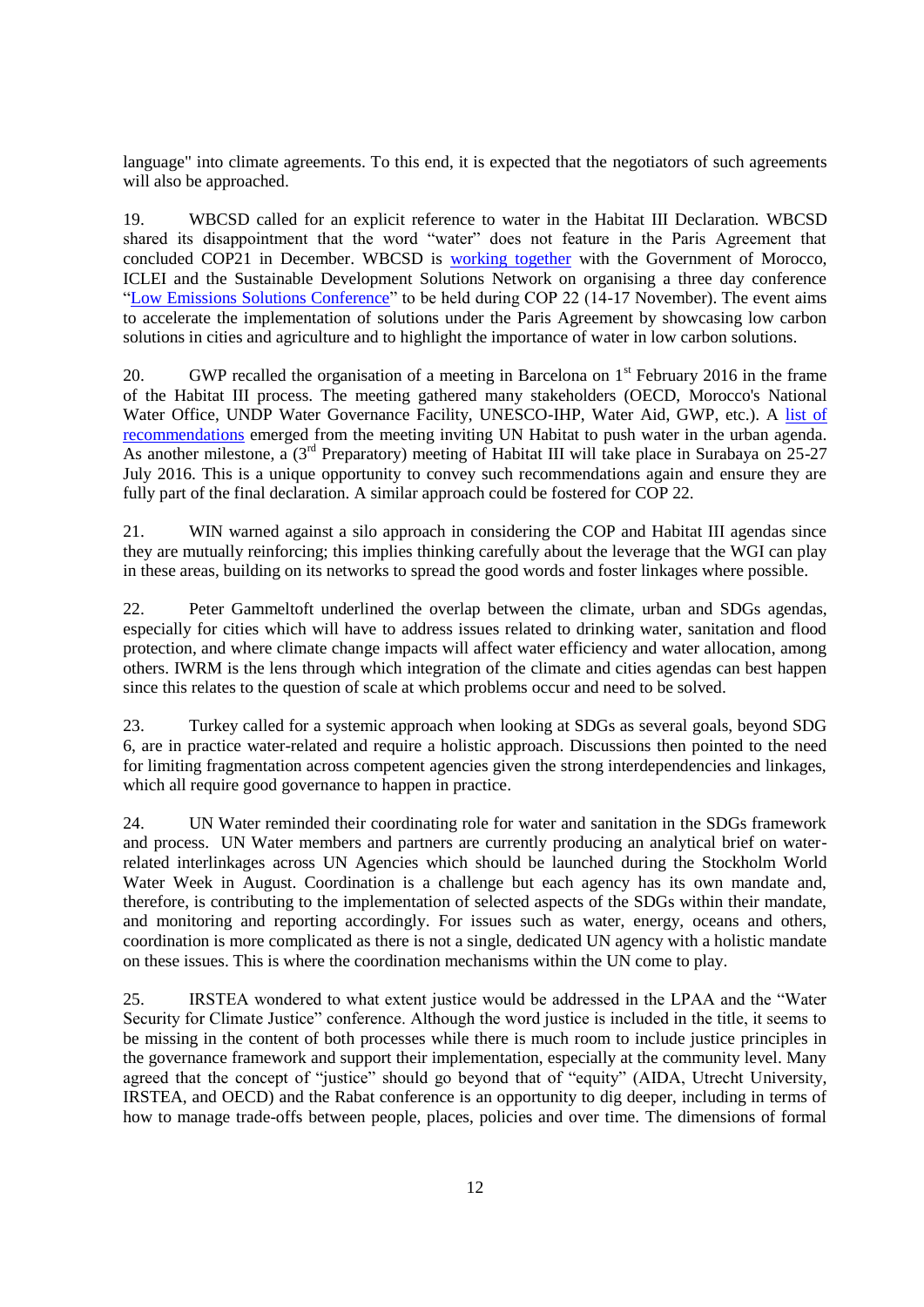language" into climate agreements. To this end, it is expected that the negotiators of such agreements will also be approached.

19. WBCSD called for an explicit reference to water in the Habitat III Declaration. WBCSD shared its disappointment that the word "water" does not feature in the Paris Agreement that concluded COP21 in December. WBCSD is [working together](#) with the Government of Morocco, ICLEI and the Sustainable Development Solutions Network on organising a three day conference "[Low Emissions Solutions Conference](#)" to be held during COP 22 (14-17 November). The event aims to accelerate the implementation of solutions under the Paris Agreement by showcasing low carbon solutions in cities and agriculture and to highlight the importance of water in low carbon solutions.

20. GWP recalled the organisation of a meeting in Barcelona on 1st February 2016 in the frame of the Habitat III process. The meeting gathered many stakeholders (OECD, Morocco's National Water Office, UNDP Water Governance Facility, UNESCO-IHP, Water Aid, GWP, etc.). A [list of recommendations](#) emerged from the meeting inviting UN Habitat to push water in the urban agenda. As another milestone, a (3rd Preparatory) meeting of Habitat III will take place in Surabaya on 25-27 July 2016. This is a unique opportunity to convey such recommendations again and ensure they are fully part of the final declaration. A similar approach could be fostered for COP 22.

21. WIN warned against a silo approach in considering the COP and Habitat III agendas since they are mutually reinforcing; this implies thinking carefully about the leverage that the WGI can play in these areas, building on its networks to spread the good words and foster linkages where possible.

22. Peter Gammeltoft underlined the overlap between the climate, urban and SDGs agendas, especially for cities which will have to address issues related to drinking water, sanitation and flood protection, and where climate change impacts will affect water efficiency and water allocation, among others. IWRM is the lens through which integration of the climate and cities agendas can best happen since this relates to the question of scale at which problems occur and need to be solved.

23. Turkey called for a systemic approach when looking at SDGs as several goals, beyond SDG 6, are in practice water-related and require a holistic approach. Discussions then pointed to the need for limiting fragmentation across competent agencies given the strong interdependencies and linkages, which all require good governance to happen in practice.

24. UN Water reminded their coordinating role for water and sanitation in the SDGs framework and process. UN Water members and partners are currently producing an analytical brief on water-related interlinkages across UN Agencies which should be launched during the Stockholm World Water Week in August. Coordination is a challenge but each agency has its own mandate and, therefore, is contributing to the implementation of selected aspects of the SDGs within their mandate, and monitoring and reporting accordingly. For issues such as water, energy, oceans and others, coordination is more complicated as there is not a single, dedicated UN agency with a holistic mandate on these issues. This is where the coordination mechanisms within the UN come to play.

25. IRSTEA wondered to what extent justice would be addressed in the LPAA and the "Water Security for Climate Justice" conference. Although the word justice is included in the title, it seems to be missing in the content of both processes while there is much room to include justice principles in the governance framework and support their implementation, especially at the community level. Many agreed that the concept of "justice" should go beyond that of "equity" (AIDA, Utrecht University, IRSTEA, and OECD) and the Rabat conference is an opportunity to dig deeper, including in terms of how to manage trade-offs between people, places, policies and over time. The dimensions of formal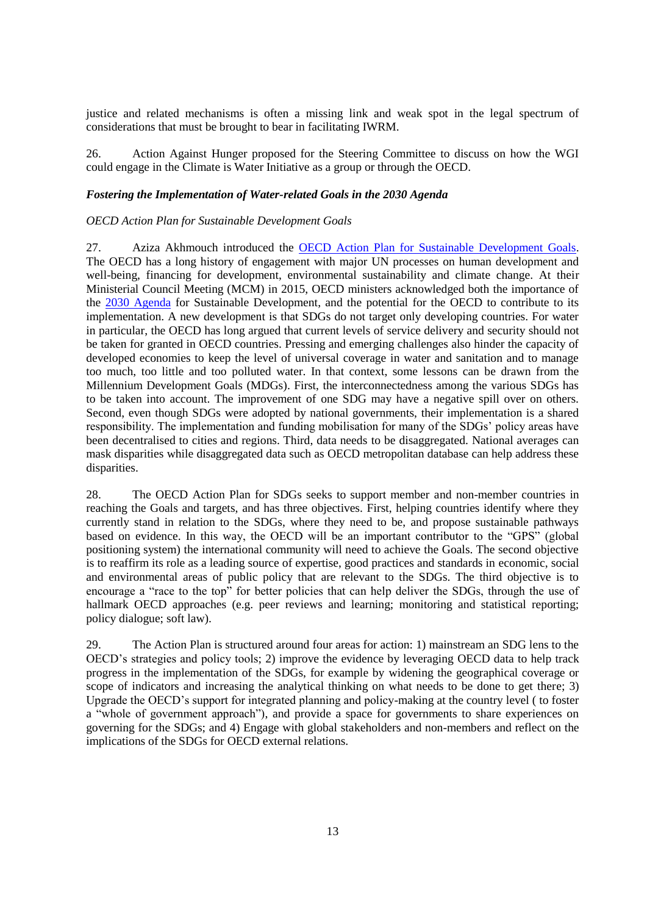justice and related mechanisms is often a missing link and weak spot in the legal spectrum of considerations that must be brought to bear in facilitating IWRM.

26. Action Against Hunger proposed for the Steering Committee to discuss on how the WGI could engage in the Climate is Water Initiative as a group or through the OECD.

### *Fostering the Implementation of Water-related Goals in the 2030 Agenda*

#### *OECD Action Plan for Sustainable Development Goals*

27. Aziza Akhmouch introduced the OECD Action Plan for Sustainable Development Goals. The OECD has a long history of engagement with major UN processes on human development and well-being, financing for development, environmental sustainability and climate change. At their Ministerial Council Meeting (MCM) in 2015, OECD ministers acknowledged both the importance of the 2030 Agenda for Sustainable Development, and the potential for the OECD to contribute to its implementation. A new development is that SDGs do not target only developing countries. For water in particular, the OECD has long argued that current levels of service delivery and security should not be taken for granted in OECD countries. Pressing and emerging challenges also hinder the capacity of developed economies to keep the level of universal coverage in water and sanitation and to manage too much, too little and too polluted water. In that context, some lessons can be drawn from the Millennium Development Goals (MDGs). First, the interconnectedness among the various SDGs has to be taken into account. The improvement of one SDG may have a negative spill over on others. Second, even though SDGs were adopted by national governments, their implementation is a shared responsibility. The implementation and funding mobilisation for many of the SDGs' policy areas have been decentralised to cities and regions. Third, data needs to be disaggregated. National averages can mask disparities while disaggregated data such as OECD metropolitan database can help address these disparities.

28. The OECD Action Plan for SDGs seeks to support member and non-member countries in reaching the Goals and targets, and has three objectives. First, helping countries identify where they currently stand in relation to the SDGs, where they need to be, and propose sustainable pathways based on evidence. In this way, the OECD will be an important contributor to the "GPS" (global positioning system) the international community will need to achieve the Goals. The second objective is to reaffirm its role as a leading source of expertise, good practices and standards in economic, social and environmental areas of public policy that are relevant to the SDGs. The third objective is to encourage a "race to the top" for better policies that can help deliver the SDGs, through the use of hallmark OECD approaches (e.g. peer reviews and learning; monitoring and statistical reporting; policy dialogue; soft law).

29. The Action Plan is structured around four areas for action: 1) mainstream an SDG lens to the OECD's strategies and policy tools; 2) improve the evidence by leveraging OECD data to help track progress in the implementation of the SDGs, for example by widening the geographical coverage or scope of indicators and increasing the analytical thinking on what needs to be done to get there; 3) Upgrade the OECD's support for integrated planning and policy-making at the country level ( to foster a "whole of government approach"), and provide a space for governments to share experiences on governing for the SDGs; and 4) Engage with global stakeholders and non-members and reflect on the implications of the SDGs for OECD external relations.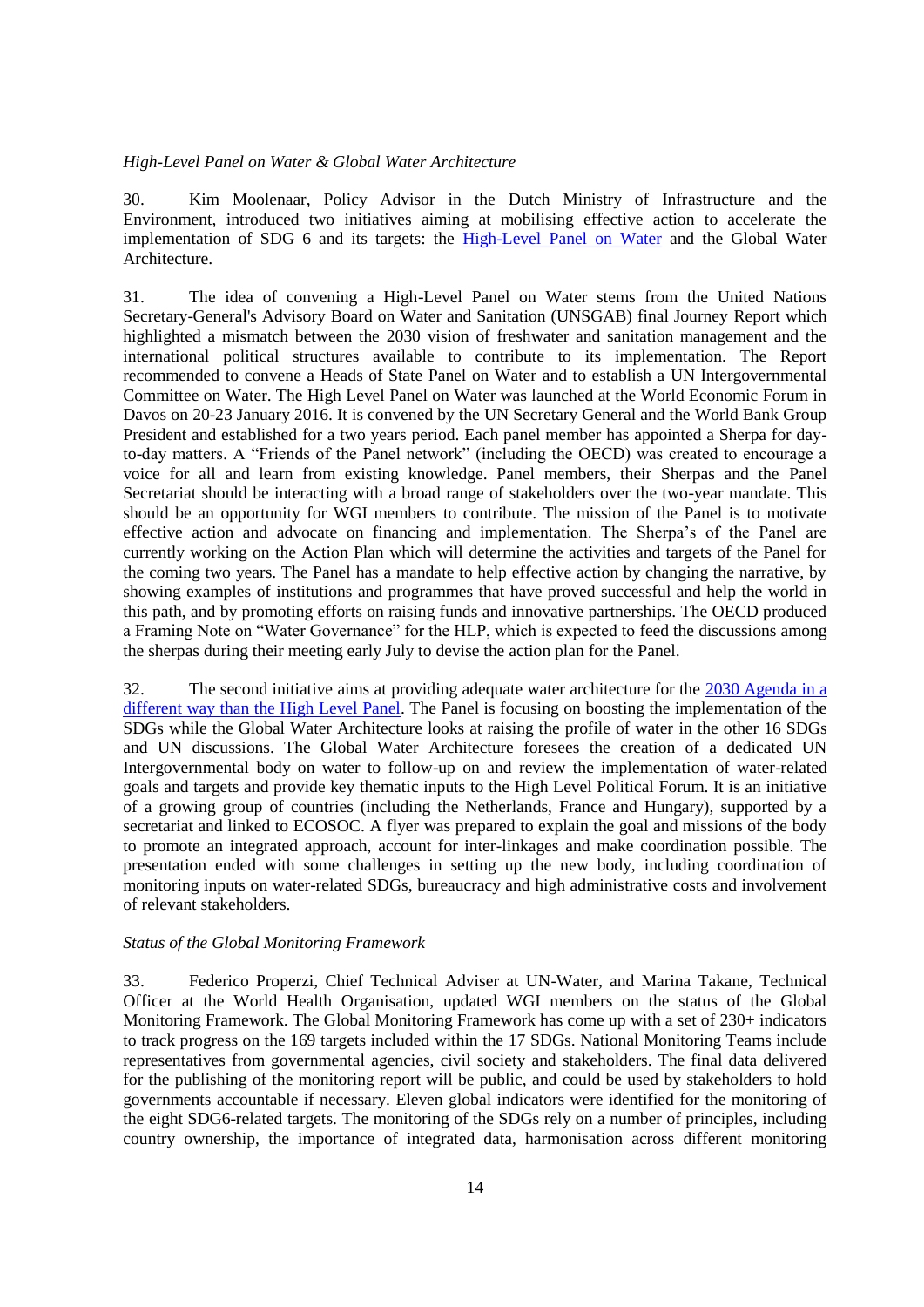*High-Level Panel on Water & Global Water Architecture*

30. Kim Moolenaar, Policy Advisor in the Dutch Ministry of Infrastructure and the Environment, introduced two initiatives aiming at mobilising effective action to accelerate the implementation of SDG 6 and its targets: the High-Level Panel on Water and the Global Water Architecture.

31. The idea of convening a High-Level Panel on Water stems from the United Nations Secretary-General's Advisory Board on Water and Sanitation (UNSGAB) final Journey Report which highlighted a mismatch between the 2030 vision of freshwater and sanitation management and the international political structures available to contribute to its implementation. The Report recommended to convene a Heads of State Panel on Water and to establish a UN Intergovernmental Committee on Water. The High Level Panel on Water was launched at the World Economic Forum in Davos on 20-23 January 2016. It is convened by the UN Secretary General and the World Bank Group President and established for a two years period. Each panel member has appointed a Sherpa for day-to-day matters. A "Friends of the Panel network" (including the OECD) was created to encourage a voice for all and learn from existing knowledge. Panel members, their Sherpas and the Panel Secretariat should be interacting with a broad range of stakeholders over the two-year mandate. This should be an opportunity for WGI members to contribute. The mission of the Panel is to motivate effective action and advocate on financing and implementation. The Sherpa's of the Panel are currently working on the Action Plan which will determine the activities and targets of the Panel for the coming two years. The Panel has a mandate to help effective action by changing the narrative, by showing examples of institutions and programmes that have proved successful and help the world in this path, and by promoting efforts on raising funds and innovative partnerships. The OECD produced a Framing Note on "Water Governance" for the HLP, which is expected to feed the discussions among the sherpas during their meeting early July to devise the action plan for the Panel.

32. The second initiative aims at providing adequate water architecture for the 2030 Agenda in a different way than the High Level Panel. The Panel is focusing on boosting the implementation of the SDGs while the Global Water Architecture looks at raising the profile of water in the other 16 SDGs and UN discussions. The Global Water Architecture foresees the creation of a dedicated UN Intergovernmental body on water to follow-up on and review the implementation of water-related goals and targets and provide key thematic inputs to the High Level Political Forum. It is an initiative of a growing group of countries (including the Netherlands, France and Hungary), supported by a secretariat and linked to ECOSOC. A flyer was prepared to explain the goal and missions of the body to promote an integrated approach, account for inter-linkages and make coordination possible. The presentation ended with some challenges in setting up the new body, including coordination of monitoring inputs on water-related SDGs, bureaucracy and high administrative costs and involvement of relevant stakeholders.

*Status of the Global Monitoring Framework*

33. Federico Properzi, Chief Technical Adviser at UN-Water, and Marina Takane, Technical Officer at the World Health Organisation, updated WGI members on the status of the Global Monitoring Framework. The Global Monitoring Framework has come up with a set of 230+ indicators to track progress on the 169 targets included within the 17 SDGs. National Monitoring Teams include representatives from governmental agencies, civil society and stakeholders. The final data delivered for the publishing of the monitoring report will be public, and could be used by stakeholders to hold governments accountable if necessary. Eleven global indicators were identified for the monitoring of the eight SDG6-related targets. The monitoring of the SDGs rely on a number of principles, including country ownership, the importance of integrated data, harmonisation across different monitoring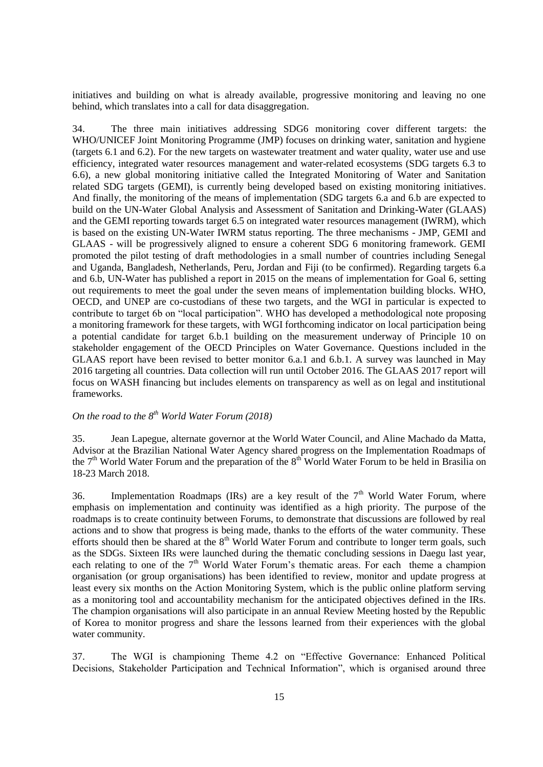initiatives and building on what is already available, progressive monitoring and leaving no one behind, which translates into a call for data disaggregation.

34. The three main initiatives addressing SDG6 monitoring cover different targets: the WHO/UNICEF Joint Monitoring Programme (JMP) focuses on drinking water, sanitation and hygiene (targets 6.1 and 6.2). For the new targets on wastewater treatment and water quality, water use and use efficiency, integrated water resources management and water-related ecosystems (SDG targets 6.3 to 6.6), a new global monitoring initiative called the Integrated Monitoring of Water and Sanitation related SDG targets (GEMI), is currently being developed based on existing monitoring initiatives. And finally, the monitoring of the means of implementation (SDG targets 6.a and 6.b are expected to build on the UN-Water Global Analysis and Assessment of Sanitation and Drinking-Water (GLAAS) and the GEMI reporting towards target 6.5 on integrated water resources management (IWRM), which is based on the existing UN-Water IWRM status reporting. The three mechanisms - JMP, GEMI and GLAAS - will be progressively aligned to ensure a coherent SDG 6 monitoring framework. GEMI promoted the pilot testing of draft methodologies in a small number of countries including Senegal and Uganda, Bangladesh, Netherlands, Peru, Jordan and Fiji (to be confirmed). Regarding targets 6.a and 6.b, UN-Water has published a report in 2015 on the means of implementation for Goal 6, setting out requirements to meet the goal under the seven means of implementation building blocks. WHO, OECD, and UNEP are co-custodians of these two targets, and the WGI in particular is expected to contribute to target 6b on "local participation". WHO has developed a methodological note proposing a monitoring framework for these targets, with WGI forthcoming indicator on local participation being a potential candidate for target 6.b.1 building on the measurement underway of Principle 10 on stakeholder engagement of the OECD Principles on Water Governance. Questions included in the GLAAS report have been revised to better monitor 6.a.1 and 6.b.1. A survey was launched in May 2016 targeting all countries. Data collection will run until October 2016. The GLAAS 2017 report will focus on WASH financing but includes elements on transparency as well as on legal and institutional frameworks.

*On the road to the 8th World Water Forum (2018)*

35. Jean Lapegue, alternate governor at the World Water Council, and Aline Machado da Matta, Advisor at the Brazilian National Water Agency shared progress on the Implementation Roadmaps of the 7th World Water Forum and the preparation of the 8th World Water Forum to be held in Brasilia on 18-23 March 2018.

36. Implementation Roadmaps (IRs) are a key result of the 7th World Water Forum, where emphasis on implementation and continuity was identified as a high priority. The purpose of the roadmaps is to create continuity between Forums, to demonstrate that discussions are followed by real actions and to show that progress is being made, thanks to the efforts of the water community. These efforts should then be shared at the 8th World Water Forum and contribute to longer term goals, such as the SDGs. Sixteen IRs were launched during the thematic concluding sessions in Daegu last year, each relating to one of the 7th World Water Forum's thematic areas. For each theme a champion organisation (or group organisations) has been identified to review, monitor and update progress at least every six months on the Action Monitoring System, which is the public online platform serving as a monitoring tool and accountability mechanism for the anticipated objectives defined in the IRs. The champion organisations will also participate in an annual Review Meeting hosted by the Republic of Korea to monitor progress and share the lessons learned from their experiences with the global water community.

37. The WGI is championing Theme 4.2 on "Effective Governance: Enhanced Political Decisions, Stakeholder Participation and Technical Information", which is organised around three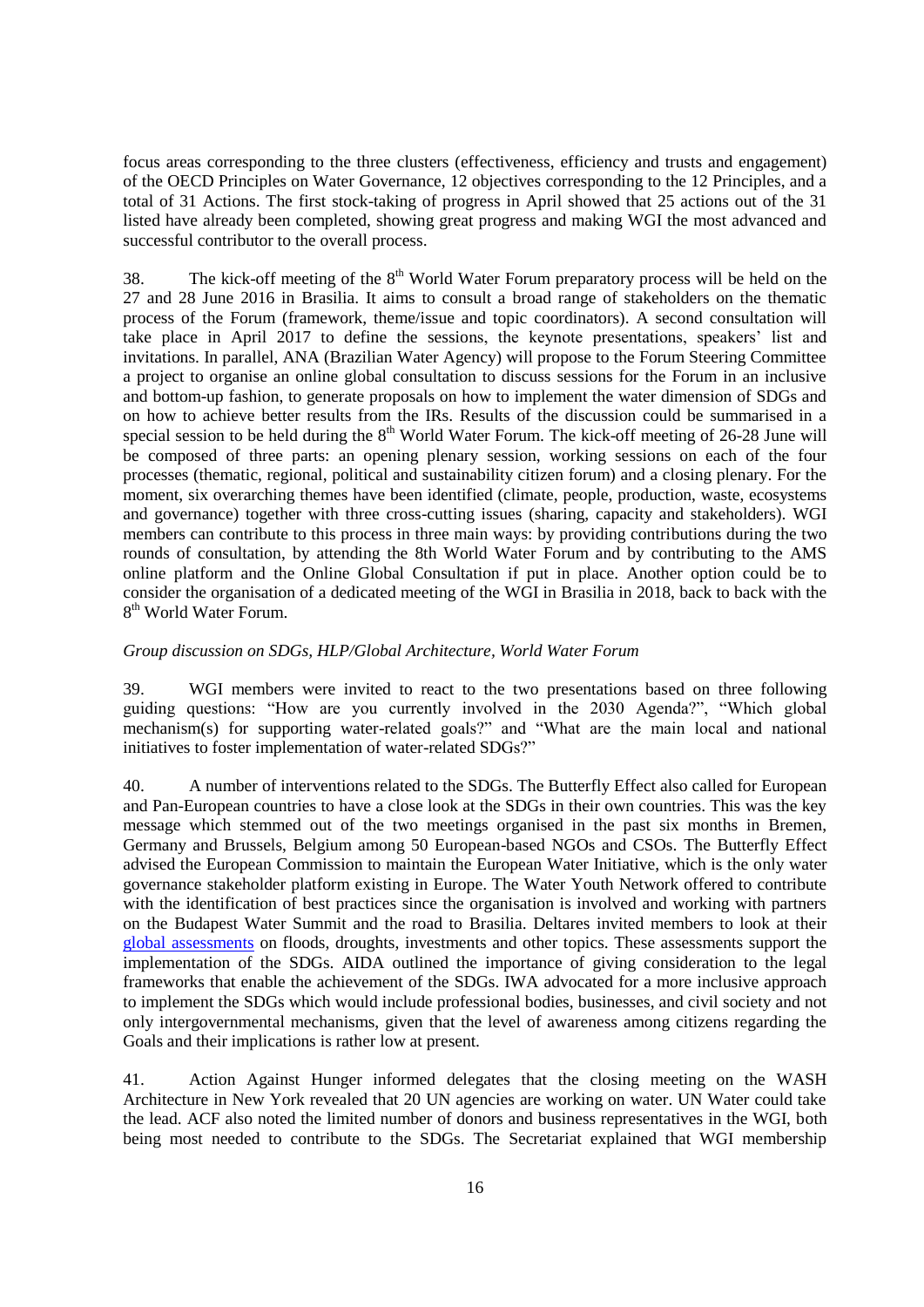focus areas corresponding to the three clusters (effectiveness, efficiency and trusts and engagement) of the OECD Principles on Water Governance, 12 objectives corresponding to the 12 Principles, and a total of 31 Actions. The first stock-taking of progress in April showed that 25 actions out of the 31 listed have already been completed, showing great progress and making WGI the most advanced and successful contributor to the overall process.

38. The kick-off meeting of the 8th World Water Forum preparatory process will be held on the 27 and 28 June 2016 in Brasilia. It aims to consult a broad range of stakeholders on the thematic process of the Forum (framework, theme/issue and topic coordinators). A second consultation will take place in April 2017 to define the sessions, the keynote presentations, speakers' list and invitations. In parallel, ANA (Brazilian Water Agency) will propose to the Forum Steering Committee a project to organise an online global consultation to discuss sessions for the Forum in an inclusive and bottom-up fashion, to generate proposals on how to implement the water dimension of SDGs and on how to achieve better results from the IRs. Results of the discussion could be summarised in a special session to be held during the 8th World Water Forum. The kick-off meeting of 26-28 June will be composed of three parts: an opening plenary session, working sessions on each of the four processes (thematic, regional, political and sustainability citizen forum) and a closing plenary. For the moment, six overarching themes have been identified (climate, people, production, waste, ecosystems and governance) together with three cross-cutting issues (sharing, capacity and stakeholders). WGI members can contribute to this process in three main ways: by providing contributions during the two rounds of consultation, by attending the 8th World Water Forum and by contributing to the AMS online platform and the Online Global Consultation if put in place. Another option could be to consider the organisation of a dedicated meeting of the WGI in Brasilia in 2018, back to back with the 8th World Water Forum.

*Group discussion on SDGs, HLP/Global Architecture, World Water Forum*

39. WGI members were invited to react to the two presentations based on three following guiding questions: "How are you currently involved in the 2030 Agenda?", "Which global mechanism(s) for supporting water-related goals?" and "What are the main local and national initiatives to foster implementation of water-related SDGs?"

40. A number of interventions related to the SDGs. The Butterfly Effect also called for European and Pan-European countries to have a close look at the SDGs in their own countries. This was the key message which stemmed out of the two meetings organised in the past six months in Bremen, Germany and Brussels, Belgium among 50 European-based NGOs and CSOs. The Butterfly Effect advised the European Commission to maintain the European Water Initiative, which is the only water governance stakeholder platform existing in Europe. The Water Youth Network offered to contribute with the identification of best practices since the organisation is involved and working with partners on the Budapest Water Summit and the road to Brasilia. Deltares invited members to look at their global assessments on floods, droughts, investments and other topics. These assessments support the implementation of the SDGs. AIDA outlined the importance of giving consideration to the legal frameworks that enable the achievement of the SDGs. IWA advocated for a more inclusive approach to implement the SDGs which would include professional bodies, businesses, and civil society and not only intergovernmental mechanisms, given that the level of awareness among citizens regarding the Goals and their implications is rather low at present.

41. Action Against Hunger informed delegates that the closing meeting on the WASH Architecture in New York revealed that 20 UN agencies are working on water. UN Water could take the lead. ACF also noted the limited number of donors and business representatives in the WGI, both being most needed to contribute to the SDGs. The Secretariat explained that WGI membership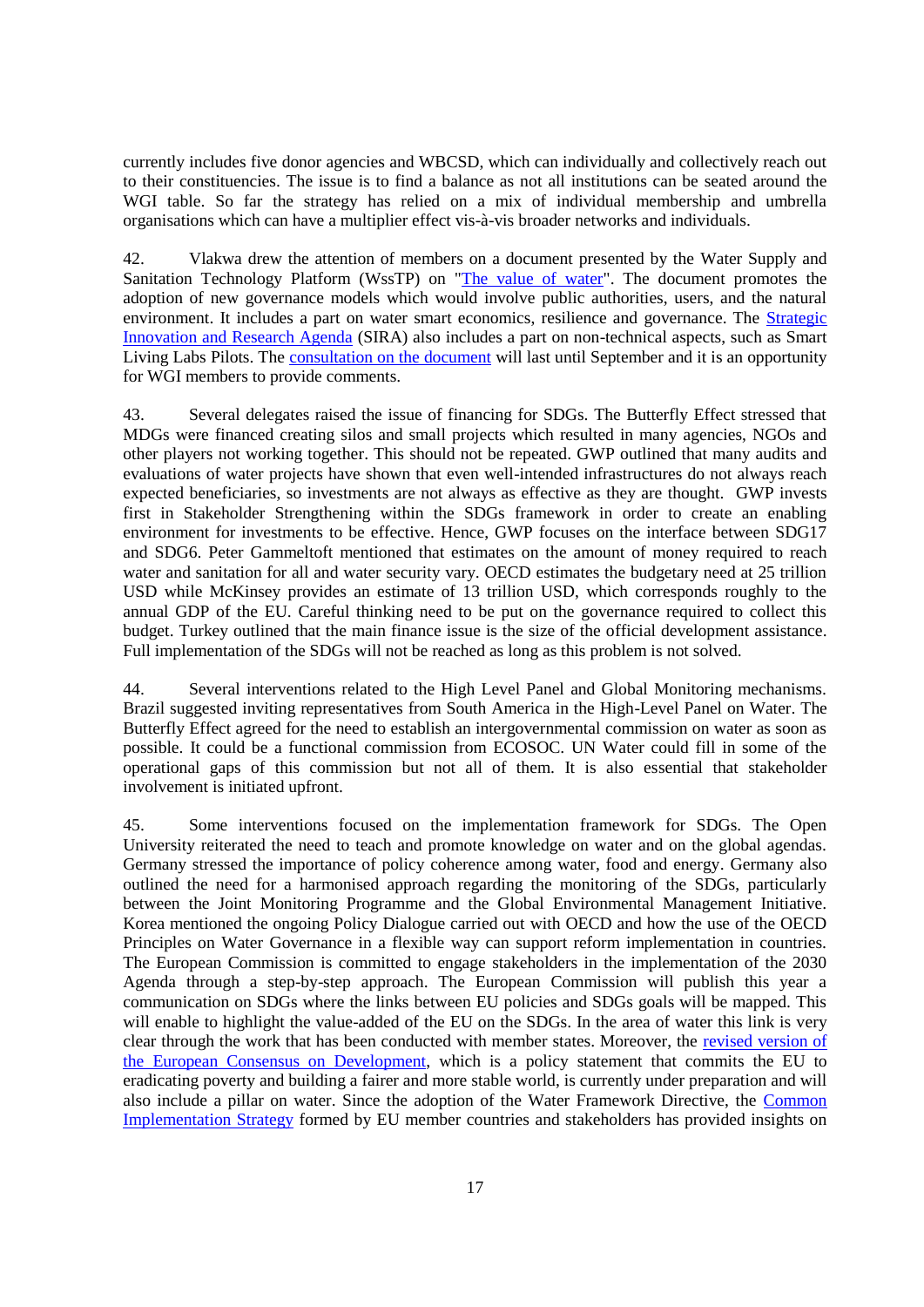currently includes five donor agencies and WBCSD, which can individually and collectively reach out to their constituencies. The issue is to find a balance as not all institutions can be seated around the WGI table. So far the strategy has relied on a mix of individual membership and umbrella organisations which can have a multiplier effect vis-à-vis broader networks and individuals.

42. Vlakwa drew the attention of members on a document presented by the Water Supply and Sanitation Technology Platform (WssTP) on "The value of water". The document promotes the adoption of new governance models which would involve public authorities, users, and the natural environment. It includes a part on water smart economics, resilience and governance. The Strategic Innovation and Research Agenda (SIRA) also includes a part on non-technical aspects, such as Smart Living Labs Pilots. The consultation on the document will last until September and it is an opportunity for WGI members to provide comments.

43. Several delegates raised the issue of financing for SDGs. The Butterfly Effect stressed that MDGs were financed creating silos and small projects which resulted in many agencies, NGOs and other players not working together. This should not be repeated. GWP outlined that many audits and evaluations of water projects have shown that even well-intended infrastructures do not always reach expected beneficiaries, so investments are not always as effective as they are thought. GWP invests first in Stakeholder Strengthening within the SDGs framework in order to create an enabling environment for investments to be effective. Hence, GWP focuses on the interface between SDG17 and SDG6. Peter Gammeltoft mentioned that estimates on the amount of money required to reach water and sanitation for all and water security vary. OECD estimates the budgetary need at 25 trillion USD while McKinsey provides an estimate of 13 trillion USD, which corresponds roughly to the annual GDP of the EU. Careful thinking need to be put on the governance required to collect this budget. Turkey outlined that the main finance issue is the size of the official development assistance. Full implementation of the SDGs will not be reached as long as this problem is not solved.

44. Several interventions related to the High Level Panel and Global Monitoring mechanisms. Brazil suggested inviting representatives from South America in the High-Level Panel on Water. The Butterfly Effect agreed for the need to establish an intergovernmental commission on water as soon as possible. It could be a functional commission from ECOSOC. UN Water could fill in some of the operational gaps of this commission but not all of them. It is also essential that stakeholder involvement is initiated upfront.

45. Some interventions focused on the implementation framework for SDGs. The Open University reiterated the need to teach and promote knowledge on water and on the global agendas. Germany stressed the importance of policy coherence among water, food and energy. Germany also outlined the need for a harmonised approach regarding the monitoring of the SDGs, particularly between the Joint Monitoring Programme and the Global Environmental Management Initiative. Korea mentioned the ongoing Policy Dialogue carried out with OECD and how the use of the OECD Principles on Water Governance in a flexible way can support reform implementation in countries. The European Commission is committed to engage stakeholders in the implementation of the 2030 Agenda through a step-by-step approach. The European Commission will publish this year a communication on SDGs where the links between EU policies and SDGs goals will be mapped. This will enable to highlight the value-added of the EU on the SDGs. In the area of water this link is very clear through the work that has been conducted with member states. Moreover, the revised version of the European Consensus on Development, which is a policy statement that commits the EU to eradicating poverty and building a fairer and more stable world, is currently under preparation and will also include a pillar on water. Since the adoption of the Water Framework Directive, the Common Implementation Strategy formed by EU member countries and stakeholders has provided insights on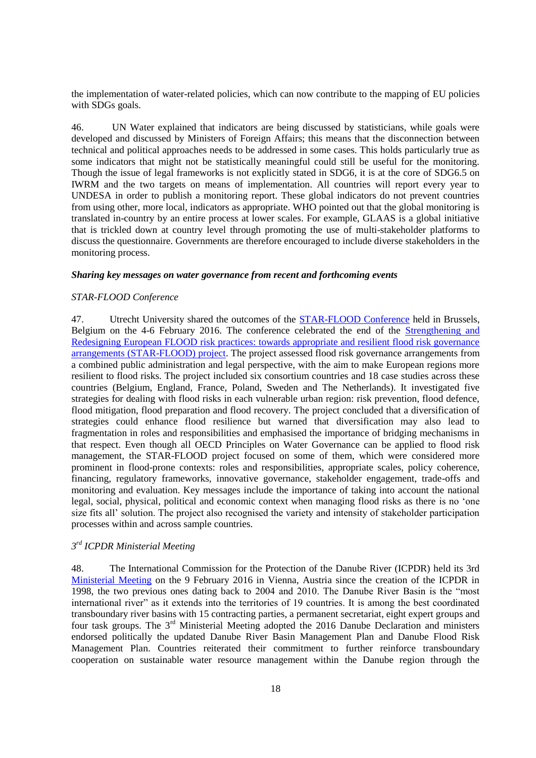the implementation of water-related policies, which can now contribute to the mapping of EU policies with SDGs goals.

46. UN Water explained that indicators are being discussed by statisticians, while goals were developed and discussed by Ministers of Foreign Affairs; this means that the disconnection between technical and political approaches needs to be addressed in some cases. This holds particularly true as some indicators that might not be statistically meaningful could still be useful for the monitoring. Though the issue of legal frameworks is not explicitly stated in SDG6, it is at the core of SDG6.5 on IWRM and the two targets on means of implementation. All countries will report every year to UNDESA in order to publish a monitoring report. These global indicators do not prevent countries from using other, more local, indicators as appropriate. WHO pointed out that the global monitoring is translated in-country by an entire process at lower scales. For example, GLAAS is a global initiative that is trickled down at country level through promoting the use of multi-stakeholder platforms to discuss the questionnaire. Governments are therefore encouraged to include diverse stakeholders in the monitoring process.

### *Sharing key messages on water governance from recent and forthcoming events*

#### *STAR-FLOOD Conference*

47. Utrecht University shared the outcomes of the STAR-FLOOD Conference held in Brussels, Belgium on the 4-6 February 2016. The conference celebrated the end of the Strengthening and Redesigning European FLOOD risk practices: towards appropriate and resilient flood risk governance arrangements (STAR-FLOOD) project. The project assessed flood risk governance arrangements from a combined public administration and legal perspective, with the aim to make European regions more resilient to flood risks. The project included six consortium countries and 18 case studies across these countries (Belgium, England, France, Poland, Sweden and The Netherlands). It investigated five strategies for dealing with flood risks in each vulnerable urban region: risk prevention, flood defence, flood mitigation, flood preparation and flood recovery. The project concluded that a diversification of strategies could enhance flood resilience but warned that diversification may also lead to fragmentation in roles and responsibilities and emphasised the importance of bridging mechanisms in that respect. Even though all OECD Principles on Water Governance can be applied to flood risk management, the STAR-FLOOD project focused on some of them, which were considered more prominent in flood-prone contexts: roles and responsibilities, appropriate scales, policy coherence, financing, regulatory frameworks, innovative governance, stakeholder engagement, trade-offs and monitoring and evaluation. Key messages include the importance of taking into account the national legal, social, physical, political and economic context when managing flood risks as there is no 'one size fits all' solution. The project also recognised the variety and intensity of stakeholder participation processes within and across sample countries.

#### *3rd ICPDR Ministerial Meeting*

48. The International Commission for the Protection of the Danube River (ICPDR) held its 3rd Ministerial Meeting on the 9 February 2016 in Vienna, Austria since the creation of the ICPDR in 1998, the two previous ones dating back to 2004 and 2010. The Danube River Basin is the "most international river" as it extends into the territories of 19 countries. It is among the best coordinated transboundary river basins with 15 contracting parties, a permanent secretariat, eight expert groups and four task groups. The 3rd Ministerial Meeting adopted the 2016 Danube Declaration and ministers endorsed politically the updated Danube River Basin Management Plan and Danube Flood Risk Management Plan. Countries reiterated their commitment to further reinforce transboundary cooperation on sustainable water resource management within the Danube region through the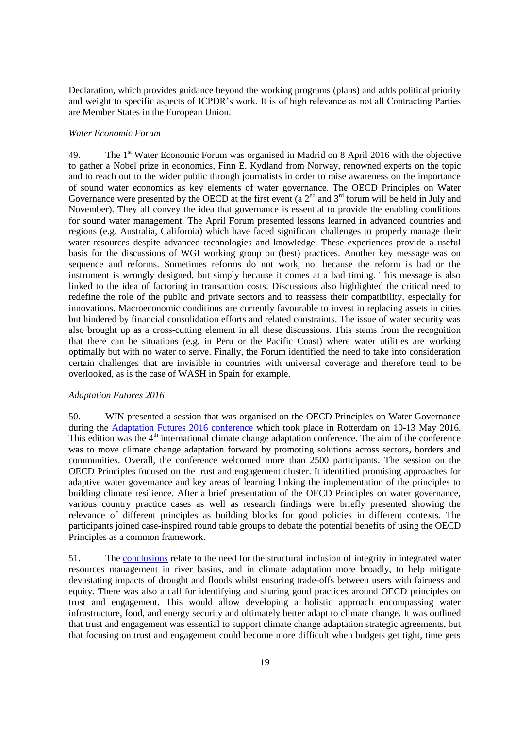Declaration, which provides guidance beyond the working programs (plans) and adds political priority and weight to specific aspects of ICPDR's work. It is of high relevance as not all Contracting Parties are Member States in the European Union.

*Water Economic Forum*

49. The 1st Water Economic Forum was organised in Madrid on 8 April 2016 with the objective to gather a Nobel prize in economics, Finn E. Kydland from Norway, renowned experts on the topic and to reach out to the wider public through journalists in order to raise awareness on the importance of sound water economics as key elements of water governance. The OECD Principles on Water Governance were presented by the OECD at the first event (a 2nd and 3rd forum will be held in July and November). They all convey the idea that governance is essential to provide the enabling conditions for sound water management. The April Forum presented lessons learned in advanced countries and regions (e.g. Australia, California) which have faced significant challenges to properly manage their water resources despite advanced technologies and knowledge. These experiences provide a useful basis for the discussions of WGI working group on (best) practices. Another key message was on sequence and reforms. Sometimes reforms do not work, not because the reform is bad or the instrument is wrongly designed, but simply because it comes at a bad timing. This message is also linked to the idea of factoring in transaction costs. Discussions also highlighted the critical need to redefine the role of the public and private sectors and to reassess their compatibility, especially for innovations. Macroeconomic conditions are currently favourable to invest in replacing assets in cities but hindered by financial consolidation efforts and related constraints. The issue of water security was also brought up as a cross-cutting element in all these discussions. This stems from the recognition that there can be situations (e.g. in Peru or the Pacific Coast) where water utilities are working optimally but with no water to serve. Finally, the Forum identified the need to take into consideration certain challenges that are invisible in countries with universal coverage and therefore tend to be overlooked, as is the case of WASH in Spain for example.

*Adaptation Futures 2016*

50. WIN presented a session that was organised on the OECD Principles on Water Governance during the Adaptation Futures 2016 conference which took place in Rotterdam on 10-13 May 2016. This edition was the 4th international climate change adaptation conference. The aim of the conference was to move climate change adaptation forward by promoting solutions across sectors, borders and communities. Overall, the conference welcomed more than 2500 participants. The session on the OECD Principles focused on the trust and engagement cluster. It identified promising approaches for adaptive water governance and key areas of learning linking the implementation of the principles to building climate resilience. After a brief presentation of the OECD Principles on water governance, various country practice cases as well as research findings were briefly presented showing the relevance of different principles as building blocks for good policies in different contexts. The participants joined case-inspired round table groups to debate the potential benefits of using the OECD Principles as a common framework.

51. The conclusions relate to the need for the structural inclusion of integrity in integrated water resources management in river basins, and in climate adaptation more broadly, to help mitigate devastating impacts of drought and floods whilst ensuring trade-offs between users with fairness and equity. There was also a call for identifying and sharing good practices around OECD principles on trust and engagement. This would allow developing a holistic approach encompassing water infrastructure, food, and energy security and ultimately better adapt to climate change. It was outlined that trust and engagement was essential to support climate change adaptation strategic agreements, but that focusing on trust and engagement could become more difficult when budgets get tight, time gets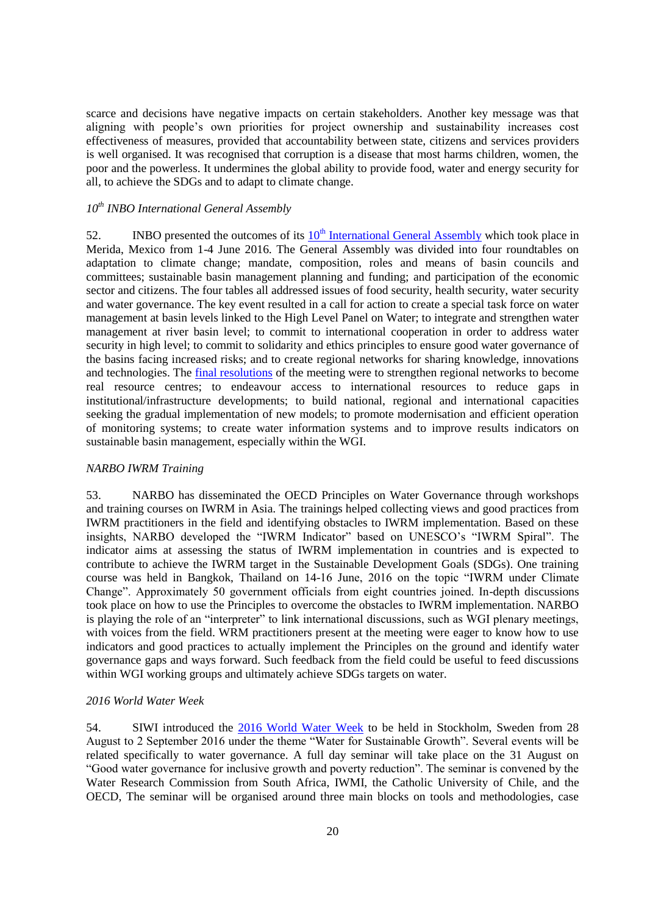scarce and decisions have negative impacts on certain stakeholders. Another key message was that aligning with people's own priorities for project ownership and sustainability increases cost effectiveness of measures, provided that accountability between state, citizens and services providers is well organised. It was recognised that corruption is a disease that most harms children, women, the poor and the powerless. It undermines the global ability to provide food, water and energy security for all, to achieve the SDGs and to adapt to climate change.

*10th INBO International General Assembly*

52. INBO presented the outcomes of its 10th International General Assembly which took place in Merida, Mexico from 1-4 June 2016. The General Assembly was divided into four roundtables on adaptation to climate change; mandate, composition, roles and means of basin councils and committees; sustainable basin management planning and funding; and participation of the economic sector and citizens. The four tables all addressed issues of food security, health security, water security and water governance. The key event resulted in a call for action to create a special task force on water management at basin levels linked to the High Level Panel on Water; to integrate and strengthen water management at river basin level; to commit to international cooperation in order to address water security in high level; to commit to solidarity and ethics principles to ensure good water governance of the basins facing increased risks; and to create regional networks for sharing knowledge, innovations and technologies. The final resolutions of the meeting were to strengthen regional networks to become real resource centres; to endeavour access to international resources to reduce gaps in institutional/infrastructure developments; to build national, regional and international capacities seeking the gradual implementation of new models; to promote modernisation and efficient operation of monitoring systems; to create water information systems and to improve results indicators on sustainable basin management, especially within the WGI.

*NARBO IWRM Training*

53. NARBO has disseminated the OECD Principles on Water Governance through workshops and training courses on IWRM in Asia. The trainings helped collecting views and good practices from IWRM practitioners in the field and identifying obstacles to IWRM implementation. Based on these insights, NARBO developed the "IWRM Indicator" based on UNESCO's "IWRM Spiral". The indicator aims at assessing the status of IWRM implementation in countries and is expected to contribute to achieve the IWRM target in the Sustainable Development Goals (SDGs). One training course was held in Bangkok, Thailand on 14-16 June, 2016 on the topic "IWRM under Climate Change". Approximately 50 government officials from eight countries joined. In-depth discussions took place on how to use the Principles to overcome the obstacles to IWRM implementation. NARBO is playing the role of an "interpreter" to link international discussions, such as WGI plenary meetings, with voices from the field. WRM practitioners present at the meeting were eager to know how to use indicators and good practices to actually implement the Principles on the ground and identify water governance gaps and ways forward. Such feedback from the field could be useful to feed discussions within WGI working groups and ultimately achieve SDGs targets on water.

*2016 World Water Week*

54. SIWI introduced the 2016 World Water Week to be held in Stockholm, Sweden from 28 August to 2 September 2016 under the theme "Water for Sustainable Growth". Several events will be related specifically to water governance. A full day seminar will take place on the 31 August on "Good water governance for inclusive growth and poverty reduction". The seminar is convened by the Water Research Commission from South Africa, IWMI, the Catholic University of Chile, and the OECD, The seminar will be organised around three main blocks on tools and methodologies, case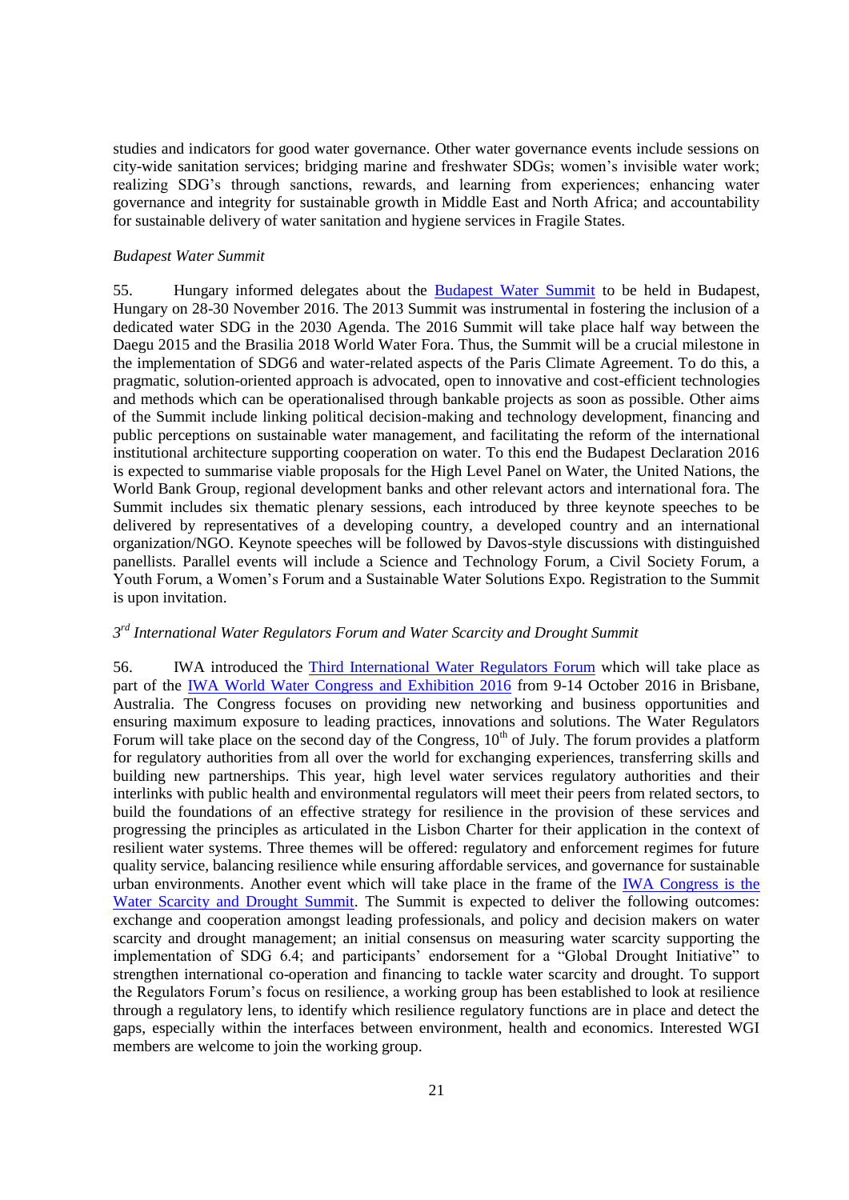studies and indicators for good water governance. Other water governance events include sessions on city-wide sanitation services; bridging marine and freshwater SDGs; women's invisible water work; realizing SDG's through sanctions, rewards, and learning from experiences; enhancing water governance and integrity for sustainable growth in Middle East and North Africa; and accountability for sustainable delivery of water sanitation and hygiene services in Fragile States.

*Budapest Water Summit*

55. Hungary informed delegates about the Budapest Water Summit to be held in Budapest, Hungary on 28-30 November 2016. The 2013 Summit was instrumental in fostering the inclusion of a dedicated water SDG in the 2030 Agenda. The 2016 Summit will take place half way between the Daegu 2015 and the Brasilia 2018 World Water Fora. Thus, the Summit will be a crucial milestone in the implementation of SDG6 and water-related aspects of the Paris Climate Agreement. To do this, a pragmatic, solution-oriented approach is advocated, open to innovative and cost-efficient technologies and methods which can be operationalised through bankable projects as soon as possible. Other aims of the Summit include linking political decision-making and technology development, financing and public perceptions on sustainable water management, and facilitating the reform of the international institutional architecture supporting cooperation on water. To this end the Budapest Declaration 2016 is expected to summarise viable proposals for the High Level Panel on Water, the United Nations, the World Bank Group, regional development banks and other relevant actors and international fora. The Summit includes six thematic plenary sessions, each introduced by three keynote speeches to be delivered by representatives of a developing country, a developed country and an international organization/NGO. Keynote speeches will be followed by Davos-style discussions with distinguished panellists. Parallel events will include a Science and Technology Forum, a Civil Society Forum, a Youth Forum, a Women's Forum and a Sustainable Water Solutions Expo. Registration to the Summit is upon invitation.

*3rd International Water Regulators Forum and Water Scarcity and Drought Summit*

56. IWA introduced the Third International Water Regulators Forum which will take place as part of the IWA World Water Congress and Exhibition 2016 from 9-14 October 2016 in Brisbane, Australia. The Congress focuses on providing new networking and business opportunities and ensuring maximum exposure to leading practices, innovations and solutions. The Water Regulators Forum will take place on the second day of the Congress, 10th of July. The forum provides a platform for regulatory authorities from all over the world for exchanging experiences, transferring skills and building new partnerships. This year, high level water services regulatory authorities and their interlinks with public health and environmental regulators will meet their peers from related sectors, to build the foundations of an effective strategy for resilience in the provision of these services and progressing the principles as articulated in the Lisbon Charter for their application in the context of resilient water systems. Three themes will be offered: regulatory and enforcement regimes for future quality service, balancing resilience while ensuring affordable services, and governance for sustainable urban environments. Another event which will take place in the frame of the IWA Congress is the Water Scarcity and Drought Summit. The Summit is expected to deliver the following outcomes: exchange and cooperation amongst leading professionals, and policy and decision makers on water scarcity and drought management; an initial consensus on measuring water scarcity supporting the implementation of SDG 6.4; and participants' endorsement for a "Global Drought Initiative" to strengthen international co-operation and financing to tackle water scarcity and drought. To support the Regulators Forum's focus on resilience, a working group has been established to look at resilience through a regulatory lens, to identify which resilience regulatory functions are in place and detect the gaps, especially within the interfaces between environment, health and economics. Interested WGI members are welcome to join the working group.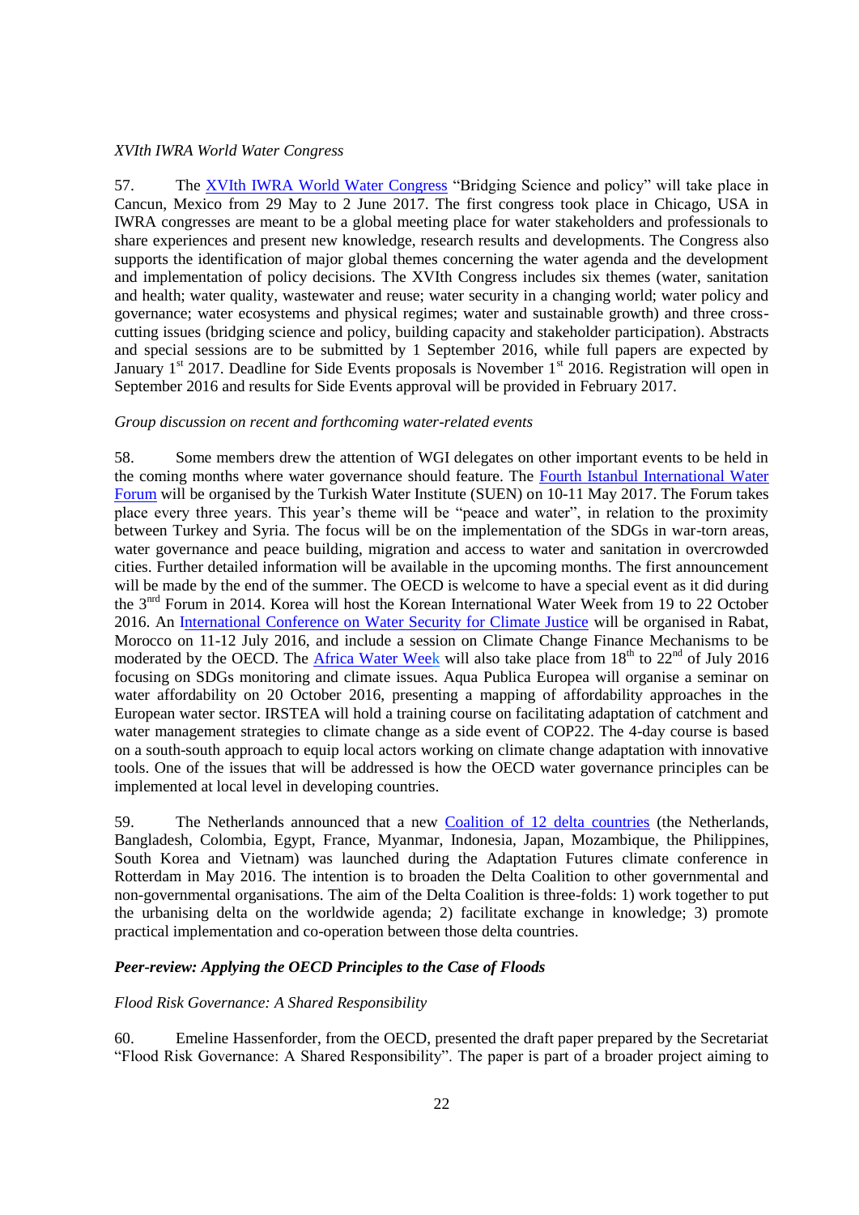*XVIth IWRA World Water Congress*

57. The XVIth IWRA World Water Congress "Bridging Science and policy" will take place in Cancun, Mexico from 29 May to 2 June 2017. The first congress took place in Chicago, USA in IWRA congresses are meant to be a global meeting place for water stakeholders and professionals to share experiences and present new knowledge, research results and developments. The Congress also supports the identification of major global themes concerning the water agenda and the development and implementation of policy decisions. The XVIth Congress includes six themes (water, sanitation and health; water quality, wastewater and reuse; water security in a changing world; water policy and governance; water ecosystems and physical regimes; water and sustainable growth) and three cross-cutting issues (bridging science and policy, building capacity and stakeholder participation). Abstracts and special sessions are to be submitted by 1 September 2016, while full papers are expected by January 1st 2017. Deadline for Side Events proposals is November 1st 2016. Registration will open in September 2016 and results for Side Events approval will be provided in February 2017.

*Group discussion on recent and forthcoming water-related events*

58. Some members drew the attention of WGI delegates on other important events to be held in the coming months where water governance should feature. The Fourth Istanbul International Water Forum will be organised by the Turkish Water Institute (SUEN) on 10-11 May 2017. The Forum takes place every three years. This year's theme will be "peace and water", in relation to the proximity between Turkey and Syria. The focus will be on the implementation of the SDGs in war-torn areas, water governance and peace building, migration and access to water and sanitation in overcrowded cities. Further detailed information will be available in the upcoming months. The first announcement will be made by the end of the summer. The OECD is welcome to have a special event as it did during the 3nrd Forum in 2014. Korea will host the Korean International Water Week from 19 to 22 October 2016. An International Conference on Water Security for Climate Justice will be organised in Rabat, Morocco on 11-12 July 2016, and include a session on Climate Change Finance Mechanisms to be moderated by the OECD. The Africa Water Week will also take place from 18th to 22nd of July 2016 focusing on SDGs monitoring and climate issues. Aqua Publica Europea will organise a seminar on water affordability on 20 October 2016, presenting a mapping of affordability approaches in the European water sector. IRSTEA will hold a training course on facilitating adaptation of catchment and water management strategies to climate change as a side event of COP22. The 4-day course is based on a south-south approach to equip local actors working on climate change adaptation with innovative tools. One of the issues that will be addressed is how the OECD water governance principles can be implemented at local level in developing countries.

59. The Netherlands announced that a new Coalition of 12 delta countries (the Netherlands, Bangladesh, Colombia, Egypt, France, Myanmar, Indonesia, Japan, Mozambique, the Philippines, South Korea and Vietnam) was launched during the Adaptation Futures climate conference in Rotterdam in May 2016. The intention is to broaden the Delta Coalition to other governmental and non-governmental organisations. The aim of the Delta Coalition is three-folds: 1) work together to put the urbanising delta on the worldwide agenda; 2) facilitate exchange in knowledge; 3) promote practical implementation and co-operation between those delta countries.

***Peer-review: Applying the OECD Principles to the Case of Floods***

*Flood Risk Governance: A Shared Responsibility*

60. Emeline Hassenforder, from the OECD, presented the draft paper prepared by the Secretariat "Flood Risk Governance: A Shared Responsibility". The paper is part of a broader project aiming to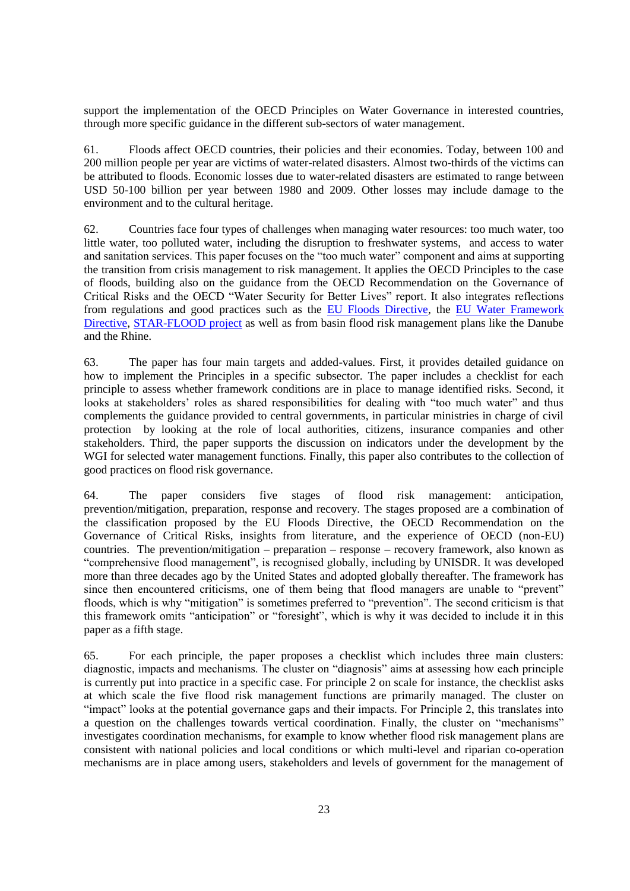support the implementation of the OECD Principles on Water Governance in interested countries, through more specific guidance in the different sub-sectors of water management.

61. Floods affect OECD countries, their policies and their economies. Today, between 100 and 200 million people per year are victims of water-related disasters. Almost two-thirds of the victims can be attributed to floods. Economic losses due to water-related disasters are estimated to range between USD 50-100 billion per year between 1980 and 2009. Other losses may include damage to the environment and to the cultural heritage.

62. Countries face four types of challenges when managing water resources: too much water, too little water, too polluted water, including the disruption to freshwater systems, and access to water and sanitation services. This paper focuses on the "too much water" component and aims at supporting the transition from crisis management to risk management. It applies the OECD Principles to the case of floods, building also on the guidance from the OECD Recommendation on the Governance of Critical Risks and the OECD "Water Security for Better Lives" report. It also integrates reflections from regulations and good practices such as the EU Floods Directive, the EU Water Framework Directive, STAR-FLOOD project as well as from basin flood risk management plans like the Danube and the Rhine.

63. The paper has four main targets and added-values. First, it provides detailed guidance on how to implement the Principles in a specific subsector. The paper includes a checklist for each principle to assess whether framework conditions are in place to manage identified risks. Second, it looks at stakeholders' roles as shared responsibilities for dealing with "too much water" and thus complements the guidance provided to central governments, in particular ministries in charge of civil protection by looking at the role of local authorities, citizens, insurance companies and other stakeholders. Third, the paper supports the discussion on indicators under the development by the WGI for selected water management functions. Finally, this paper also contributes to the collection of good practices on flood risk governance.

64. The paper considers five stages of flood risk management: anticipation, prevention/mitigation, preparation, response and recovery. The stages proposed are a combination of the classification proposed by the EU Floods Directive, the OECD Recommendation on the Governance of Critical Risks, insights from literature, and the experience of OECD (non-EU) countries. The prevention/mitigation – preparation – response – recovery framework, also known as "comprehensive flood management", is recognised globally, including by UNISDR. It was developed more than three decades ago by the United States and adopted globally thereafter. The framework has since then encountered criticisms, one of them being that flood managers are unable to "prevent" floods, which is why "mitigation" is sometimes preferred to "prevention". The second criticism is that this framework omits "anticipation" or "foresight", which is why it was decided to include it in this paper as a fifth stage.

65. For each principle, the paper proposes a checklist which includes three main clusters: diagnostic, impacts and mechanisms. The cluster on "diagnosis" aims at assessing how each principle is currently put into practice in a specific case. For principle 2 on scale for instance, the checklist asks at which scale the five flood risk management functions are primarily managed. The cluster on "impact" looks at the potential governance gaps and their impacts. For Principle 2, this translates into a question on the challenges towards vertical coordination. Finally, the cluster on "mechanisms" investigates coordination mechanisms, for example to know whether flood risk management plans are consistent with national policies and local conditions or which multi-level and riparian co-operation mechanisms are in place among users, stakeholders and levels of government for the management of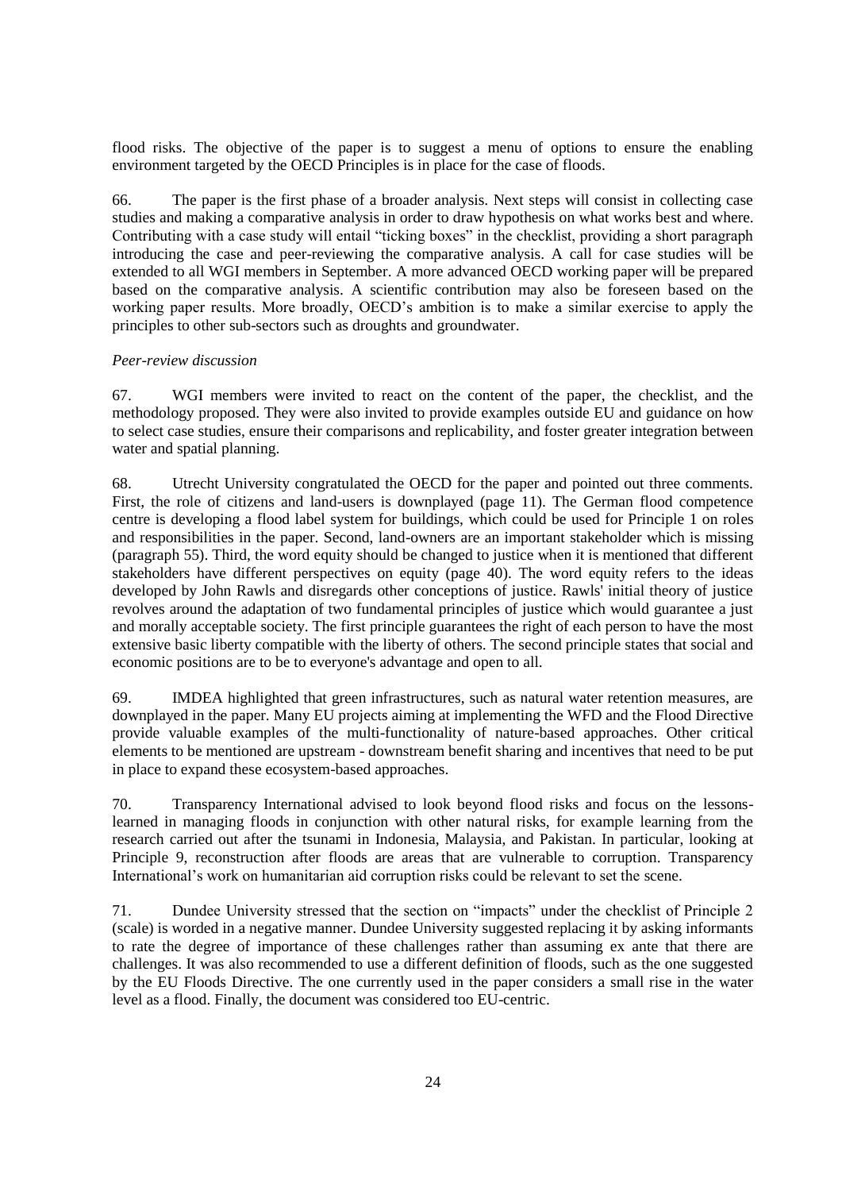flood risks. The objective of the paper is to suggest a menu of options to ensure the enabling environment targeted by the OECD Principles is in place for the case of floods.

66. The paper is the first phase of a broader analysis. Next steps will consist in collecting case studies and making a comparative analysis in order to draw hypothesis on what works best and where. Contributing with a case study will entail "ticking boxes" in the checklist, providing a short paragraph introducing the case and peer-reviewing the comparative analysis. A call for case studies will be extended to all WGI members in September. A more advanced OECD working paper will be prepared based on the comparative analysis. A scientific contribution may also be foreseen based on the working paper results. More broadly, OECD's ambition is to make a similar exercise to apply the principles to other sub-sectors such as droughts and groundwater.

*Peer-review discussion*

67. WGI members were invited to react on the content of the paper, the checklist, and the methodology proposed. They were also invited to provide examples outside EU and guidance on how to select case studies, ensure their comparisons and replicability, and foster greater integration between water and spatial planning.

68. Utrecht University congratulated the OECD for the paper and pointed out three comments. First, the role of citizens and land-users is downplayed (page 11). The German flood competence centre is developing a flood label system for buildings, which could be used for Principle 1 on roles and responsibilities in the paper. Second, land-owners are an important stakeholder which is missing (paragraph 55). Third, the word equity should be changed to justice when it is mentioned that different stakeholders have different perspectives on equity (page 40). The word equity refers to the ideas developed by John Rawls and disregards other conceptions of justice. Rawls' initial theory of justice revolves around the adaptation of two fundamental principles of justice which would guarantee a just and morally acceptable society. The first principle guarantees the right of each person to have the most extensive basic liberty compatible with the liberty of others. The second principle states that social and economic positions are to be to everyone's advantage and open to all.

69. IMDEA highlighted that green infrastructures, such as natural water retention measures, are downplayed in the paper. Many EU projects aiming at implementing the WFD and the Flood Directive provide valuable examples of the multi-functionality of nature-based approaches. Other critical elements to be mentioned are upstream - downstream benefit sharing and incentives that need to be put in place to expand these ecosystem-based approaches.

70. Transparency International advised to look beyond flood risks and focus on the lessons-learned in managing floods in conjunction with other natural risks, for example learning from the research carried out after the tsunami in Indonesia, Malaysia, and Pakistan. In particular, looking at Principle 9, reconstruction after floods are areas that are vulnerable to corruption. Transparency International's work on humanitarian aid corruption risks could be relevant to set the scene.

71. Dundee University stressed that the section on "impacts" under the checklist of Principle 2 (scale) is worded in a negative manner. Dundee University suggested replacing it by asking informants to rate the degree of importance of these challenges rather than assuming ex ante that there are challenges. It was also recommended to use a different definition of floods, such as the one suggested by the EU Floods Directive. The one currently used in the paper considers a small rise in the water level as a flood. Finally, the document was considered too EU-centric.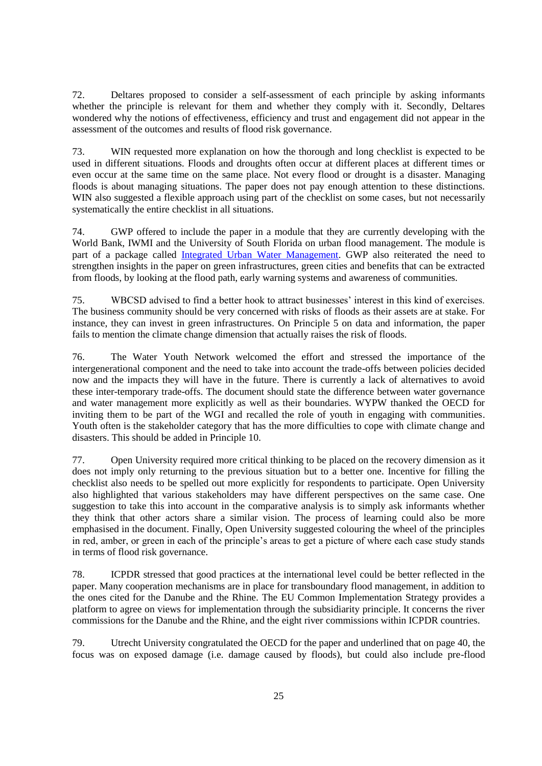72. Deltares proposed to consider a self-assessment of each principle by asking informants whether the principle is relevant for them and whether they comply with it. Secondly, Deltares wondered why the notions of effectiveness, efficiency and trust and engagement did not appear in the assessment of the outcomes and results of flood risk governance.

73. WIN requested more explanation on how the thorough and long checklist is expected to be used in different situations. Floods and droughts often occur at different places at different times or even occur at the same time on the same place. Not every flood or drought is a disaster. Managing floods is about managing situations. The paper does not pay enough attention to these distinctions. WIN also suggested a flexible approach using part of the checklist on some cases, but not necessarily systematically the entire checklist in all situations.

74. GWP offered to include the paper in a module that they are currently developing with the World Bank, IWMI and the University of South Florida on urban flood management. The module is part of a package called Integrated Urban Water Management. GWP also reiterated the need to strengthen insights in the paper on green infrastructures, green cities and benefits that can be extracted from floods, by looking at the flood path, early warning systems and awareness of communities.

75. WBCSD advised to find a better hook to attract businesses' interest in this kind of exercises. The business community should be very concerned with risks of floods as their assets are at stake. For instance, they can invest in green infrastructures. On Principle 5 on data and information, the paper fails to mention the climate change dimension that actually raises the risk of floods.

76. The Water Youth Network welcomed the effort and stressed the importance of the intergenerational component and the need to take into account the trade-offs between policies decided now and the impacts they will have in the future. There is currently a lack of alternatives to avoid these inter-temporary trade-offs. The document should state the difference between water governance and water management more explicitly as well as their boundaries. WYPW thanked the OECD for inviting them to be part of the WGI and recalled the role of youth in engaging with communities. Youth often is the stakeholder category that has the more difficulties to cope with climate change and disasters. This should be added in Principle 10.

77. Open University required more critical thinking to be placed on the recovery dimension as it does not imply only returning to the previous situation but to a better one. Incentive for filling the checklist also needs to be spelled out more explicitly for respondents to participate. Open University also highlighted that various stakeholders may have different perspectives on the same case. One suggestion to take this into account in the comparative analysis is to simply ask informants whether they think that other actors share a similar vision. The process of learning could also be more emphasised in the document. Finally, Open University suggested colouring the wheel of the principles in red, amber, or green in each of the principle's areas to get a picture of where each case study stands in terms of flood risk governance.

78. ICPDR stressed that good practices at the international level could be better reflected in the paper. Many cooperation mechanisms are in place for transboundary flood management, in addition to the ones cited for the Danube and the Rhine. The EU Common Implementation Strategy provides a platform to agree on views for implementation through the subsidiarity principle. It concerns the river commissions for the Danube and the Rhine, and the eight river commissions within ICPDR countries.

79. Utrecht University congratulated the OECD for the paper and underlined that on page 40, the focus was on exposed damage (i.e. damage caused by floods), but could also include pre-flood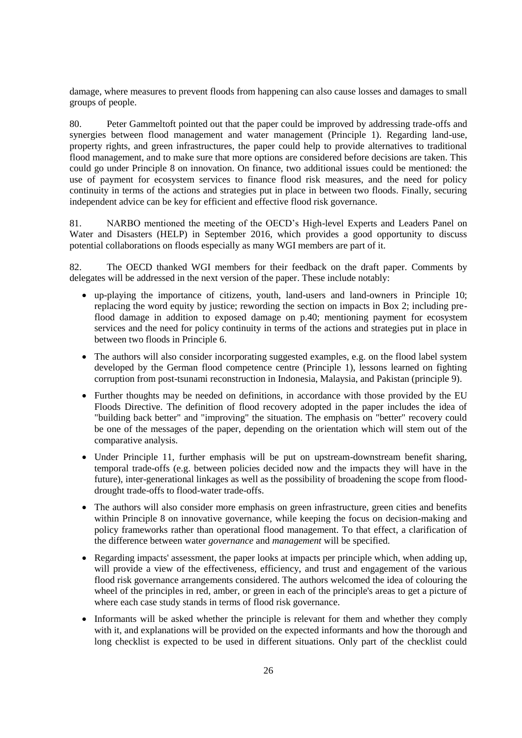damage, where measures to prevent floods from happening can also cause losses and damages to small groups of people.

80. Peter Gammeltoft pointed out that the paper could be improved by addressing trade-offs and synergies between flood management and water management (Principle 1). Regarding land-use, property rights, and green infrastructures, the paper could help to provide alternatives to traditional flood management, and to make sure that more options are considered before decisions are taken. This could go under Principle 8 on innovation. On finance, two additional issues could be mentioned: the use of payment for ecosystem services to finance flood risk measures, and the need for policy continuity in terms of the actions and strategies put in place in between two floods. Finally, securing independent advice can be key for efficient and effective flood risk governance.

81. NARBO mentioned the meeting of the OECD's High-level Experts and Leaders Panel on Water and Disasters (HELP) in September 2016, which provides a good opportunity to discuss potential collaborations on floods especially as many WGI members are part of it.

82. The OECD thanked WGI members for their feedback on the draft paper. Comments by delegates will be addressed in the next version of the paper. These include notably:

- up-playing the importance of citizens, youth, land-users and land-owners in Principle 10; replacing the word equity by justice; rewording the section on impacts in Box 2; including pre-flood damage in addition to exposed damage on p.40; mentioning payment for ecosystem services and the need for policy continuity in terms of the actions and strategies put in place in between two floods in Principle 6.
- The authors will also consider incorporating suggested examples, e.g. on the flood label system developed by the German flood competence centre (Principle 1), lessons learned on fighting corruption from post-tsunami reconstruction in Indonesia, Malaysia, and Pakistan (principle 9).
- Further thoughts may be needed on definitions, in accordance with those provided by the EU Floods Directive. The definition of flood recovery adopted in the paper includes the idea of "building back better" and "improving" the situation. The emphasis on "better" recovery could be one of the messages of the paper, depending on the orientation which will stem out of the comparative analysis.
- Under Principle 11, further emphasis will be put on upstream-downstream benefit sharing, temporal trade-offs (e.g. between policies decided now and the impacts they will have in the future), inter-generational linkages as well as the possibility of broadening the scope from flood-drought trade-offs to flood-water trade-offs.
- The authors will also consider more emphasis on green infrastructure, green cities and benefits within Principle 8 on innovative governance, while keeping the focus on decision-making and policy frameworks rather than operational flood management. To that effect, a clarification of the difference between water *governance* and *management* will be specified.
- Regarding impacts' assessment, the paper looks at impacts per principle which, when adding up, will provide a view of the effectiveness, efficiency, and trust and engagement of the various flood risk governance arrangements considered. The authors welcomed the idea of colouring the wheel of the principles in red, amber, or green in each of the principle's areas to get a picture of where each case study stands in terms of flood risk governance.
- Informants will be asked whether the principle is relevant for them and whether they comply with it, and explanations will be provided on the expected informants and how the thorough and long checklist is expected to be used in different situations. Only part of the checklist could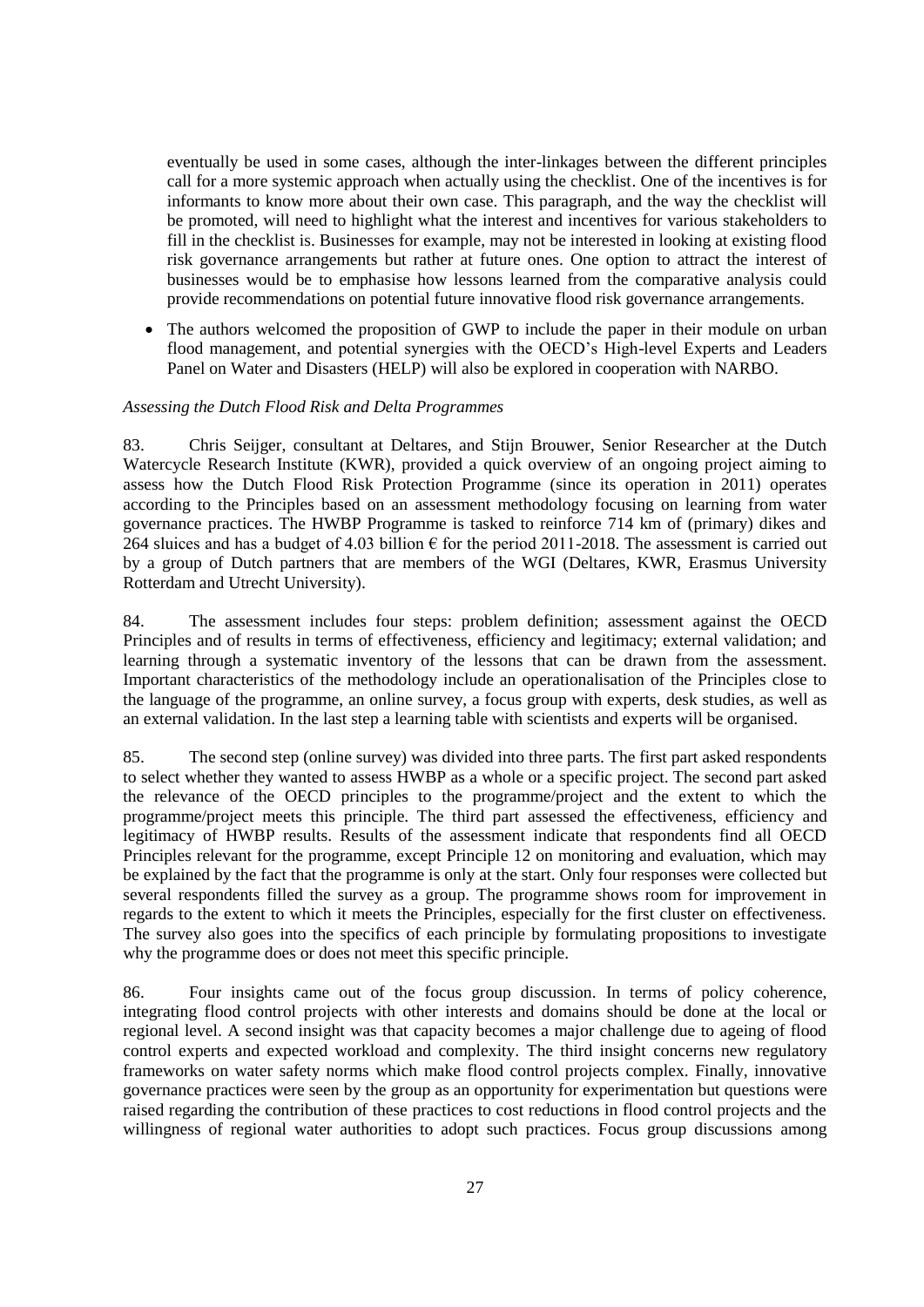eventually be used in some cases, although the inter-linkages between the different principles call for a more systemic approach when actually using the checklist. One of the incentives is for informants to know more about their own case. This paragraph, and the way the checklist will be promoted, will need to highlight what the interest and incentives for various stakeholders to fill in the checklist is. Businesses for example, may not be interested in looking at existing flood risk governance arrangements but rather at future ones. One option to attract the interest of businesses would be to emphasise how lessons learned from the comparative analysis could provide recommendations on potential future innovative flood risk governance arrangements.

- The authors welcomed the proposition of GWP to include the paper in their module on urban flood management, and potential synergies with the OECD's High-level Experts and Leaders Panel on Water and Disasters (HELP) will also be explored in cooperation with NARBO.

*Assessing the Dutch Flood Risk and Delta Programmes*

83. Chris Seijger, consultant at Deltares, and Stijn Brouwer, Senior Researcher at the Dutch Watercycle Research Institute (KWR), provided a quick overview of an ongoing project aiming to assess how the Dutch Flood Risk Protection Programme (since its operation in 2011) operates according to the Principles based on an assessment methodology focusing on learning from water governance practices. The HWBP Programme is tasked to reinforce 714 km of (primary) dikes and 264 sluices and has a budget of 4.03 billion € for the period 2011-2018. The assessment is carried out by a group of Dutch partners that are members of the WGI (Deltares, KWR, Erasmus University Rotterdam and Utrecht University).

84. The assessment includes four steps: problem definition; assessment against the OECD Principles and of results in terms of effectiveness, efficiency and legitimacy; external validation; and learning through a systematic inventory of the lessons that can be drawn from the assessment. Important characteristics of the methodology include an operationalisation of the Principles close to the language of the programme, an online survey, a focus group with experts, desk studies, as well as an external validation. In the last step a learning table with scientists and experts will be organised.

85. The second step (online survey) was divided into three parts. The first part asked respondents to select whether they wanted to assess HWBP as a whole or a specific project. The second part asked the relevance of the OECD principles to the programme/project and the extent to which the programme/project meets this principle. The third part assessed the effectiveness, efficiency and legitimacy of HWBP results. Results of the assessment indicate that respondents find all OECD Principles relevant for the programme, except Principle 12 on monitoring and evaluation, which may be explained by the fact that the programme is only at the start. Only four responses were collected but several respondents filled the survey as a group. The programme shows room for improvement in regards to the extent to which it meets the Principles, especially for the first cluster on effectiveness. The survey also goes into the specifics of each principle by formulating propositions to investigate why the programme does or does not meet this specific principle.

86. Four insights came out of the focus group discussion. In terms of policy coherence, integrating flood control projects with other interests and domains should be done at the local or regional level. A second insight was that capacity becomes a major challenge due to ageing of flood control experts and expected workload and complexity. The third insight concerns new regulatory frameworks on water safety norms which make flood control projects complex. Finally, innovative governance practices were seen by the group as an opportunity for experimentation but questions were raised regarding the contribution of these practices to cost reductions in flood control projects and the willingness of regional water authorities to adopt such practices. Focus group discussions among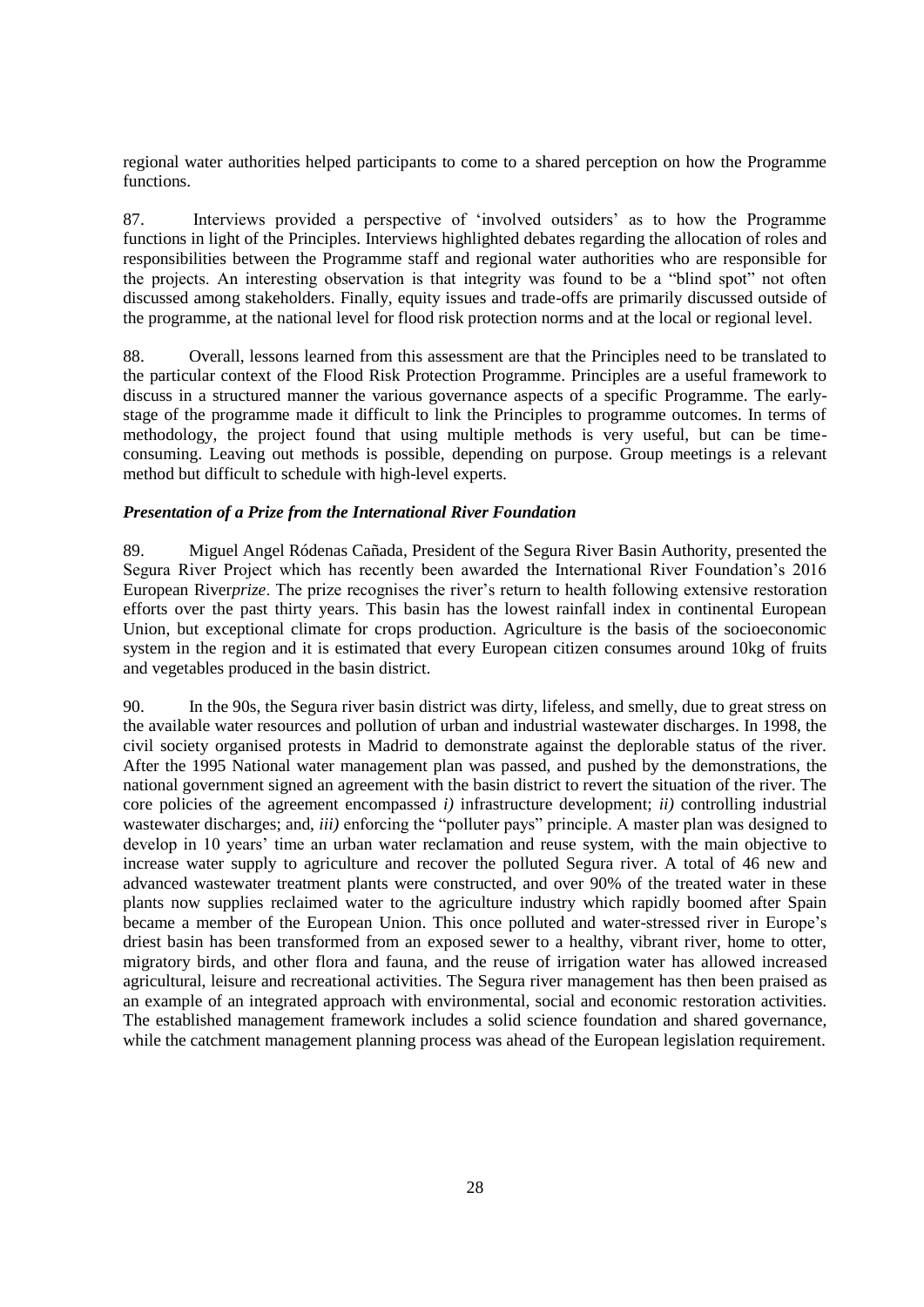regional water authorities helped participants to come to a shared perception on how the Programme functions.

87. Interviews provided a perspective of 'involved outsiders' as to how the Programme functions in light of the Principles. Interviews highlighted debates regarding the allocation of roles and responsibilities between the Programme staff and regional water authorities who are responsible for the projects. An interesting observation is that integrity was found to be a "blind spot" not often discussed among stakeholders. Finally, equity issues and trade-offs are primarily discussed outside of the programme, at the national level for flood risk protection norms and at the local or regional level.

88. Overall, lessons learned from this assessment are that the Principles need to be translated to the particular context of the Flood Risk Protection Programme. Principles are a useful framework to discuss in a structured manner the various governance aspects of a specific Programme. The early-stage of the programme made it difficult to link the Principles to programme outcomes. In terms of methodology, the project found that using multiple methods is very useful, but can be time-consuming. Leaving out methods is possible, depending on purpose. Group meetings is a relevant method but difficult to schedule with high-level experts.

***Presentation of a Prize from the International River Foundation***

89. Miguel Angel Ródenas Cañada, President of the Segura River Basin Authority, presented the Segura River Project which has recently been awarded the International River Foundation's 2016 European River*prize*. The prize recognises the river's return to health following extensive restoration efforts over the past thirty years. This basin has the lowest rainfall index in continental European Union, but exceptional climate for crops production. Agriculture is the basis of the socioeconomic system in the region and it is estimated that every European citizen consumes around 10kg of fruits and vegetables produced in the basin district.

90. In the 90s, the Segura river basin district was dirty, lifeless, and smelly, due to great stress on the available water resources and pollution of urban and industrial wastewater discharges. In 1998, the civil society organised protests in Madrid to demonstrate against the deplorable status of the river. After the 1995 National water management plan was passed, and pushed by the demonstrations, the national government signed an agreement with the basin district to revert the situation of the river. The core policies of the agreement encompassed *i)* infrastructure development; *ii)* controlling industrial wastewater discharges; and, *iii)* enforcing the "polluter pays" principle. A master plan was designed to develop in 10 years' time an urban water reclamation and reuse system, with the main objective to increase water supply to agriculture and recover the polluted Segura river. A total of 46 new and advanced wastewater treatment plants were constructed, and over 90% of the treated water in these plants now supplies reclaimed water to the agriculture industry which rapidly boomed after Spain became a member of the European Union. This once polluted and water-stressed river in Europe's driest basin has been transformed from an exposed sewer to a healthy, vibrant river, home to otter, migratory birds, and other flora and fauna, and the reuse of irrigation water has allowed increased agricultural, leisure and recreational activities. The Segura river management has then been praised as an example of an integrated approach with environmental, social and economic restoration activities. The established management framework includes a solid science foundation and shared governance, while the catchment management planning process was ahead of the European legislation requirement.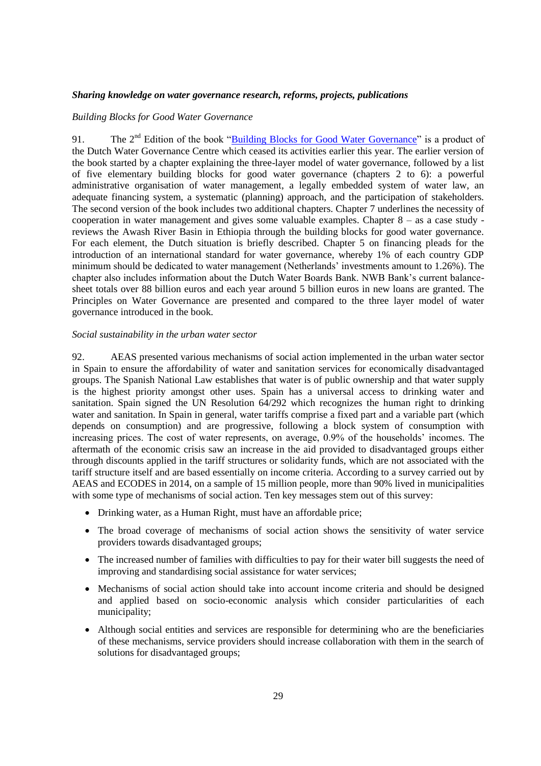***Sharing knowledge on water governance research, reforms, projects, publications***

*Building Blocks for Good Water Governance*

91. The 2nd Edition of the book "Building Blocks for Good Water Governance" is a product of the Dutch Water Governance Centre which ceased its activities earlier this year. The earlier version of the book started by a chapter explaining the three-layer model of water governance, followed by a list of five elementary building blocks for good water governance (chapters 2 to 6): a powerful administrative organisation of water management, a legally embedded system of water law, an adequate financing system, a systematic (planning) approach, and the participation of stakeholders. The second version of the book includes two additional chapters. Chapter 7 underlines the necessity of cooperation in water management and gives some valuable examples. Chapter 8 – as a case study - reviews the Awash River Basin in Ethiopia through the building blocks for good water governance. For each element, the Dutch situation is briefly described. Chapter 5 on financing pleads for the introduction of an international standard for water governance, whereby 1% of each country GDP minimum should be dedicated to water management (Netherlands' investments amount to 1.26%). The chapter also includes information about the Dutch Water Boards Bank. NWB Bank's current balance-sheet totals over 88 billion euros and each year around 5 billion euros in new loans are granted. The Principles on Water Governance are presented and compared to the three layer model of water governance introduced in the book.

*Social sustainability in the urban water sector*

92. AEAS presented various mechanisms of social action implemented in the urban water sector in Spain to ensure the affordability of water and sanitation services for economically disadvantaged groups. The Spanish National Law establishes that water is of public ownership and that water supply is the highest priority amongst other uses. Spain has a universal access to drinking water and sanitation. Spain signed the UN Resolution 64/292 which recognizes the human right to drinking water and sanitation. In Spain in general, water tariffs comprise a fixed part and a variable part (which depends on consumption) and are progressive, following a block system of consumption with increasing prices. The cost of water represents, on average, 0.9% of the households' incomes. The aftermath of the economic crisis saw an increase in the aid provided to disadvantaged groups either through discounts applied in the tariff structures or solidarity funds, which are not associated with the tariff structure itself and are based essentially on income criteria. According to a survey carried out by AEAS and ECODES in 2014, on a sample of 15 million people, more than 90% lived in municipalities with some type of mechanisms of social action. Ten key messages stem out of this survey:

- Drinking water, as a Human Right, must have an affordable price;
- The broad coverage of mechanisms of social action shows the sensitivity of water service providers towards disadvantaged groups;
- The increased number of families with difficulties to pay for their water bill suggests the need of improving and standardising social assistance for water services;
- Mechanisms of social action should take into account income criteria and should be designed and applied based on socio-economic analysis which consider particularities of each municipality;
- Although social entities and services are responsible for determining who are the beneficiaries of these mechanisms, service providers should increase collaboration with them in the search of solutions for disadvantaged groups;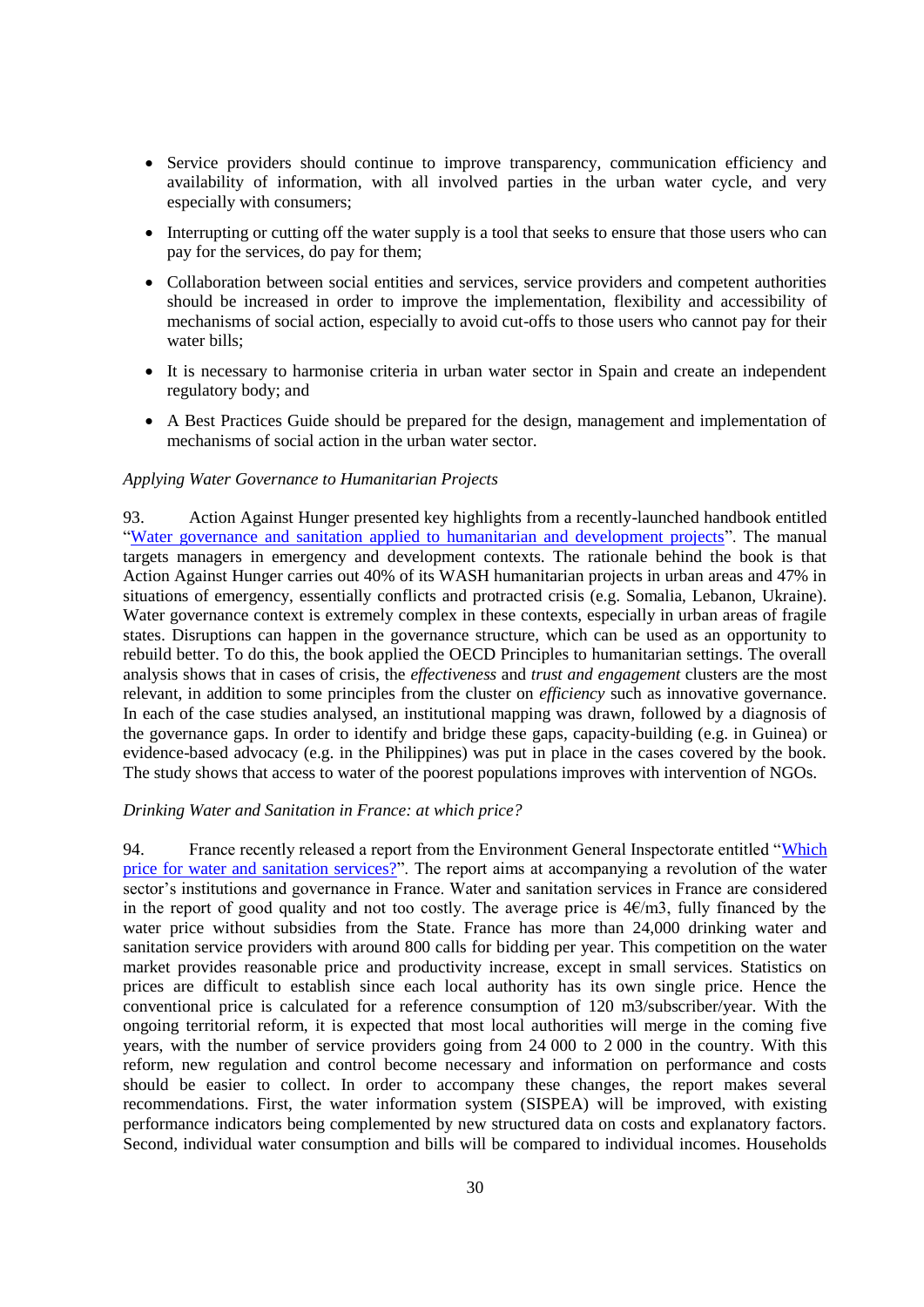- Service providers should continue to improve transparency, communication efficiency and availability of information, with all involved parties in the urban water cycle, and very especially with consumers;
- Interrupting or cutting off the water supply is a tool that seeks to ensure that those users who can pay for the services, do pay for them;
- Collaboration between social entities and services, service providers and competent authorities should be increased in order to improve the implementation, flexibility and accessibility of mechanisms of social action, especially to avoid cut-offs to those users who cannot pay for their water bills;
- It is necessary to harmonise criteria in urban water sector in Spain and create an independent regulatory body; and
- A Best Practices Guide should be prepared for the design, management and implementation of mechanisms of social action in the urban water sector.

*Applying Water Governance to Humanitarian Projects*

93. Action Against Hunger presented key highlights from a recently-launched handbook entitled "Water governance and sanitation applied to humanitarian and development projects". The manual targets managers in emergency and development contexts. The rationale behind the book is that Action Against Hunger carries out 40% of its WASH humanitarian projects in urban areas and 47% in situations of emergency, essentially conflicts and protracted crisis (e.g. Somalia, Lebanon, Ukraine). Water governance context is extremely complex in these contexts, especially in urban areas of fragile states. Disruptions can happen in the governance structure, which can be used as an opportunity to rebuild better. To do this, the book applied the OECD Principles to humanitarian settings. The overall analysis shows that in cases of crisis, the *effectiveness* and *trust and engagement* clusters are the most relevant, in addition to some principles from the cluster on *efficiency* such as innovative governance. In each of the case studies analysed, an institutional mapping was drawn, followed by a diagnosis of the governance gaps. In order to identify and bridge these gaps, capacity-building (e.g. in Guinea) or evidence-based advocacy (e.g. in the Philippines) was put in place in the cases covered by the book. The study shows that access to water of the poorest populations improves with intervention of NGOs.

*Drinking Water and Sanitation in France: at which price?*

94. France recently released a report from the Environment General Inspectorate entitled "Which price for water and sanitation services?". The report aims at accompanying a revolution of the water sector's institutions and governance in France. Water and sanitation services in France are considered in the report of good quality and not too costly. The average price is 4€/m3, fully financed by the water price without subsidies from the State. France has more than 24,000 drinking water and sanitation service providers with around 800 calls for bidding per year. This competition on the water market provides reasonable price and productivity increase, except in small services. Statistics on prices are difficult to establish since each local authority has its own single price. Hence the conventional price is calculated for a reference consumption of 120 m3/subscriber/year. With the ongoing territorial reform, it is expected that most local authorities will merge in the coming five years, with the number of service providers going from 24 000 to 2 000 in the country. With this reform, new regulation and control become necessary and information on performance and costs should be easier to collect. In order to accompany these changes, the report makes several recommendations. First, the water information system (SISPEA) will be improved, with existing performance indicators being complemented by new structured data on costs and explanatory factors. Second, individual water consumption and bills will be compared to individual incomes. Households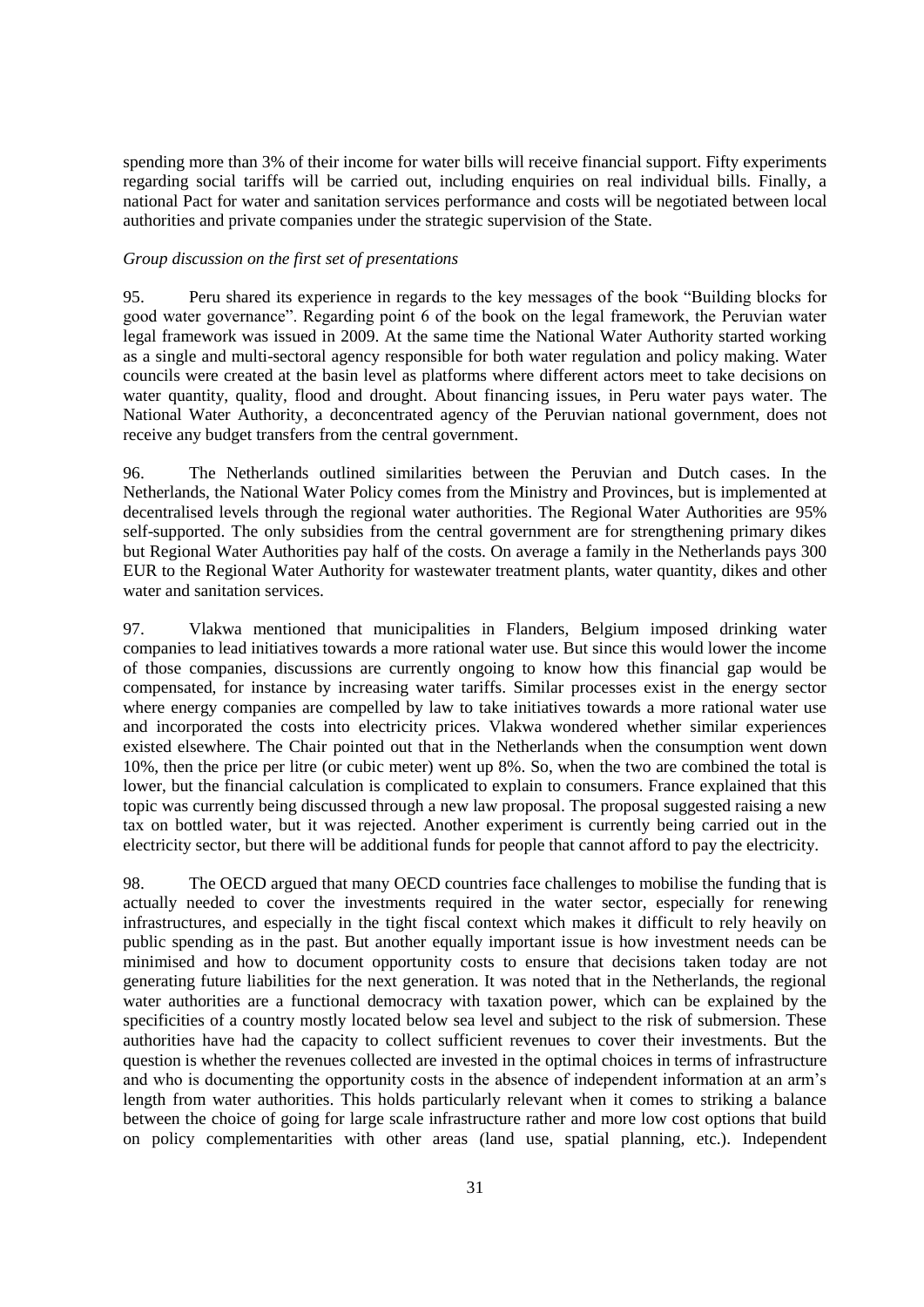spending more than 3% of their income for water bills will receive financial support. Fifty experiments regarding social tariffs will be carried out, including enquiries on real individual bills. Finally, a national Pact for water and sanitation services performance and costs will be negotiated between local authorities and private companies under the strategic supervision of the State.

*Group discussion on the first set of presentations*

95. Peru shared its experience in regards to the key messages of the book "Building blocks for good water governance". Regarding point 6 of the book on the legal framework, the Peruvian water legal framework was issued in 2009. At the same time the National Water Authority started working as a single and multi-sectoral agency responsible for both water regulation and policy making. Water councils were created at the basin level as platforms where different actors meet to take decisions on water quantity, quality, flood and drought. About financing issues, in Peru water pays water. The National Water Authority, a deconcentrated agency of the Peruvian national government, does not receive any budget transfers from the central government.

96. The Netherlands outlined similarities between the Peruvian and Dutch cases. In the Netherlands, the National Water Policy comes from the Ministry and Provinces, but is implemented at decentralised levels through the regional water authorities. The Regional Water Authorities are 95% self-supported. The only subsidies from the central government are for strengthening primary dikes but Regional Water Authorities pay half of the costs. On average a family in the Netherlands pays 300 EUR to the Regional Water Authority for wastewater treatment plants, water quantity, dikes and other water and sanitation services.

97. Vlakwa mentioned that municipalities in Flanders, Belgium imposed drinking water companies to lead initiatives towards a more rational water use. But since this would lower the income of those companies, discussions are currently ongoing to know how this financial gap would be compensated, for instance by increasing water tariffs. Similar processes exist in the energy sector where energy companies are compelled by law to take initiatives towards a more rational water use and incorporated the costs into electricity prices. Vlakwa wondered whether similar experiences existed elsewhere. The Chair pointed out that in the Netherlands when the consumption went down 10%, then the price per litre (or cubic meter) went up 8%. So, when the two are combined the total is lower, but the financial calculation is complicated to explain to consumers. France explained that this topic was currently being discussed through a new law proposal. The proposal suggested raising a new tax on bottled water, but it was rejected. Another experiment is currently being carried out in the electricity sector, but there will be additional funds for people that cannot afford to pay the electricity.

98. The OECD argued that many OECD countries face challenges to mobilise the funding that is actually needed to cover the investments required in the water sector, especially for renewing infrastructures, and especially in the tight fiscal context which makes it difficult to rely heavily on public spending as in the past. But another equally important issue is how investment needs can be minimised and how to document opportunity costs to ensure that decisions taken today are not generating future liabilities for the next generation. It was noted that in the Netherlands, the regional water authorities are a functional democracy with taxation power, which can be explained by the specificities of a country mostly located below sea level and subject to the risk of submersion. These authorities have had the capacity to collect sufficient revenues to cover their investments. But the question is whether the revenues collected are invested in the optimal choices in terms of infrastructure and who is documenting the opportunity costs in the absence of independent information at an arm's length from water authorities. This holds particularly relevant when it comes to striking a balance between the choice of going for large scale infrastructure rather and more low cost options that build on policy complementarities with other areas (land use, spatial planning, etc.). Independent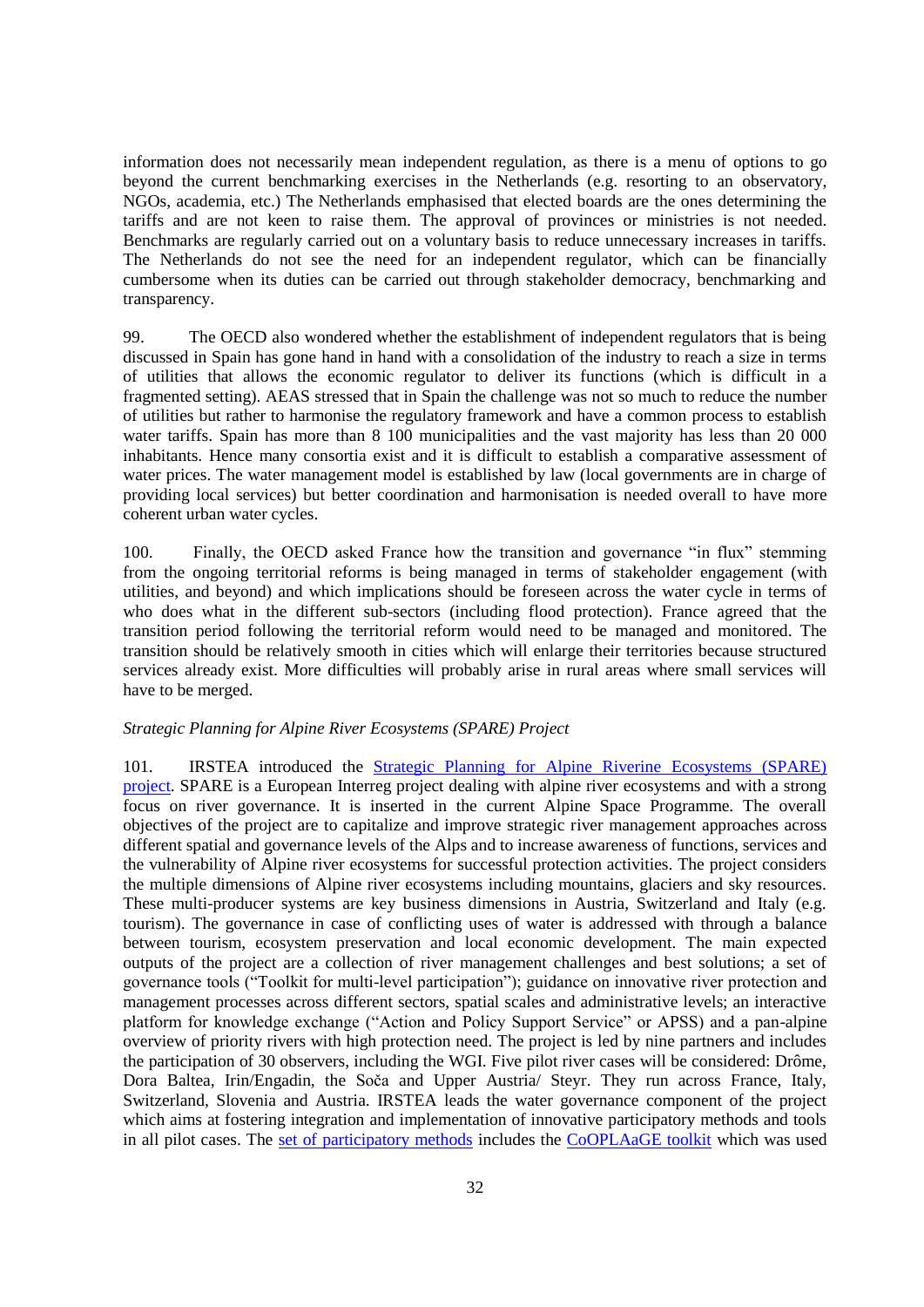information does not necessarily mean independent regulation, as there is a menu of options to go beyond the current benchmarking exercises in the Netherlands (e.g. resorting to an observatory, NGOs, academia, etc.) The Netherlands emphasised that elected boards are the ones determining the tariffs and are not keen to raise them. The approval of provinces or ministries is not needed. Benchmarks are regularly carried out on a voluntary basis to reduce unnecessary increases in tariffs. The Netherlands do not see the need for an independent regulator, which can be financially cumbersome when its duties can be carried out through stakeholder democracy, benchmarking and transparency.

99. The OECD also wondered whether the establishment of independent regulators that is being discussed in Spain has gone hand in hand with a consolidation of the industry to reach a size in terms of utilities that allows the economic regulator to deliver its functions (which is difficult in a fragmented setting). AEAS stressed that in Spain the challenge was not so much to reduce the number of utilities but rather to harmonise the regulatory framework and have a common process to establish water tariffs. Spain has more than 8 100 municipalities and the vast majority has less than 20 000 inhabitants. Hence many consortia exist and it is difficult to establish a comparative assessment of water prices. The water management model is established by law (local governments are in charge of providing local services) but better coordination and harmonisation is needed overall to have more coherent urban water cycles.

100. Finally, the OECD asked France how the transition and governance "in flux" stemming from the ongoing territorial reforms is being managed in terms of stakeholder engagement (with utilities, and beyond) and which implications should be foreseen across the water cycle in terms of who does what in the different sub-sectors (including flood protection). France agreed that the transition period following the territorial reform would need to be managed and monitored. The transition should be relatively smooth in cities which will enlarge their territories because structured services already exist. More difficulties will probably arise in rural areas where small services will have to be merged.

*Strategic Planning for Alpine River Ecosystems (SPARE) Project*

101. IRSTEA introduced the Strategic Planning for Alpine Riverine Ecosystems (SPARE) project. SPARE is a European Interreg project dealing with alpine river ecosystems and with a strong focus on river governance. It is inserted in the current Alpine Space Programme. The overall objectives of the project are to capitalize and improve strategic river management approaches across different spatial and governance levels of the Alps and to increase awareness of functions, services and the vulnerability of Alpine river ecosystems for successful protection activities. The project considers the multiple dimensions of Alpine river ecosystems including mountains, glaciers and sky resources. These multi-producer systems are key business dimensions in Austria, Switzerland and Italy (e.g. tourism). The governance in case of conflicting uses of water is addressed with through a balance between tourism, ecosystem preservation and local economic development. The main expected outputs of the project are a collection of river management challenges and best solutions; a set of governance tools ("Toolkit for multi-level participation"); guidance on innovative river protection and management processes across different sectors, spatial scales and administrative levels; an interactive platform for knowledge exchange ("Action and Policy Support Service" or APSS) and a pan-alpine overview of priority rivers with high protection need. The project is led by nine partners and includes the participation of 30 observers, including the WGI. Five pilot river cases will be considered: Drôme, Dora Baltea, Irin/Engadin, the Soča and Upper Austria/ Steyr. They run across France, Italy, Switzerland, Slovenia and Austria. IRSTEA leads the water governance component of the project which aims at fostering integration and implementation of innovative participatory methods and tools in all pilot cases. The set of participatory methods includes the CoOPLAaGE toolkit which was used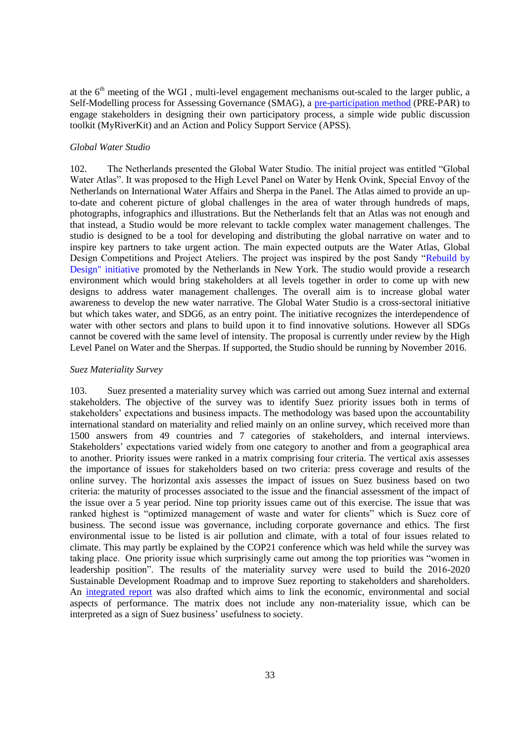at the 6th meeting of the WGI , multi-level engagement mechanisms out-scaled to the larger public, a Self-Modelling process for Assessing Governance (SMAG), a pre-participation method (PRE-PAR) to engage stakeholders in designing their own participatory process, a simple wide public discussion toolkit (MyRiverKit) and an Action and Policy Support Service (APSS).

*Global Water Studio*

102. The Netherlands presented the Global Water Studio. The initial project was entitled "Global Water Atlas". It was proposed to the High Level Panel on Water by Henk Ovink, Special Envoy of the Netherlands on International Water Affairs and Sherpa in the Panel. The Atlas aimed to provide an up-to-date and coherent picture of global challenges in the area of water through hundreds of maps, photographs, infographics and illustrations. But the Netherlands felt that an Atlas was not enough and that instead, a Studio would be more relevant to tackle complex water management challenges. The studio is designed to be a tool for developing and distributing the global narrative on water and to inspire key partners to take urgent action. The main expected outputs are the Water Atlas, Global Design Competitions and Project Ateliers. The project was inspired by the post Sandy "Rebuild by Design" initiative promoted by the Netherlands in New York. The studio would provide a research environment which would bring stakeholders at all levels together in order to come up with new designs to address water management challenges. The overall aim is to increase global water awareness to develop the new water narrative. The Global Water Studio is a cross-sectoral initiative but which takes water, and SDG6, as an entry point. The initiative recognizes the interdependence of water with other sectors and plans to build upon it to find innovative solutions. However all SDGs cannot be covered with the same level of intensity. The proposal is currently under review by the High Level Panel on Water and the Sherpas. If supported, the Studio should be running by November 2016.

*Suez Materiality Survey*

103. Suez presented a materiality survey which was carried out among Suez internal and external stakeholders. The objective of the survey was to identify Suez priority issues both in terms of stakeholders' expectations and business impacts. The methodology was based upon the accountability international standard on materiality and relied mainly on an online survey, which received more than 1500 answers from 49 countries and 7 categories of stakeholders, and internal interviews. Stakeholders' expectations varied widely from one category to another and from a geographical area to another. Priority issues were ranked in a matrix comprising four criteria. The vertical axis assesses the importance of issues for stakeholders based on two criteria: press coverage and results of the online survey. The horizontal axis assesses the impact of issues on Suez business based on two criteria: the maturity of processes associated to the issue and the financial assessment of the impact of the issue over a 5 year period. Nine top priority issues came out of this exercise. The issue that was ranked highest is "optimized management of waste and water for clients" which is Suez core of business. The second issue was governance, including corporate governance and ethics. The first environmental issue to be listed is air pollution and climate, with a total of four issues related to climate. This may partly be explained by the COP21 conference which was held while the survey was taking place. One priority issue which surprisingly came out among the top priorities was "women in leadership position". The results of the materiality survey were used to build the 2016-2020 Sustainable Development Roadmap and to improve Suez reporting to stakeholders and shareholders. An integrated report was also drafted which aims to link the economic, environmental and social aspects of performance. The matrix does not include any non-materiality issue, which can be interpreted as a sign of Suez business' usefulness to society.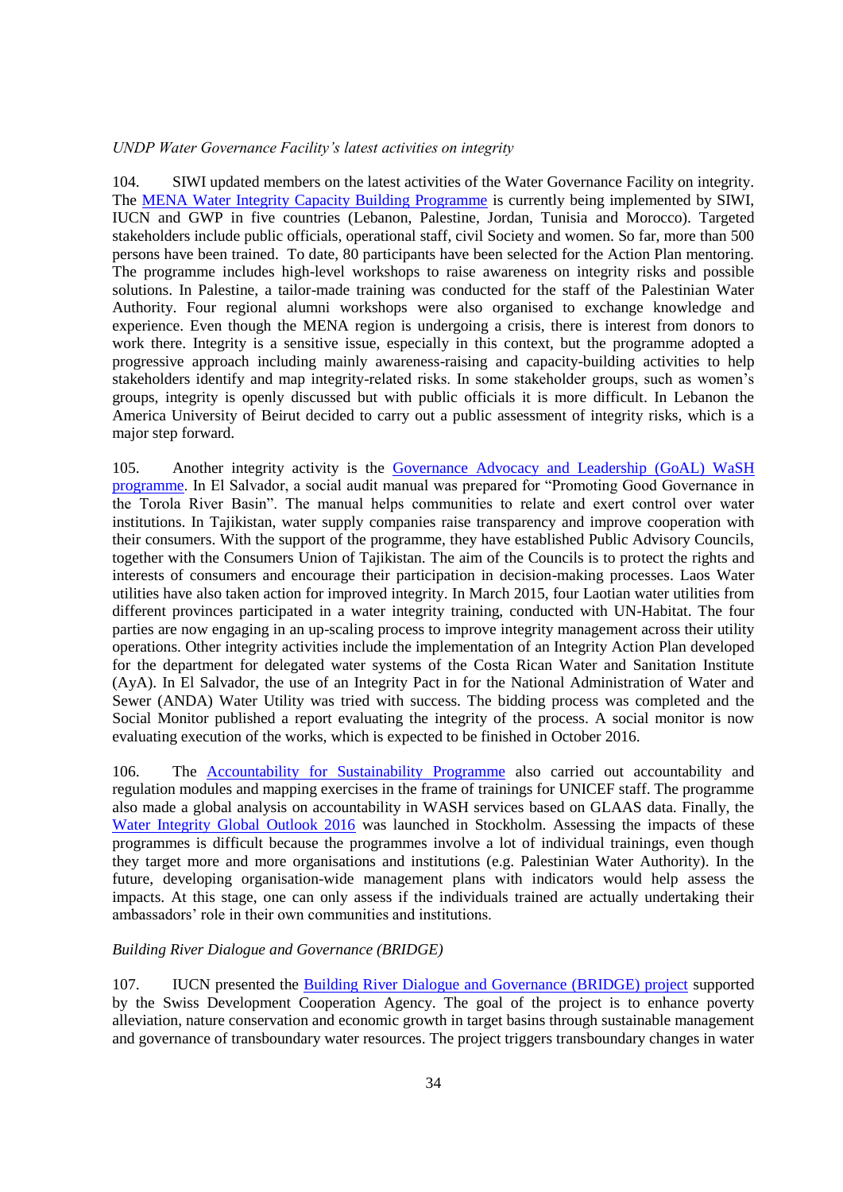*UNDP Water Governance Facility's latest activities on integrity*

104. SIWI updated members on the latest activities of the Water Governance Facility on integrity. The MENA Water Integrity Capacity Building Programme is currently being implemented by SIWI, IUCN and GWP in five countries (Lebanon, Palestine, Jordan, Tunisia and Morocco). Targeted stakeholders include public officials, operational staff, civil Society and women. So far, more than 500 persons have been trained. To date, 80 participants have been selected for the Action Plan mentoring. The programme includes high-level workshops to raise awareness on integrity risks and possible solutions. In Palestine, a tailor-made training was conducted for the staff of the Palestinian Water Authority. Four regional alumni workshops were also organised to exchange knowledge and experience. Even though the MENA region is undergoing a crisis, there is interest from donors to work there. Integrity is a sensitive issue, especially in this context, but the programme adopted a progressive approach including mainly awareness-raising and capacity-building activities to help stakeholders identify and map integrity-related risks. In some stakeholder groups, such as women's groups, integrity is openly discussed but with public officials it is more difficult. In Lebanon the America University of Beirut decided to carry out a public assessment of integrity risks, which is a major step forward.

105. Another integrity activity is the Governance Advocacy and Leadership (GoAL) WaSH programme. In El Salvador, a social audit manual was prepared for "Promoting Good Governance in the Torola River Basin". The manual helps communities to relate and exert control over water institutions. In Tajikistan, water supply companies raise transparency and improve cooperation with their consumers. With the support of the programme, they have established Public Advisory Councils, together with the Consumers Union of Tajikistan. The aim of the Councils is to protect the rights and interests of consumers and encourage their participation in decision-making processes. Laos Water utilities have also taken action for improved integrity. In March 2015, four Laotian water utilities from different provinces participated in a water integrity training, conducted with UN-Habitat. The four parties are now engaging in an up-scaling process to improve integrity management across their utility operations. Other integrity activities include the implementation of an Integrity Action Plan developed for the department for delegated water systems of the Costa Rican Water and Sanitation Institute (AyA). In El Salvador, the use of an Integrity Pact in for the National Administration of Water and Sewer (ANDA) Water Utility was tried with success. The bidding process was completed and the Social Monitor published a report evaluating the integrity of the process. A social monitor is now evaluating execution of the works, which is expected to be finished in October 2016.

106. The Accountability for Sustainability Programme also carried out accountability and regulation modules and mapping exercises in the frame of trainings for UNICEF staff. The programme also made a global analysis on accountability in WASH services based on GLAAS data. Finally, the Water Integrity Global Outlook 2016 was launched in Stockholm. Assessing the impacts of these programmes is difficult because the programmes involve a lot of individual trainings, even though they target more and more organisations and institutions (e.g. Palestinian Water Authority). In the future, developing organisation-wide management plans with indicators would help assess the impacts. At this stage, one can only assess if the individuals trained are actually undertaking their ambassadors' role in their own communities and institutions.

*Building River Dialogue and Governance (BRIDGE)*

107. IUCN presented the Building River Dialogue and Governance (BRIDGE) project supported by the Swiss Development Cooperation Agency. The goal of the project is to enhance poverty alleviation, nature conservation and economic growth in target basins through sustainable management and governance of transboundary water resources. The project triggers transboundary changes in water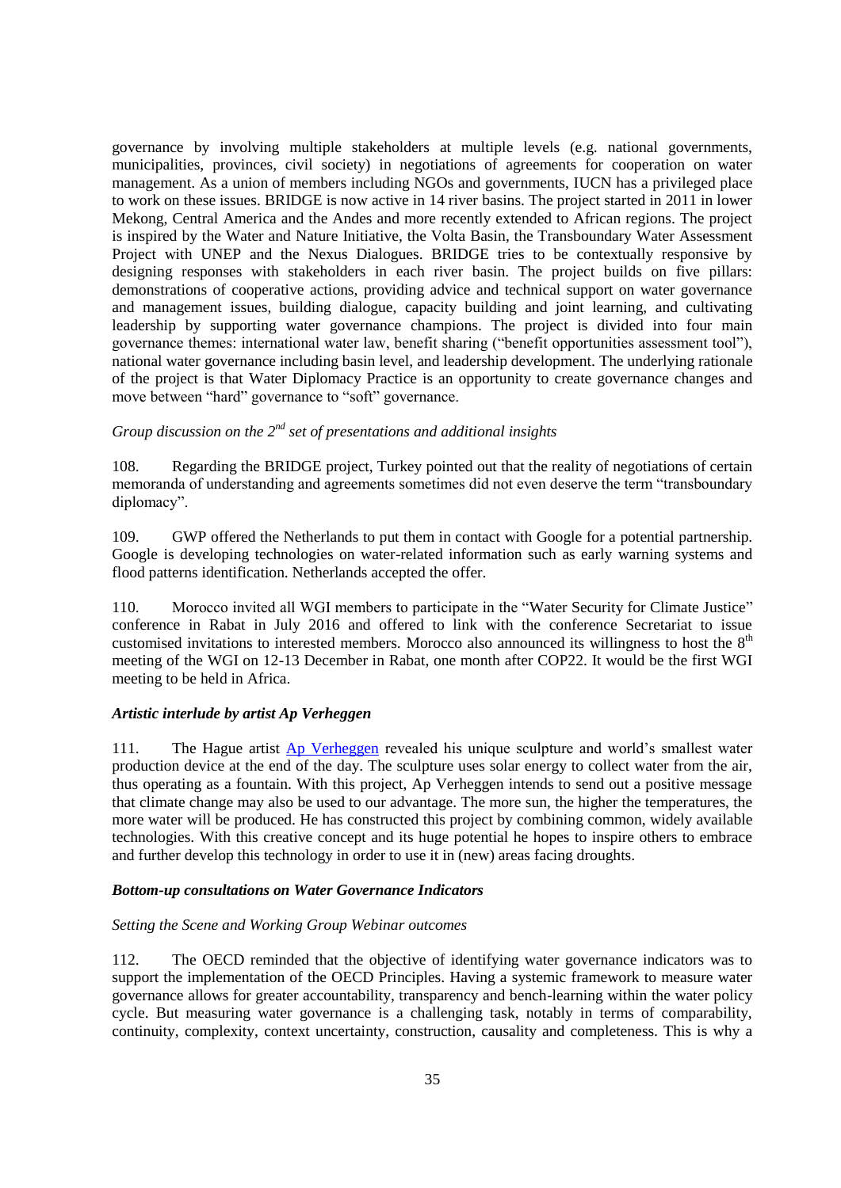governance by involving multiple stakeholders at multiple levels (e.g. national governments, municipalities, provinces, civil society) in negotiations of agreements for cooperation on water management. As a union of members including NGOs and governments, IUCN has a privileged place to work on these issues. BRIDGE is now active in 14 river basins. The project started in 2011 in lower Mekong, Central America and the Andes and more recently extended to African regions. The project is inspired by the Water and Nature Initiative, the Volta Basin, the Transboundary Water Assessment Project with UNEP and the Nexus Dialogues. BRIDGE tries to be contextually responsive by designing responses with stakeholders in each river basin. The project builds on five pillars: demonstrations of cooperative actions, providing advice and technical support on water governance and management issues, building dialogue, capacity building and joint learning, and cultivating leadership by supporting water governance champions. The project is divided into four main governance themes: international water law, benefit sharing ("benefit opportunities assessment tool"), national water governance including basin level, and leadership development. The underlying rationale of the project is that Water Diplomacy Practice is an opportunity to create governance changes and move between "hard" governance to "soft" governance.

*Group discussion on the 2nd set of presentations and additional insights*

108. Regarding the BRIDGE project, Turkey pointed out that the reality of negotiations of certain memoranda of understanding and agreements sometimes did not even deserve the term "transboundary diplomacy".

109. GWP offered the Netherlands to put them in contact with Google for a potential partnership. Google is developing technologies on water-related information such as early warning systems and flood patterns identification. Netherlands accepted the offer.

110. Morocco invited all WGI members to participate in the "Water Security for Climate Justice" conference in Rabat in July 2016 and offered to link with the conference Secretariat to issue customised invitations to interested members. Morocco also announced its willingness to host the 8th meeting of the WGI on 12-13 December in Rabat, one month after COP22. It would be the first WGI meeting to be held in Africa.

***Artistic interlude by artist Ap Verheggen***

111. The Hague artist Ap Verheggen revealed his unique sculpture and world's smallest water production device at the end of the day. The sculpture uses solar energy to collect water from the air, thus operating as a fountain. With this project, Ap Verheggen intends to send out a positive message that climate change may also be used to our advantage. The more sun, the higher the temperatures, the more water will be produced. He has constructed this project by combining common, widely available technologies. With this creative concept and its huge potential he hopes to inspire others to embrace and further develop this technology in order to use it in (new) areas facing droughts.

***Bottom-up consultations on Water Governance Indicators***

*Setting the Scene and Working Group Webinar outcomes*

112. The OECD reminded that the objective of identifying water governance indicators was to support the implementation of the OECD Principles. Having a systemic framework to measure water governance allows for greater accountability, transparency and bench-learning within the water policy cycle. But measuring water governance is a challenging task, notably in terms of comparability, continuity, complexity, context uncertainty, construction, causality and completeness. This is why a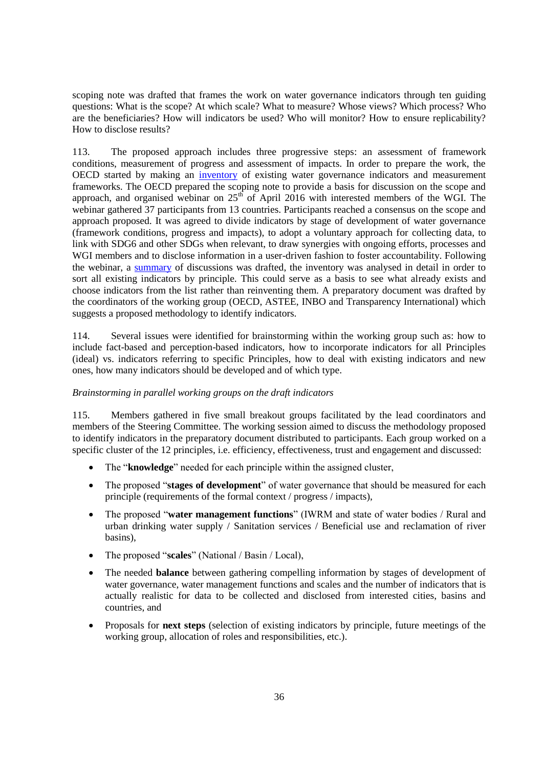scoping note was drafted that frames the work on water governance indicators through ten guiding questions: What is the scope? At which scale? What to measure? Whose views? Which process? Who are the beneficiaries? How will indicators be used? Who will monitor? How to ensure replicability? How to disclose results?

113. The proposed approach includes three progressive steps: an assessment of framework conditions, measurement of progress and assessment of impacts. In order to prepare the work, the OECD started by making an inventory of existing water governance indicators and measurement frameworks. The OECD prepared the scoping note to provide a basis for discussion on the scope and approach, and organised webinar on 25th of April 2016 with interested members of the WGI. The webinar gathered 37 participants from 13 countries. Participants reached a consensus on the scope and approach proposed. It was agreed to divide indicators by stage of development of water governance (framework conditions, progress and impacts), to adopt a voluntary approach for collecting data, to link with SDG6 and other SDGs when relevant, to draw synergies with ongoing efforts, processes and WGI members and to disclose information in a user-driven fashion to foster accountability. Following the webinar, a summary of discussions was drafted, the inventory was analysed in detail in order to sort all existing indicators by principle. This could serve as a basis to see what already exists and choose indicators from the list rather than reinventing them. A preparatory document was drafted by the coordinators of the working group (OECD, ASTEE, INBO and Transparency International) which suggests a proposed methodology to identify indicators.

114. Several issues were identified for brainstorming within the working group such as: how to include fact-based and perception-based indicators, how to incorporate indicators for all Principles (ideal) vs. indicators referring to specific Principles, how to deal with existing indicators and new ones, how many indicators should be developed and of which type.

*Brainstorming in parallel working groups on the draft indicators*

115. Members gathered in five small breakout groups facilitated by the lead coordinators and members of the Steering Committee. The working session aimed to discuss the methodology proposed to identify indicators in the preparatory document distributed to participants. Each group worked on a specific cluster of the 12 principles, i.e. efficiency, effectiveness, trust and engagement and discussed:

- The "**knowledge**" needed for each principle within the assigned cluster,
- The proposed "**stages of development**" of water governance that should be measured for each principle (requirements of the formal context / progress / impacts),
- The proposed "**water management functions**" (IWRM and state of water bodies / Rural and urban drinking water supply / Sanitation services / Beneficial use and reclamation of river basins),
- The proposed "**scales**" (National / Basin / Local),
- The needed **balance** between gathering compelling information by stages of development of water governance, water management functions and scales and the number of indicators that is actually realistic for data to be collected and disclosed from interested cities, basins and countries, and
- Proposals for **next steps** (selection of existing indicators by principle, future meetings of the working group, allocation of roles and responsibilities, etc.).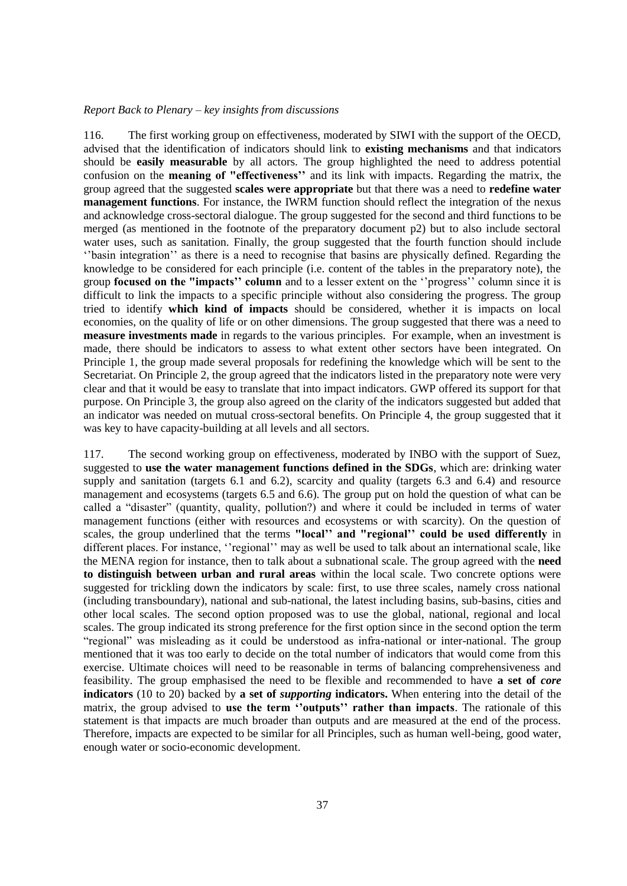*Report Back to Plenary – key insights from discussions*

116. The first working group on effectiveness, moderated by SIWI with the support of the OECD, advised that the identification of indicators should link to **existing mechanisms** and that indicators should be **easily measurable** by all actors. The group highlighted the need to address potential confusion on the **meaning of "effectiveness''** and its link with impacts. Regarding the matrix, the group agreed that the suggested **scales were appropriate** but that there was a need to **redefine water management functions**. For instance, the IWRM function should reflect the integration of the nexus and acknowledge cross-sectoral dialogue. The group suggested for the second and third functions to be merged (as mentioned in the footnote of the preparatory document p2) but to also include sectoral water uses, such as sanitation. Finally, the group suggested that the fourth function should include ''basin integration'' as there is a need to recognise that basins are physically defined. Regarding the knowledge to be considered for each principle (i.e. content of the tables in the preparatory note), the group **focused on the "impacts'' column** and to a lesser extent on the ''progress'' column since it is difficult to link the impacts to a specific principle without also considering the progress. The group tried to identify **which kind of impacts** should be considered, whether it is impacts on local economies, on the quality of life or on other dimensions. The group suggested that there was a need to **measure investments made** in regards to the various principles. For example, when an investment is made, there should be indicators to assess to what extent other sectors have been integrated. On Principle 1, the group made several proposals for redefining the knowledge which will be sent to the Secretariat. On Principle 2, the group agreed that the indicators listed in the preparatory note were very clear and that it would be easy to translate that into impact indicators. GWP offered its support for that purpose. On Principle 3, the group also agreed on the clarity of the indicators suggested but added that an indicator was needed on mutual cross-sectoral benefits. On Principle 4, the group suggested that it was key to have capacity-building at all levels and all sectors.

117. The second working group on effectiveness, moderated by INBO with the support of Suez, suggested to **use the water management functions defined in the SDGs**, which are: drinking water supply and sanitation (targets 6.1 and 6.2), scarcity and quality (targets 6.3 and 6.4) and resource management and ecosystems (targets 6.5 and 6.6). The group put on hold the question of what can be called a "disaster" (quantity, quality, pollution?) and where it could be included in terms of water management functions (either with resources and ecosystems or with scarcity). On the question of scales, the group underlined that the terms **"local'' and "regional'' could be used differently** in different places. For instance, ''regional'' may as well be used to talk about an international scale, like the MENA region for instance, then to talk about a subnational scale. The group agreed with the **need to distinguish between urban and rural areas** within the local scale. Two concrete options were suggested for trickling down the indicators by scale: first, to use three scales, namely cross national (including transboundary), national and sub-national, the latest including basins, sub-basins, cities and other local scales. The second option proposed was to use the global, national, regional and local scales. The group indicated its strong preference for the first option since in the second option the term "regional" was misleading as it could be understood as infra-national or inter-national. The group mentioned that it was too early to decide on the total number of indicators that would come from this exercise. Ultimate choices will need to be reasonable in terms of balancing comprehensiveness and feasibility. The group emphasised the need to be flexible and recommended to have **a set of *core* indicators** (10 to 20) backed by **a set of *supporting* indicators.** When entering into the detail of the matrix, the group advised to **use the term ''outputs'' rather than impacts**. The rationale of this statement is that impacts are much broader than outputs and are measured at the end of the process. Therefore, impacts are expected to be similar for all Principles, such as human well-being, good water, enough water or socio-economic development.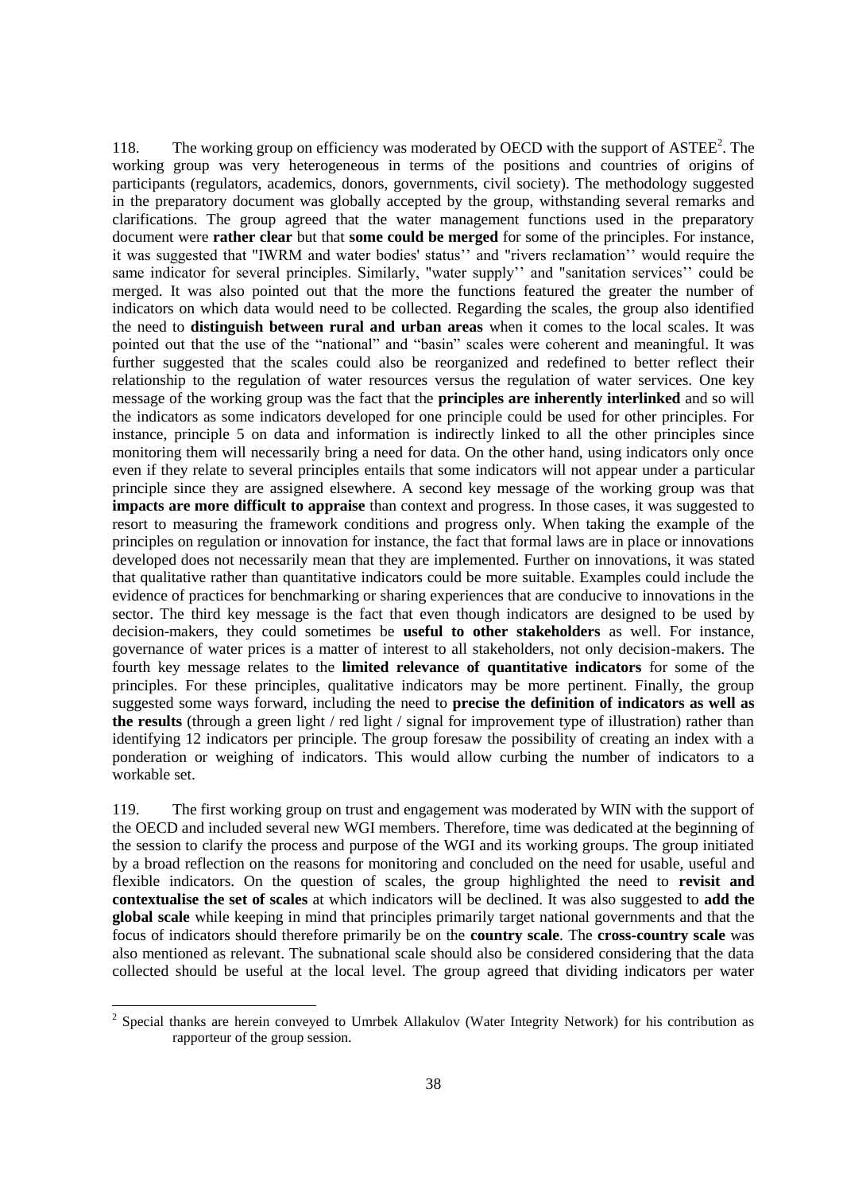118. The working group on efficiency was moderated by OECD with the support of ASTEE[2]. The working group was very heterogeneous in terms of the positions and countries of origins of participants (regulators, academics, donors, governments, civil society). The methodology suggested in the preparatory document was globally accepted by the group, withstanding several remarks and clarifications. The group agreed that the water management functions used in the preparatory document were **rather clear** but that **some could be merged** for some of the principles. For instance, it was suggested that "IWRM and water bodies' status'' and "rivers reclamation'' would require the same indicator for several principles. Similarly, "water supply'' and "sanitation services'' could be merged. It was also pointed out that the more the functions featured the greater the number of indicators on which data would need to be collected. Regarding the scales, the group also identified the need to **distinguish between rural and urban areas** when it comes to the local scales. It was pointed out that the use of the "national" and "basin" scales were coherent and meaningful. It was further suggested that the scales could also be reorganized and redefined to better reflect their relationship to the regulation of water resources versus the regulation of water services. One key message of the working group was the fact that the **principles are inherently interlinked** and so will the indicators as some indicators developed for one principle could be used for other principles. For instance, principle 5 on data and information is indirectly linked to all the other principles since monitoring them will necessarily bring a need for data. On the other hand, using indicators only once even if they relate to several principles entails that some indicators will not appear under a particular principle since they are assigned elsewhere. A second key message of the working group was that **impacts are more difficult to appraise** than context and progress. In those cases, it was suggested to resort to measuring the framework conditions and progress only. When taking the example of the principles on regulation or innovation for instance, the fact that formal laws are in place or innovations developed does not necessarily mean that they are implemented. Further on innovations, it was stated that qualitative rather than quantitative indicators could be more suitable. Examples could include the evidence of practices for benchmarking or sharing experiences that are conducive to innovations in the sector. The third key message is the fact that even though indicators are designed to be used by decision-makers, they could sometimes be **useful to other stakeholders** as well. For instance, governance of water prices is a matter of interest to all stakeholders, not only decision-makers. The fourth key message relates to the **limited relevance of quantitative indicators** for some of the principles. For these principles, qualitative indicators may be more pertinent. Finally, the group suggested some ways forward, including the need to **precise the definition of indicators as well as the results** (through a green light / red light / signal for improvement type of illustration) rather than identifying 12 indicators per principle. The group foresaw the possibility of creating an index with a ponderation or weighing of indicators. This would allow curbing the number of indicators to a workable set.

119. The first working group on trust and engagement was moderated by WIN with the support of the OECD and included several new WGI members. Therefore, time was dedicated at the beginning of the session to clarify the process and purpose of the WGI and its working groups. The group initiated by a broad reflection on the reasons for monitoring and concluded on the need for usable, useful and flexible indicators. On the question of scales, the group highlighted the need to **revisit and contextualise the set of scales** at which indicators will be declined. It was also suggested to **add the global scale** while keeping in mind that principles primarily target national governments and that the focus of indicators should therefore primarily be on the **country scale**. The **cross-country scale** was also mentioned as relevant. The subnational scale should also be considered considering that the data collected should be useful at the local level. The group agreed that dividing indicators per water

[2] Special thanks are herein conveyed to Umrbek Allakulov (Water Integrity Network) for his contribution as rapporteur of the group session.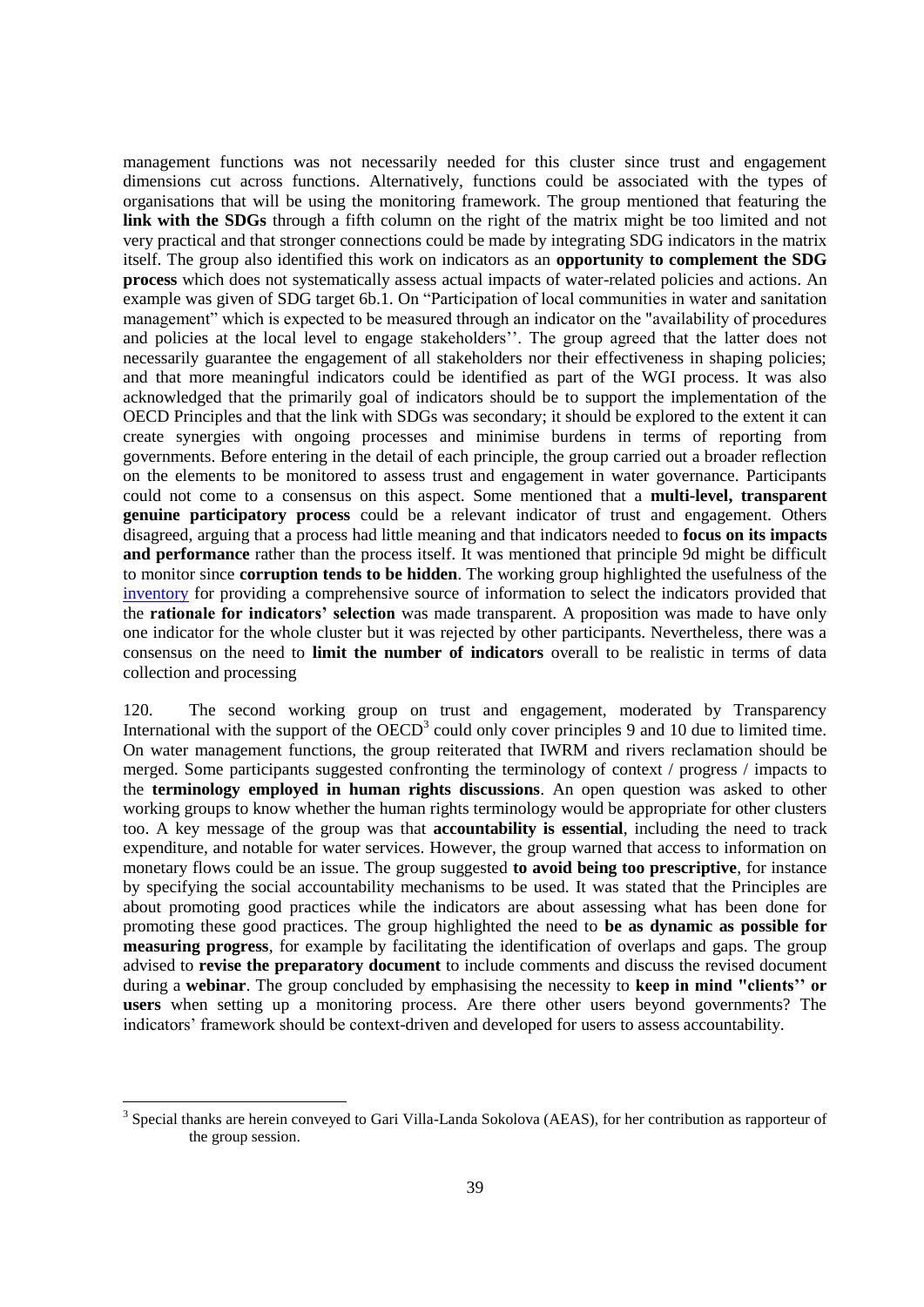management functions was not necessarily needed for this cluster since trust and engagement dimensions cut across functions. Alternatively, functions could be associated with the types of organisations that will be using the monitoring framework. The group mentioned that featuring the **link with the SDGs** through a fifth column on the right of the matrix might be too limited and not very practical and that stronger connections could be made by integrating SDG indicators in the matrix itself. The group also identified this work on indicators as an **opportunity to complement the SDG process** which does not systematically assess actual impacts of water-related policies and actions. An example was given of SDG target 6b.1. On "Participation of local communities in water and sanitation management" which is expected to be measured through an indicator on the "availability of procedures and policies at the local level to engage stakeholders''. The group agreed that the latter does not necessarily guarantee the engagement of all stakeholders nor their effectiveness in shaping policies; and that more meaningful indicators could be identified as part of the WGI process. It was also acknowledged that the primarily goal of indicators should be to support the implementation of the OECD Principles and that the link with SDGs was secondary; it should be explored to the extent it can create synergies with ongoing processes and minimise burdens in terms of reporting from governments. Before entering in the detail of each principle, the group carried out a broader reflection on the elements to be monitored to assess trust and engagement in water governance. Participants could not come to a consensus on this aspect. Some mentioned that a **multi-level, transparent genuine participatory process** could be a relevant indicator of trust and engagement. Others disagreed, arguing that a process had little meaning and that indicators needed to **focus on its impacts and performance** rather than the process itself. It was mentioned that principle 9d might be difficult to monitor since **corruption tends to be hidden**. The working group highlighted the usefulness of the inventory for providing a comprehensive source of information to select the indicators provided that the **rationale for indicators' selection** was made transparent. A proposition was made to have only one indicator for the whole cluster but it was rejected by other participants. Nevertheless, there was a consensus on the need to **limit the number of indicators** overall to be realistic in terms of data collection and processing

120. The second working group on trust and engagement, moderated by Transparency International with the support of the OECD[3] could only cover principles 9 and 10 due to limited time. On water management functions, the group reiterated that IWRM and rivers reclamation should be merged. Some participants suggested confronting the terminology of context / progress / impacts to the **terminology employed in human rights discussions**. An open question was asked to other working groups to know whether the human rights terminology would be appropriate for other clusters too. A key message of the group was that **accountability is essential**, including the need to track expenditure, and notable for water services. However, the group warned that access to information on monetary flows could be an issue. The group suggested **to avoid being too prescriptive**, for instance by specifying the social accountability mechanisms to be used. It was stated that the Principles are about promoting good practices while the indicators are about assessing what has been done for promoting these good practices. The group highlighted the need to **be as dynamic as possible for measuring progress**, for example by facilitating the identification of overlaps and gaps. The group advised to **revise the preparatory document** to include comments and discuss the revised document during a **webinar**. The group concluded by emphasising the necessity to **keep in mind "clients'' or users** when setting up a monitoring process. Are there other users beyond governments? The indicators' framework should be context-driven and developed for users to assess accountability.

[3] Special thanks are herein conveyed to Gari Villa-Landa Sokolova (AEAS), for her contribution as rapporteur of the group session.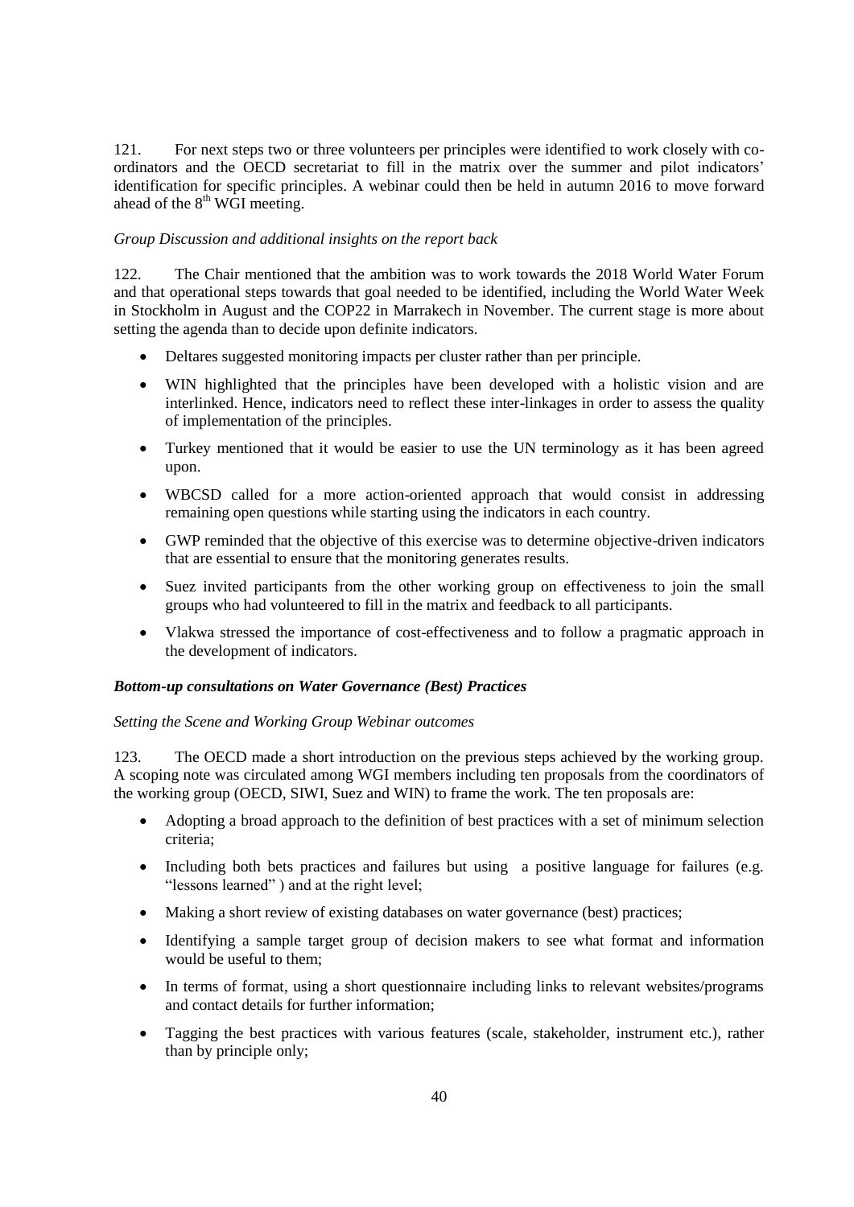121. For next steps two or three volunteers per principles were identified to work closely with co-ordinators and the OECD secretariat to fill in the matrix over the summer and pilot indicators' identification for specific principles. A webinar could then be held in autumn 2016 to move forward ahead of the 8th WGI meeting.

*Group Discussion and additional insights on the report back*

122. The Chair mentioned that the ambition was to work towards the 2018 World Water Forum and that operational steps towards that goal needed to be identified, including the World Water Week in Stockholm in August and the COP22 in Marrakech in November. The current stage is more about setting the agenda than to decide upon definite indicators.

- Deltares suggested monitoring impacts per cluster rather than per principle.
- WIN highlighted that the principles have been developed with a holistic vision and are interlinked. Hence, indicators need to reflect these inter-linkages in order to assess the quality of implementation of the principles.
- Turkey mentioned that it would be easier to use the UN terminology as it has been agreed upon.
- WBCSD called for a more action-oriented approach that would consist in addressing remaining open questions while starting using the indicators in each country.
- GWP reminded that the objective of this exercise was to determine objective-driven indicators that are essential to ensure that the monitoring generates results.
- Suez invited participants from the other working group on effectiveness to join the small groups who had volunteered to fill in the matrix and feedback to all participants.
- Vlakwa stressed the importance of cost-effectiveness and to follow a pragmatic approach in the development of indicators.

***Bottom-up consultations on Water Governance (Best) Practices***

*Setting the Scene and Working Group Webinar outcomes*

123. The OECD made a short introduction on the previous steps achieved by the working group. A scoping note was circulated among WGI members including ten proposals from the coordinators of the working group (OECD, SIWI, Suez and WIN) to frame the work. The ten proposals are:

- Adopting a broad approach to the definition of best practices with a set of minimum selection criteria;
- Including both bets practices and failures but using a positive language for failures (e.g. "lessons learned" ) and at the right level;
- Making a short review of existing databases on water governance (best) practices;
- Identifying a sample target group of decision makers to see what format and information would be useful to them;
- In terms of format, using a short questionnaire including links to relevant websites/programs and contact details for further information;
- Tagging the best practices with various features (scale, stakeholder, instrument etc.), rather than by principle only;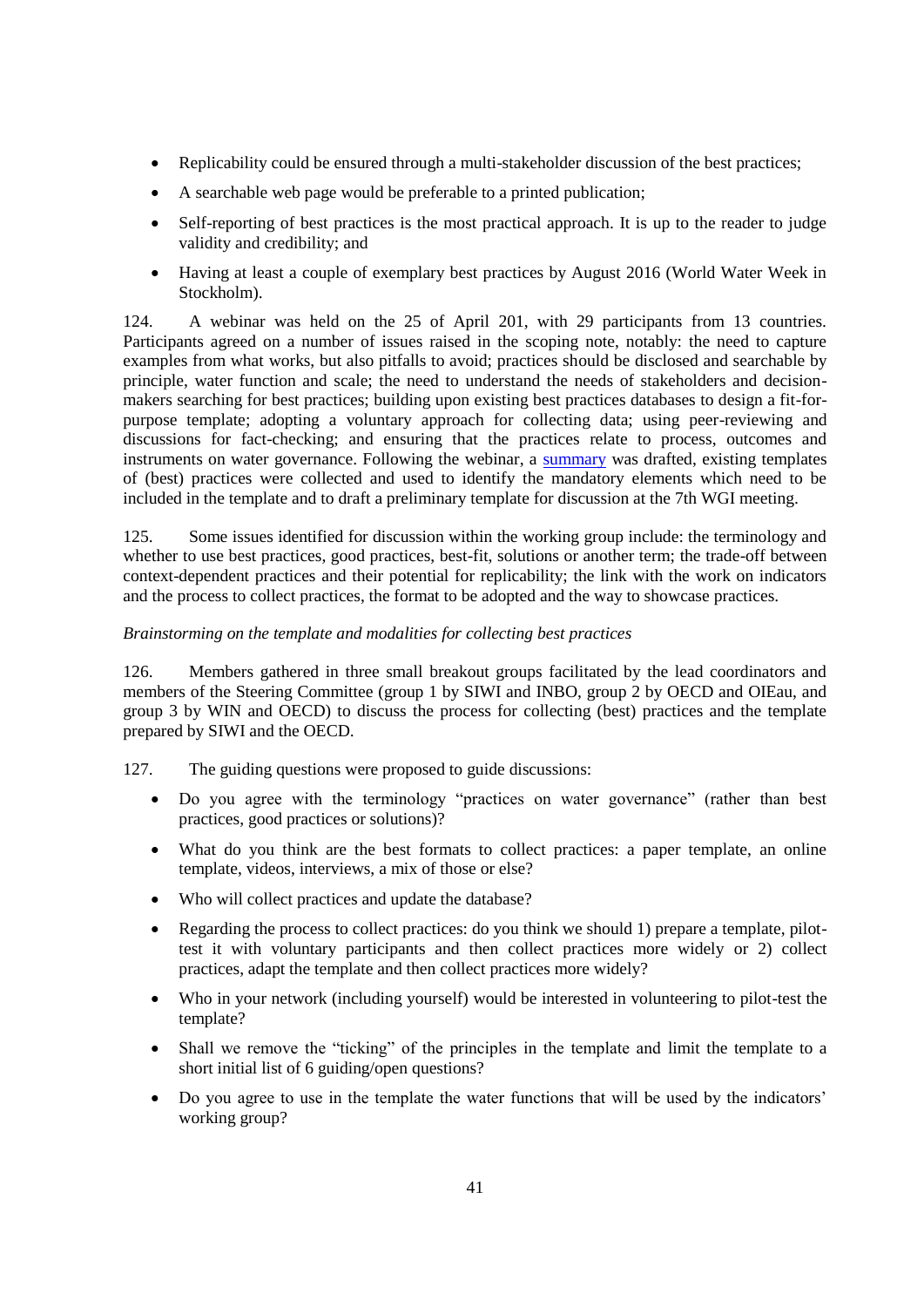- Replicability could be ensured through a multi-stakeholder discussion of the best practices;
- A searchable web page would be preferable to a printed publication;
- Self-reporting of best practices is the most practical approach. It is up to the reader to judge validity and credibility; and
- Having at least a couple of exemplary best practices by August 2016 (World Water Week in Stockholm).

124. A webinar was held on the 25 of April 201, with 29 participants from 13 countries. Participants agreed on a number of issues raised in the scoping note, notably: the need to capture examples from what works, but also pitfalls to avoid; practices should be disclosed and searchable by principle, water function and scale; the need to understand the needs of stakeholders and decision-makers searching for best practices; building upon existing best practices databases to design a fit-for-purpose template; adopting a voluntary approach for collecting data; using peer-reviewing and discussions for fact-checking; and ensuring that the practices relate to process, outcomes and instruments on water governance. Following the webinar, a summary was drafted, existing templates of (best) practices were collected and used to identify the mandatory elements which need to be included in the template and to draft a preliminary template for discussion at the 7th WGI meeting.

125. Some issues identified for discussion within the working group include: the terminology and whether to use best practices, good practices, best-fit, solutions or another term; the trade-off between context-dependent practices and their potential for replicability; the link with the work on indicators and the process to collect practices, the format to be adopted and the way to showcase practices.

*Brainstorming on the template and modalities for collecting best practices*

126. Members gathered in three small breakout groups facilitated by the lead coordinators and members of the Steering Committee (group 1 by SIWI and INBO, group 2 by OECD and OIEau, and group 3 by WIN and OECD) to discuss the process for collecting (best) practices and the template prepared by SIWI and the OECD.

127. The guiding questions were proposed to guide discussions:

- Do you agree with the terminology "practices on water governance" (rather than best practices, good practices or solutions)?
- What do you think are the best formats to collect practices: a paper template, an online template, videos, interviews, a mix of those or else?
- Who will collect practices and update the database?
- Regarding the process to collect practices: do you think we should 1) prepare a template, pilot-test it with voluntary participants and then collect practices more widely or 2) collect practices, adapt the template and then collect practices more widely?
- Who in your network (including yourself) would be interested in volunteering to pilot-test the template?
- Shall we remove the "ticking" of the principles in the template and limit the template to a short initial list of 6 guiding/open questions?
- Do you agree to use in the template the water functions that will be used by the indicators' working group?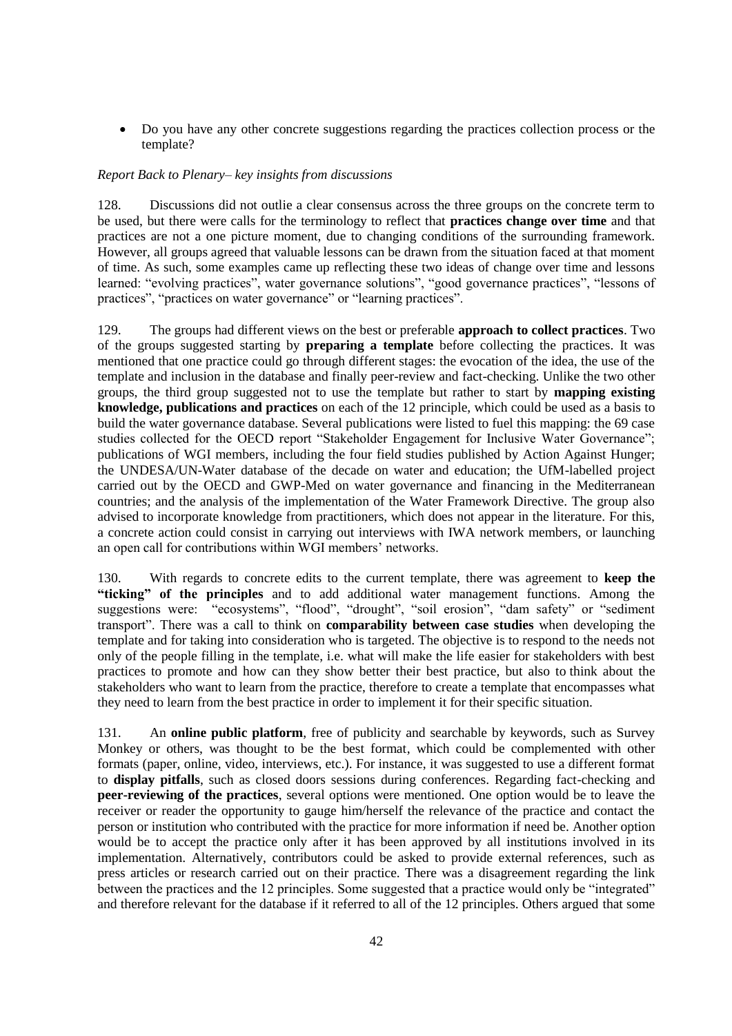- Do you have any other concrete suggestions regarding the practices collection process or the template?

*Report Back to Plenary– key insights from discussions*

128. Discussions did not outlie a clear consensus across the three groups on the concrete term to be used, but there were calls for the terminology to reflect that **practices change over time** and that practices are not a one picture moment, due to changing conditions of the surrounding framework. However, all groups agreed that valuable lessons can be drawn from the situation faced at that moment of time. As such, some examples came up reflecting these two ideas of change over time and lessons learned: "evolving practices", water governance solutions", "good governance practices", "lessons of practices", "practices on water governance" or "learning practices".

129. The groups had different views on the best or preferable **approach to collect practices**. Two of the groups suggested starting by **preparing a template** before collecting the practices. It was mentioned that one practice could go through different stages: the evocation of the idea, the use of the template and inclusion in the database and finally peer-review and fact-checking. Unlike the two other groups, the third group suggested not to use the template but rather to start by **mapping existing knowledge, publications and practices** on each of the 12 principle, which could be used as a basis to build the water governance database. Several publications were listed to fuel this mapping: the 69 case studies collected for the OECD report "Stakeholder Engagement for Inclusive Water Governance"; publications of WGI members, including the four field studies published by Action Against Hunger; the UNDESA/UN-Water database of the decade on water and education; the UfM-labelled project carried out by the OECD and GWP-Med on water governance and financing in the Mediterranean countries; and the analysis of the implementation of the Water Framework Directive. The group also advised to incorporate knowledge from practitioners, which does not appear in the literature. For this, a concrete action could consist in carrying out interviews with IWA network members, or launching an open call for contributions within WGI members' networks.

130. With regards to concrete edits to the current template, there was agreement to **keep the "ticking" of the principles** and to add additional water management functions. Among the suggestions were: "ecosystems", "flood", "drought", "soil erosion", "dam safety" or "sediment transport". There was a call to think on **comparability between case studies** when developing the template and for taking into consideration who is targeted. The objective is to respond to the needs not only of the people filling in the template, i.e. what will make the life easier for stakeholders with best practices to promote and how can they show better their best practice, but also to think about the stakeholders who want to learn from the practice, therefore to create a template that encompasses what they need to learn from the best practice in order to implement it for their specific situation.

131. An **online public platform**, free of publicity and searchable by keywords, such as Survey Monkey or others, was thought to be the best format, which could be complemented with other formats (paper, online, video, interviews, etc.). For instance, it was suggested to use a different format to **display pitfalls**, such as closed doors sessions during conferences. Regarding fact-checking and **peer-reviewing of the practices**, several options were mentioned. One option would be to leave the receiver or reader the opportunity to gauge him/herself the relevance of the practice and contact the person or institution who contributed with the practice for more information if need be. Another option would be to accept the practice only after it has been approved by all institutions involved in its implementation. Alternatively, contributors could be asked to provide external references, such as press articles or research carried out on their practice. There was a disagreement regarding the link between the practices and the 12 principles. Some suggested that a practice would only be "integrated" and therefore relevant for the database if it referred to all of the 12 principles. Others argued that some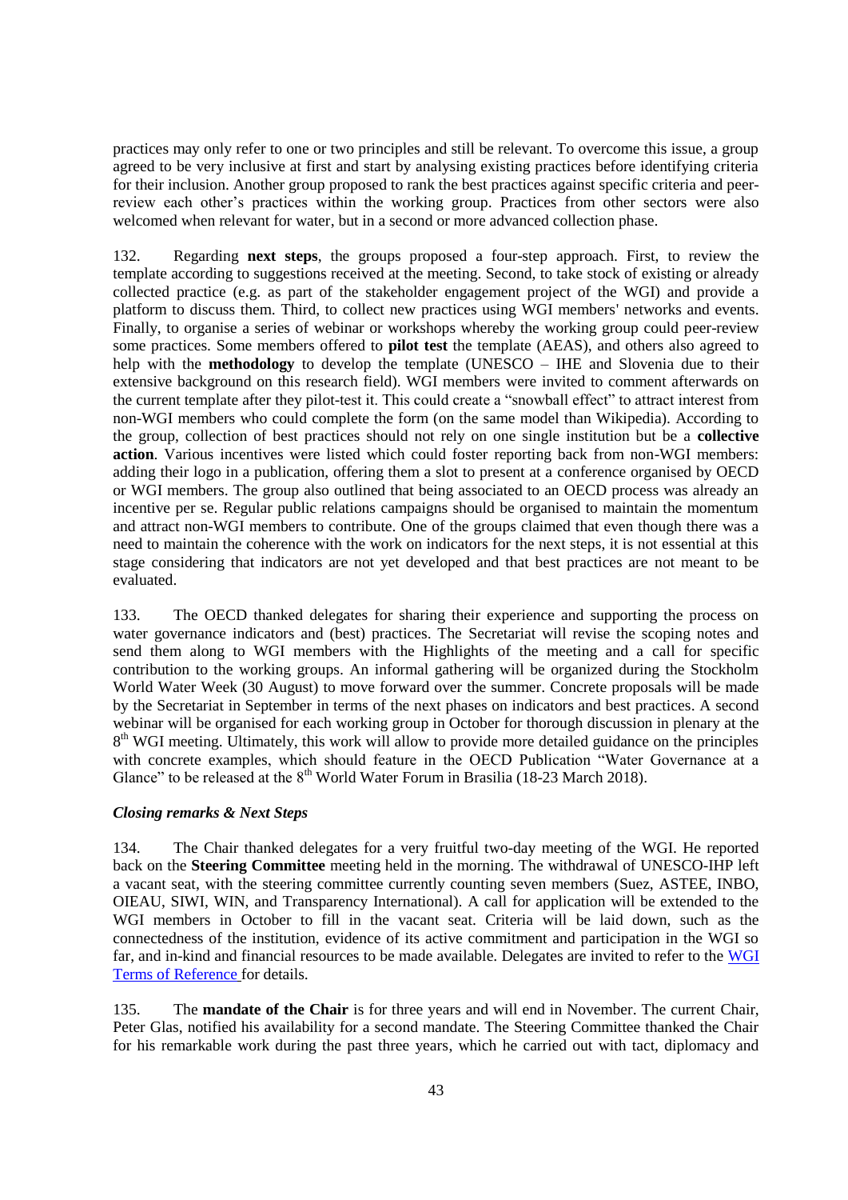practices may only refer to one or two principles and still be relevant. To overcome this issue, a group agreed to be very inclusive at first and start by analysing existing practices before identifying criteria for their inclusion. Another group proposed to rank the best practices against specific criteria and peer-review each other's practices within the working group. Practices from other sectors were also welcomed when relevant for water, but in a second or more advanced collection phase.

132. Regarding **next steps**, the groups proposed a four-step approach. First, to review the template according to suggestions received at the meeting. Second, to take stock of existing or already collected practice (e.g. as part of the stakeholder engagement project of the WGI) and provide a platform to discuss them. Third, to collect new practices using WGI members' networks and events. Finally, to organise a series of webinar or workshops whereby the working group could peer-review some practices. Some members offered to **pilot test** the template (AEAS), and others also agreed to help with the **methodology** to develop the template (UNESCO – IHE and Slovenia due to their extensive background on this research field). WGI members were invited to comment afterwards on the current template after they pilot-test it. This could create a "snowball effect" to attract interest from non-WGI members who could complete the form (on the same model than Wikipedia). According to the group, collection of best practices should not rely on one single institution but be a **collective action**. Various incentives were listed which could foster reporting back from non-WGI members: adding their logo in a publication, offering them a slot to present at a conference organised by OECD or WGI members. The group also outlined that being associated to an OECD process was already an incentive per se. Regular public relations campaigns should be organised to maintain the momentum and attract non-WGI members to contribute. One of the groups claimed that even though there was a need to maintain the coherence with the work on indicators for the next steps, it is not essential at this stage considering that indicators are not yet developed and that best practices are not meant to be evaluated.

133. The OECD thanked delegates for sharing their experience and supporting the process on water governance indicators and (best) practices. The Secretariat will revise the scoping notes and send them along to WGI members with the Highlights of the meeting and a call for specific contribution to the working groups. An informal gathering will be organized during the Stockholm World Water Week (30 August) to move forward over the summer. Concrete proposals will be made by the Secretariat in September in terms of the next phases on indicators and best practices. A second webinar will be organised for each working group in October for thorough discussion in plenary at the 8th WGI meeting. Ultimately, this work will allow to provide more detailed guidance on the principles with concrete examples, which should feature in the OECD Publication "Water Governance at a Glance" to be released at the 8th World Water Forum in Brasilia (18-23 March 2018).

### *Closing remarks & Next Steps*

134. The Chair thanked delegates for a very fruitful two-day meeting of the WGI. He reported back on the **Steering Committee** meeting held in the morning. The withdrawal of UNESCO-IHP left a vacant seat, with the steering committee currently counting seven members (Suez, ASTEE, INBO, OIEAU, SIWI, WIN, and Transparency International). A call for application will be extended to the WGI members in October to fill in the vacant seat. Criteria will be laid down, such as the connectedness of the institution, evidence of its active commitment and participation in the WGI so far, and in-kind and financial resources to be made available. Delegates are invited to refer to the [WGI Terms of Reference](#) for details.

135. The **mandate of the Chair** is for three years and will end in November. The current Chair, Peter Glas, notified his availability for a second mandate. The Steering Committee thanked the Chair for his remarkable work during the past three years, which he carried out with tact, diplomacy and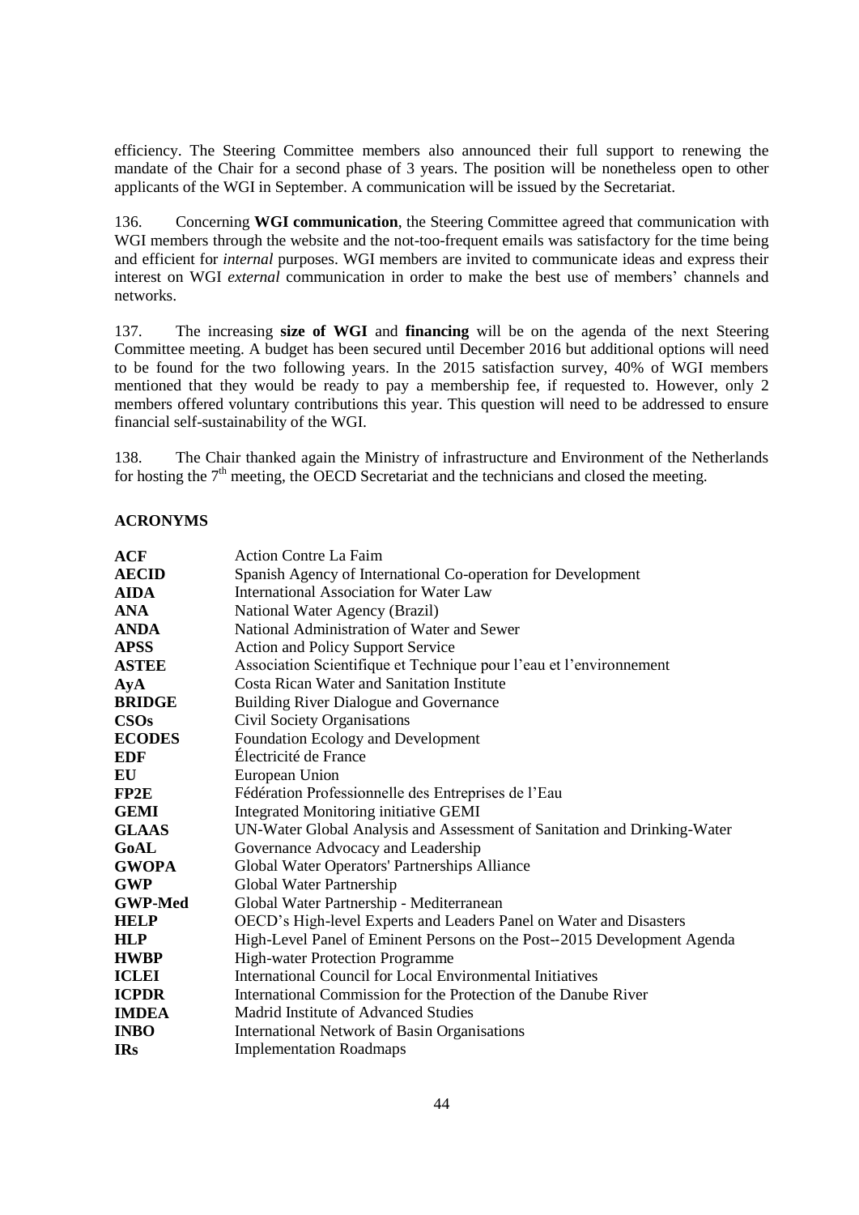efficiency. The Steering Committee members also announced their full support to renewing the mandate of the Chair for a second phase of 3 years. The position will be nonetheless open to other applicants of the WGI in September. A communication will be issued by the Secretariat.

136. Concerning **WGI communication**, the Steering Committee agreed that communication with WGI members through the website and the not-too-frequent emails was satisfactory for the time being and efficient for *internal* purposes. WGI members are invited to communicate ideas and express their interest on WGI *external* communication in order to make the best use of members' channels and networks.

137. The increasing **size of WGI** and **financing** will be on the agenda of the next Steering Committee meeting. A budget has been secured until December 2016 but additional options will need to be found for the two following years. In the 2015 satisfaction survey, 40% of WGI members mentioned that they would be ready to pay a membership fee, if requested to. However, only 2 members offered voluntary contributions this year. This question will need to be addressed to ensure financial self-sustainability of the WGI.

138. The Chair thanked again the Ministry of infrastructure and Environment of the Netherlands for hosting the 7th meeting, the OECD Secretariat and the technicians and closed the meeting.

## ACRONYMS

| | |
|---|---|
| **ACF** | Action Contre La Faim |
| **AECID** | Spanish Agency of International Co-operation for Development |
| **AIDA** | International Association for Water Law |
| **ANA** | National Water Agency (Brazil) |
| **ANDA** | National Administration of Water and Sewer |
| **APSS** | Action and Policy Support Service |
| **ASTEE** | Association Scientifique et Technique pour l'eau et l'environnement |
| **AyA** | Costa Rican Water and Sanitation Institute |
| **BRIDGE** | Building River Dialogue and Governance |
| **CSOs** | Civil Society Organisations |
| **ECODES** | Foundation Ecology and Development |
| **EDF** | Électricité de France |
| **EU** | European Union |
| **FP2E** | Fédération Professionnelle des Entreprises de l'Eau |
| **GEMI** | Integrated Monitoring initiative GEMI |
| **GLAAS** | UN-Water Global Analysis and Assessment of Sanitation and Drinking-Water |
| **GoAL** | Governance Advocacy and Leadership |
| **GWOPA** | Global Water Operators' Partnerships Alliance |
| **GWP** | Global Water Partnership |
| **GWP-Med** | Global Water Partnership - Mediterranean |
| **HELP** | OECD's High-level Experts and Leaders Panel on Water and Disasters |
| **HLP** | High-Level Panel of Eminent Persons on the Post--2015 Development Agenda |
| **HWBP** | High-water Protection Programme |
| **ICLEI** | International Council for Local Environmental Initiatives |
| **ICPDR** | International Commission for the Protection of the Danube River |
| **IMDEA** | Madrid Institute of Advanced Studies |
| **INBO** | International Network of Basin Organisations |
| **IRs** | Implementation Roadmaps |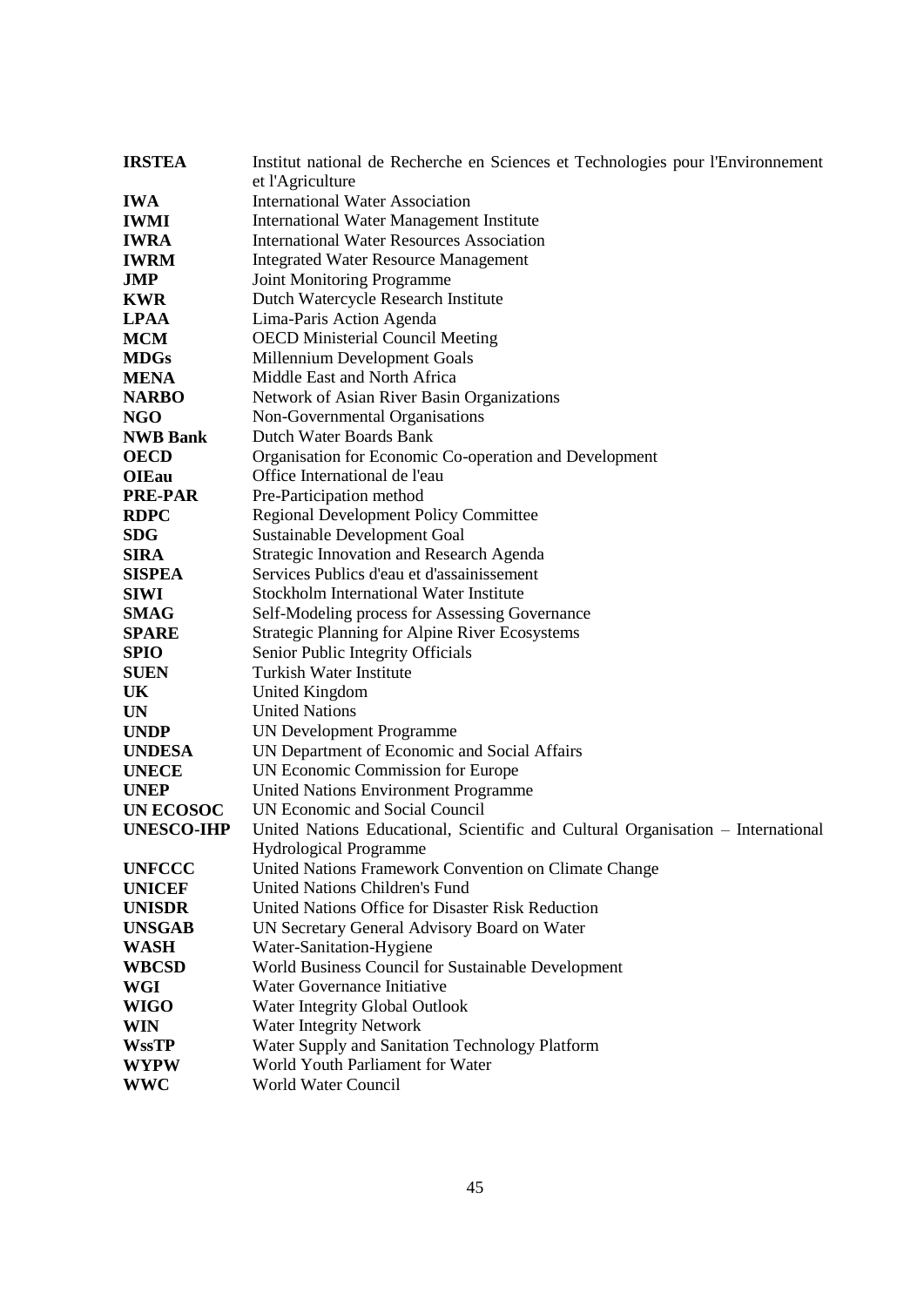| | |
|---|---|
| **IRSTEA** | Institut national de Recherche en Sciences et Technologies pour l'Environnement et l'Agriculture |
| **IWA** | International Water Association |
| **IWMI** | International Water Management Institute |
| **IWRA** | International Water Resources Association |
| **IWRM** | Integrated Water Resource Management |
| **JMP** | Joint Monitoring Programme |
| **KWR** | Dutch Watercycle Research Institute |
| **LPAA** | Lima-Paris Action Agenda |
| **MCM** | OECD Ministerial Council Meeting |
| **MDGs** | Millennium Development Goals |
| **MENA** | Middle East and North Africa |
| **NARBO** | Network of Asian River Basin Organizations |
| **NGO** | Non-Governmental Organisations |
| **NWB Bank** | Dutch Water Boards Bank |
| **OECD** | Organisation for Economic Co-operation and Development |
| **OIEau** | Office International de l'eau |
| **PRE-PAR** | Pre-Participation method |
| **RDPC** | Regional Development Policy Committee |
| **SDG** | Sustainable Development Goal |
| **SIRA** | Strategic Innovation and Research Agenda |
| **SISPEA** | Services Publics d'eau et d'assainissement |
| **SIWI** | Stockholm International Water Institute |
| **SMAG** | Self-Modeling process for Assessing Governance |
| **SPARE** | Strategic Planning for Alpine River Ecosystems |
| **SPIO** | Senior Public Integrity Officials |
| **SUEN** | Turkish Water Institute |
| **UK** | United Kingdom |
| **UN** | United Nations |
| **UNDP** | UN Development Programme |
| **UNDESA** | UN Department of Economic and Social Affairs |
| **UNECE** | UN Economic Commission for Europe |
| **UNEP** | United Nations Environment Programme |
| **UN ECOSOC** | UN Economic and Social Council |
| **UNESCO-IHP** | United Nations Educational, Scientific and Cultural Organisation – International Hydrological Programme |
| **UNFCCC** | United Nations Framework Convention on Climate Change |
| **UNICEF** | United Nations Children's Fund |
| **UNISDR** | United Nations Office for Disaster Risk Reduction |
| **UNSGAB** | UN Secretary General Advisory Board on Water |
| **WASH** | Water-Sanitation-Hygiene |
| **WBCSD** | World Business Council for Sustainable Development |
| **WGI** | Water Governance Initiative |
| **WIGO** | Water Integrity Global Outlook |
| **WIN** | Water Integrity Network |
| **WssTP** | Water Supply and Sanitation Technology Platform |
| **WYPW** | World Youth Parliament for Water |
| **WWC** | World Water Council |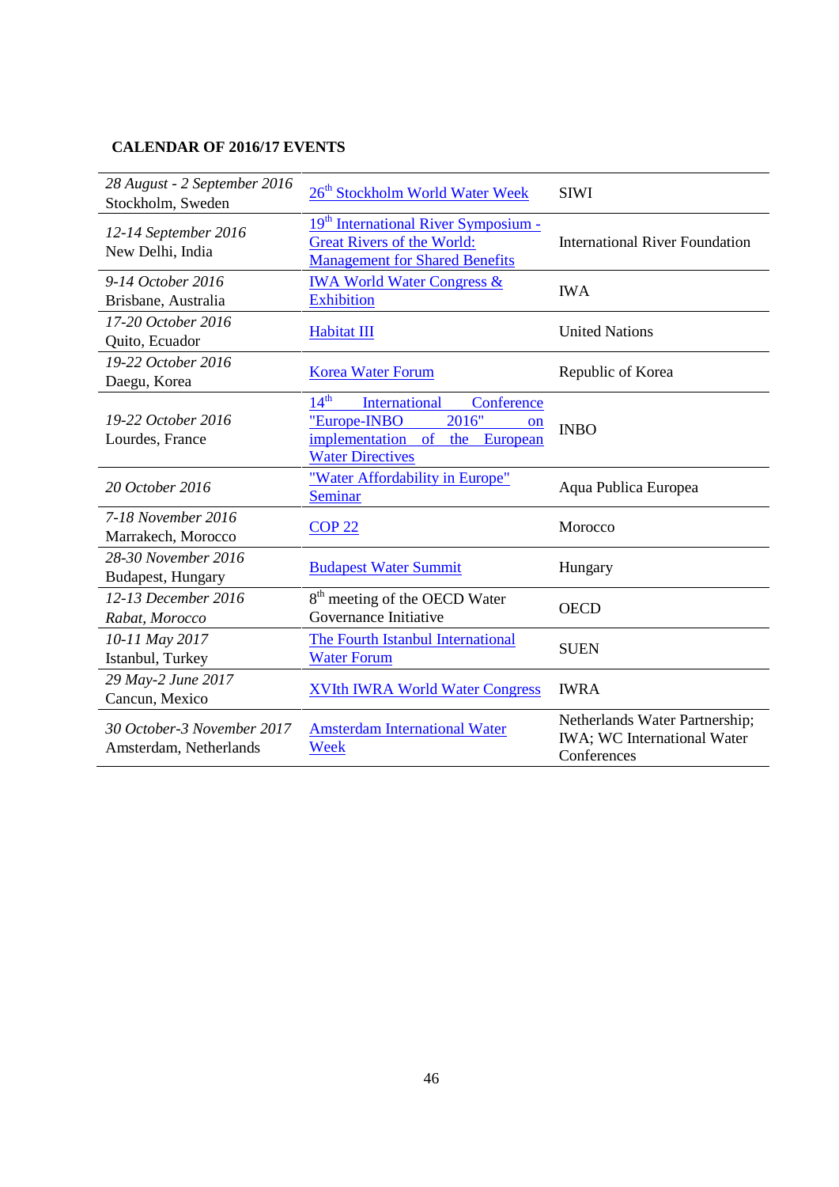**CALENDAR OF 2016/17 EVENTS**

| | | |
|---|---|---|
| *28 August - 2 September 2016* Stockholm, Sweden | 26th Stockholm World Water Week | SIWI |
| *12-14 September 2016* New Delhi, India | 19th International River Symposium - Great Rivers of the World: Management for Shared Benefits | International River Foundation |
| *9-14 October 2016* Brisbane, Australia | IWA World Water Congress & Exhibition | IWA |
| *17-20 October 2016* Quito, Ecuador | Habitat III | United Nations |
| *19-22 October 2016* Daegu, Korea | Korea Water Forum | Republic of Korea |
| *19-22 October 2016* Lourdes, France | 14th International Conference "Europe-INBO 2016" on implementation of the European Water Directives | INBO |
| *20 October 2016* | "Water Affordability in Europe" Seminar | Aqua Publica Europea |
| *7-18 November 2016* Marrakech, Morocco | COP 22 | Morocco |
| *28-30 November 2016* Budapest, Hungary | Budapest Water Summit | Hungary |
| *12-13 December 2016* *Rabat, Morocco* | 8th meeting of the OECD Water Governance Initiative | OECD |
| *10-11 May 2017* Istanbul, Turkey | The Fourth Istanbul International Water Forum | SUEN |
| *29 May-2 June 2017* Cancun, Mexico | XVIth IWRA World Water Congress | IWRA |
| *30 October-3 November 2017* Amsterdam, Netherlands | Amsterdam International Water Week | Netherlands Water Partnership; IWA; WC International Water Conferences |